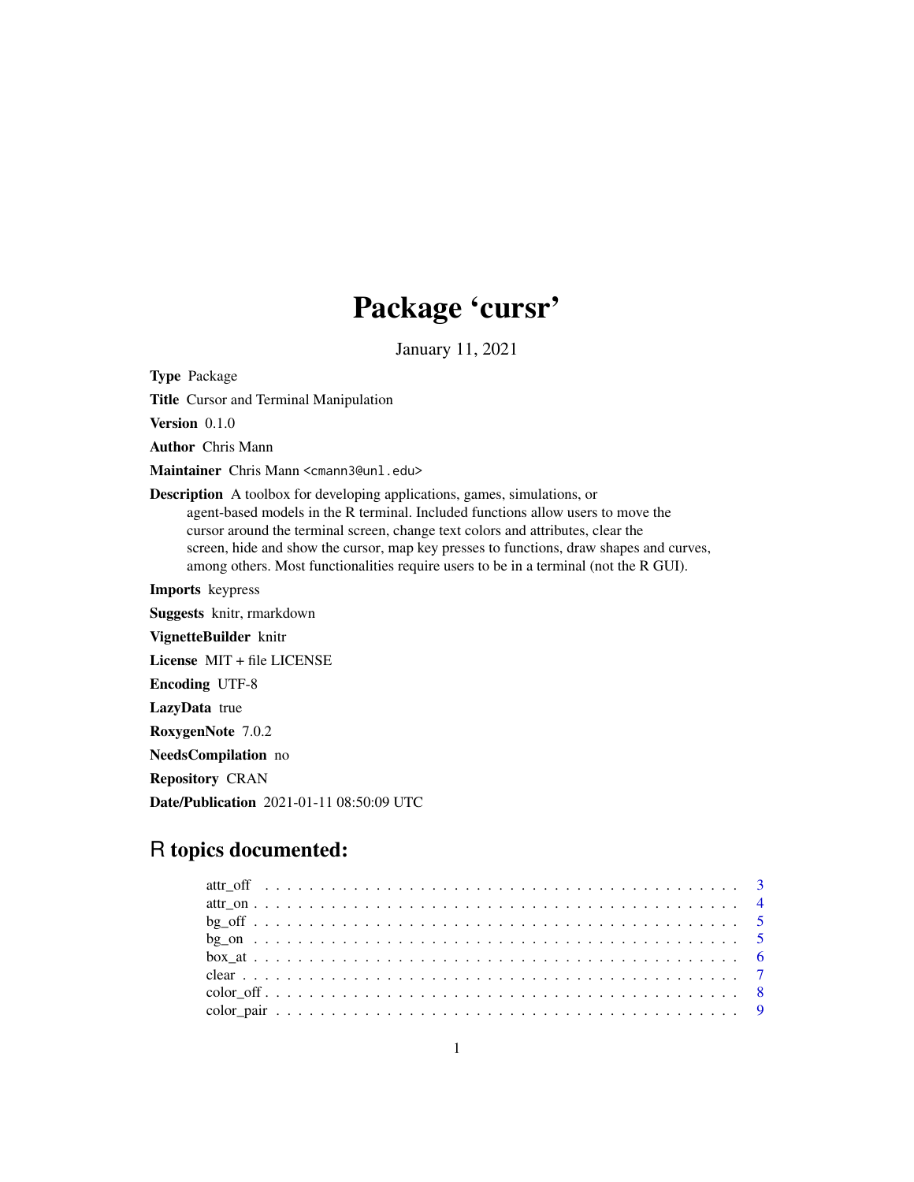# Package 'cursr'

January 11, 2021

**Type** Package

**Title** Cursor and Terminal Manipulation

**Version** 0.1.0

**Author** Chris Mann

**Maintainer** Chris Mann <cmann3@unl.edu>

**Description** A toolbox for developing applications, games, simulations, or agent-based models in the R terminal. Included functions allow users to move the cursor around the terminal screen, change text colors and attributes, clear the screen, hide and show the cursor, map key presses to functions, draw shapes and curves, among others. Most functionalities require users to be in a terminal (not the R GUI).

**Imports** keypress

**Suggests** knitr, rmarkdown

**VignetteBuilder** knitr

**License** MIT + file LICENSE

**Encoding** UTF-8

**LazyData** true

**RoxygenNote** 7.0.2

**NeedsCompilation** no

**Repository** CRAN

**Date/Publication** 2021-01-11 08:50:09 UTC

## R topics documented:

- attr_off . . . . . . . . . . . . . . . . . . . . . . . . . . . . . . . . . . . . . . . . . 3
- attr_on . . . . . . . . . . . . . . . . . . . . . . . . . . . . . . . . . . . . . . . . . . 4
- bg_off . . . . . . . . . . . . . . . . . . . . . . . . . . . . . . . . . . . . . . . . . . 5
- bg_on . . . . . . . . . . . . . . . . . . . . . . . . . . . . . . . . . . . . . . . . . . 5
- box_at . . . . . . . . . . . . . . . . . . . . . . . . . . . . . . . . . . . . . . . . . . 6
- clear . . . . . . . . . . . . . . . . . . . . . . . . . . . . . . . . . . . . . . . . . . . 7
- color_off . . . . . . . . . . . . . . . . . . . . . . . . . . . . . . . . . . . . . . . . . 8
- color_pair . . . . . . . . . . . . . . . . . . . . . . . . . . . . . . . . . . . . . . . . 9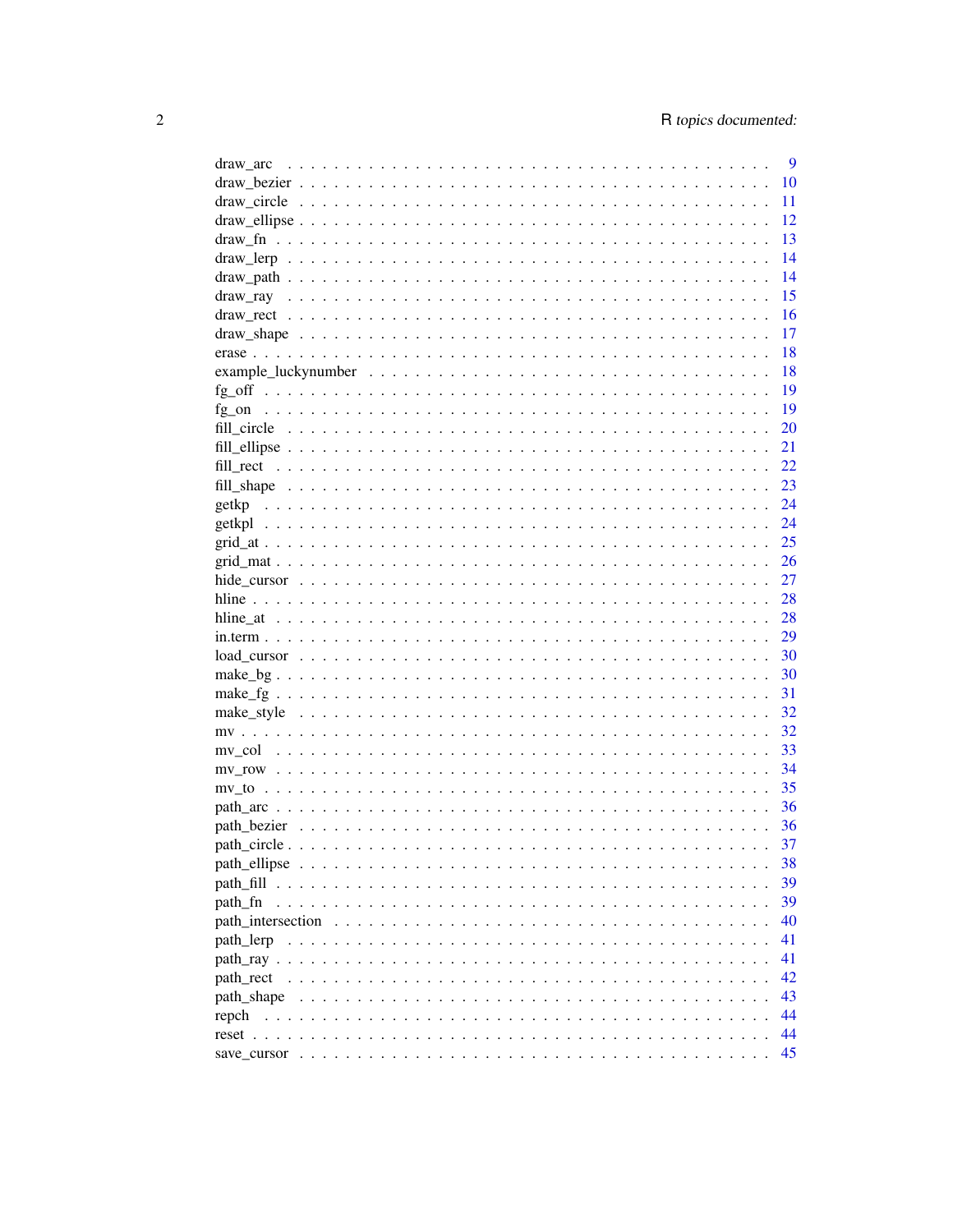draw_arc . . . . . . . . . . . . . . . . . . . . . . . . . . . . . . . . . . . . . . . 9
draw_bezier . . . . . . . . . . . . . . . . . . . . . . . . . . . . . . . . . . . . . . 10
draw_circle . . . . . . . . . . . . . . . . . . . . . . . . . . . . . . . . . . . . . . 11
draw_ellipse . . . . . . . . . . . . . . . . . . . . . . . . . . . . . . . . . . . . . . 12
draw_fn . . . . . . . . . . . . . . . . . . . . . . . . . . . . . . . . . . . . . . . . 13
draw_lerp . . . . . . . . . . . . . . . . . . . . . . . . . . . . . . . . . . . . . . . 14
draw_path . . . . . . . . . . . . . . . . . . . . . . . . . . . . . . . . . . . . . . . 14
draw_ray . . . . . . . . . . . . . . . . . . . . . . . . . . . . . . . . . . . . . . . . 15
draw_rect . . . . . . . . . . . . . . . . . . . . . . . . . . . . . . . . . . . . . . . 16
draw_shape . . . . . . . . . . . . . . . . . . . . . . . . . . . . . . . . . . . . . . . 17
erase . . . . . . . . . . . . . . . . . . . . . . . . . . . . . . . . . . . . . . . . . . 18
example_luckynumber . . . . . . . . . . . . . . . . . . . . . . . . . . . . . . . . . 18
fg_off . . . . . . . . . . . . . . . . . . . . . . . . . . . . . . . . . . . . . . . . . 19
fg_on . . . . . . . . . . . . . . . . . . . . . . . . . . . . . . . . . . . . . . . . . . 19
fill_circle . . . . . . . . . . . . . . . . . . . . . . . . . . . . . . . . . . . . . . . 20
fill_ellipse . . . . . . . . . . . . . . . . . . . . . . . . . . . . . . . . . . . . . . . 21
fill_rect . . . . . . . . . . . . . . . . . . . . . . . . . . . . . . . . . . . . . . . . 22
fill_shape . . . . . . . . . . . . . . . . . . . . . . . . . . . . . . . . . . . . . . . . 23
getkp . . . . . . . . . . . . . . . . . . . . . . . . . . . . . . . . . . . . . . . . . . 24
getkpl . . . . . . . . . . . . . . . . . . . . . . . . . . . . . . . . . . . . . . . . . 24
grid_at . . . . . . . . . . . . . . . . . . . . . . . . . . . . . . . . . . . . . . . . . 25
grid_mat . . . . . . . . . . . . . . . . . . . . . . . . . . . . . . . . . . . . . . . . 26
hide_cursor . . . . . . . . . . . . . . . . . . . . . . . . . . . . . . . . . . . . . . . 27
hline . . . . . . . . . . . . . . . . . . . . . . . . . . . . . . . . . . . . . . . . . . 28
hline_at . . . . . . . . . . . . . . . . . . . . . . . . . . . . . . . . . . . . . . . . 28
in.term . . . . . . . . . . . . . . . . . . . . . . . . . . . . . . . . . . . . . . . . . 29
load_cursor . . . . . . . . . . . . . . . . . . . . . . . . . . . . . . . . . . . . . . . 30
make_bg . . . . . . . . . . . . . . . . . . . . . . . . . . . . . . . . . . . . . . . . . 30
make_fg . . . . . . . . . . . . . . . . . . . . . . . . . . . . . . . . . . . . . . . . . 31
make_style . . . . . . . . . . . . . . . . . . . . . . . . . . . . . . . . . . . . . . . . 32
mv . . . . . . . . . . . . . . . . . . . . . . . . . . . . . . . . . . . . . . . . . . . . 32
mv_col . . . . . . . . . . . . . . . . . . . . . . . . . . . . . . . . . . . . . . . . . . 33
mv_row . . . . . . . . . . . . . . . . . . . . . . . . . . . . . . . . . . . . . . . . . . 34
mv_to . . . . . . . . . . . . . . . . . . . . . . . . . . . . . . . . . . . . . . . . . . 35
path_arc . . . . . . . . . . . . . . . . . . . . . . . . . . . . . . . . . . . . . . . . . 36
path_bezier . . . . . . . . . . . . . . . . . . . . . . . . . . . . . . . . . . . . . . . 36
path_circle . . . . . . . . . . . . . . . . . . . . . . . . . . . . . . . . . . . . . . . 37
path_ellipse . . . . . . . . . . . . . . . . . . . . . . . . . . . . . . . . . . . . . . . 38
path_fill . . . . . . . . . . . . . . . . . . . . . . . . . . . . . . . . . . . . . . . . 39
path_fn . . . . . . . . . . . . . . . . . . . . . . . . . . . . . . . . . . . . . . . . . 39
path_intersection . . . . . . . . . . . . . . . . . . . . . . . . . . . . . . . . . . . . 40
path_lerp . . . . . . . . . . . . . . . . . . . . . . . . . . . . . . . . . . . . . . . . 41
path_ray . . . . . . . . . . . . . . . . . . . . . . . . . . . . . . . . . . . . . . . . . 41
path_rect . . . . . . . . . . . . . . . . . . . . . . . . . . . . . . . . . . . . . . . . 42
path_shape . . . . . . . . . . . . . . . . . . . . . . . . . . . . . . . . . . . . . . . . 43
repch . . . . . . . . . . . . . . . . . . . . . . . . . . . . . . . . . . . . . . . . . . 44
reset . . . . . . . . . . . . . . . . . . . . . . . . . . . . . . . . . . . . . . . . . . 44
save_cursor . . . . . . . . . . . . . . . . . . . . . . . . . . . . . . . . . . . . . . . 45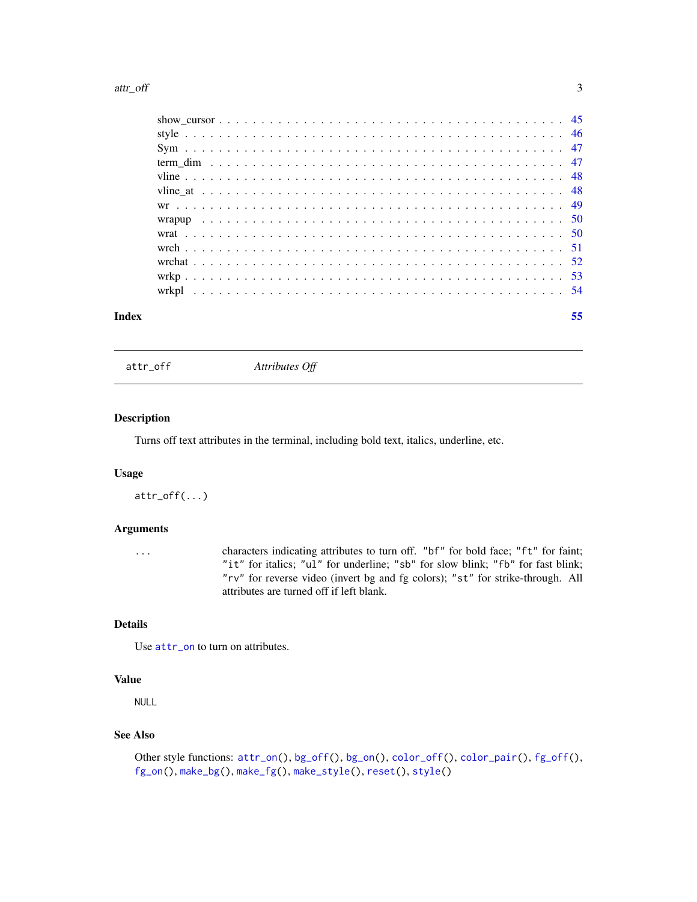show_cursor . . . . . . . . . . . . . . . . . . . . . . . . . . . . . . . . . . . . . . . 45
style . . . . . . . . . . . . . . . . . . . . . . . . . . . . . . . . . . . . . . . . . . 46
Sym . . . . . . . . . . . . . . . . . . . . . . . . . . . . . . . . . . . . . . . . . . . 47
term_dim . . . . . . . . . . . . . . . . . . . . . . . . . . . . . . . . . . . . . . . . 47
vline . . . . . . . . . . . . . . . . . . . . . . . . . . . . . . . . . . . . . . . . . . 48
vline_at . . . . . . . . . . . . . . . . . . . . . . . . . . . . . . . . . . . . . . . . 48
wr . . . . . . . . . . . . . . . . . . . . . . . . . . . . . . . . . . . . . . . . . . . 49
wrapup . . . . . . . . . . . . . . . . . . . . . . . . . . . . . . . . . . . . . . . . . 50
wrat . . . . . . . . . . . . . . . . . . . . . . . . . . . . . . . . . . . . . . . . . . 50
wrch . . . . . . . . . . . . . . . . . . . . . . . . . . . . . . . . . . . . . . . . . . 51
wrchat . . . . . . . . . . . . . . . . . . . . . . . . . . . . . . . . . . . . . . . . . 52
wrkp . . . . . . . . . . . . . . . . . . . . . . . . . . . . . . . . . . . . . . . . . . 53
wrkpl . . . . . . . . . . . . . . . . . . . . . . . . . . . . . . . . . . . . . . . . . 54

**Index** **55**

---

`attr_off` *Attributes Off*

---

## Description

Turns off text attributes in the terminal, including bold text, italics, underline, etc.

## Usage

```
attr_off(...)
```

## Arguments

`...` characters indicating attributes to turn off. `"bf"` for bold face; `"ft"` for faint; `"it"` for italics; `"ul"` for underline; `"sb"` for slow blink; `"fb"` for fast blink; `"rv"` for reverse video (invert bg and fg colors); `"st"` for strike-through. All attributes are turned off if left blank.

## Details

Use `attr_on` to turn on attributes.

## Value

`NULL`

## See Also

Other style functions: `attr_on()`, `bg_off()`, `bg_on()`, `color_off()`, `color_pair()`, `fg_off()`, `fg_on()`, `make_bg()`, `make_fg()`, `make_style()`, `reset()`, `style()`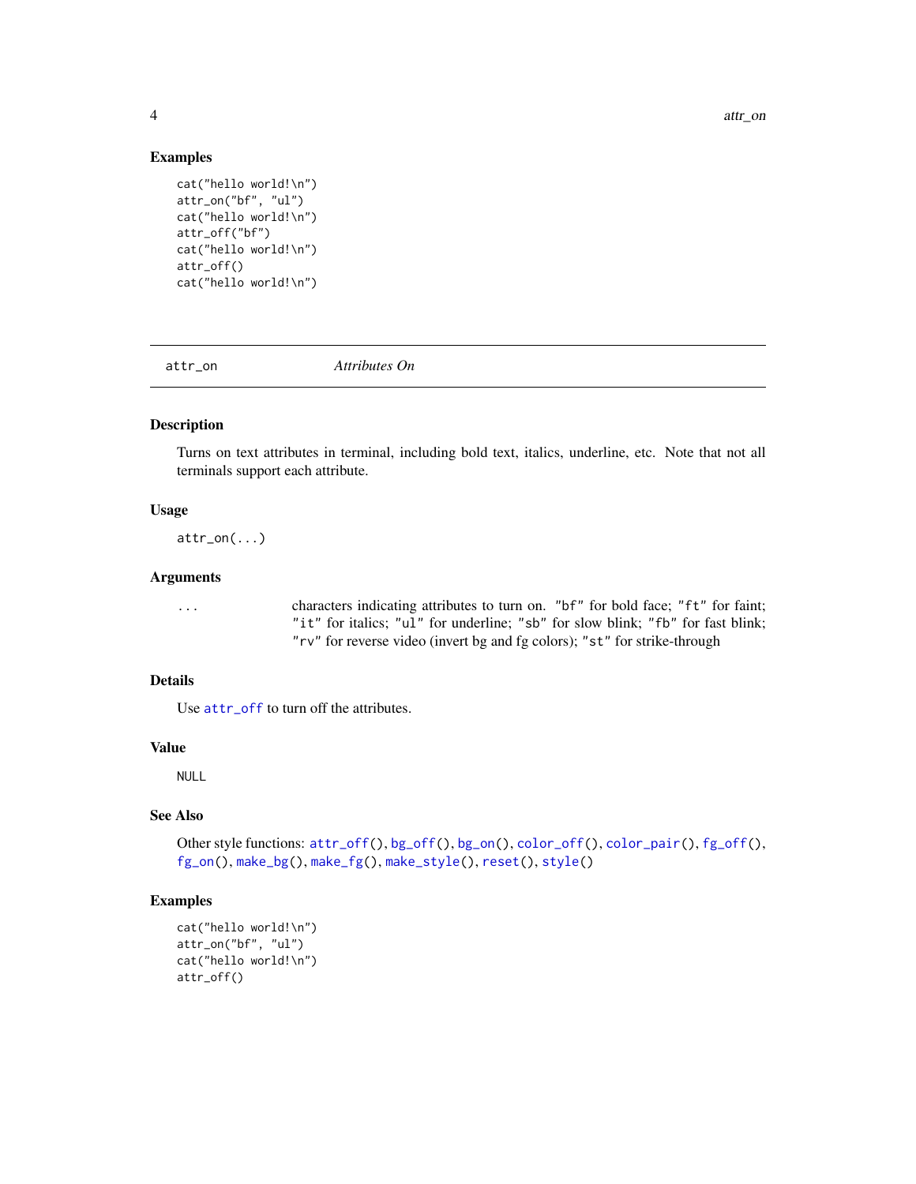### Examples

```
cat("hello world!\n")
attr_on("bf", "ul")
cat("hello world!\n")
attr_off("bf")
cat("hello world!\n")
attr_off()
cat("hello world!\n")
```

---

## attr_on *Attributes On*

---

### Description

Turns on text attributes in terminal, including bold text, italics, underline, etc. Note that not all terminals support each attribute.

### Usage

```
attr_on(...)
```

### Arguments

| | |
|---|---|
| `...` | characters indicating attributes to turn on. `"bf"` for bold face; `"ft"` for faint; `"it"` for italics; `"ul"` for underline; `"sb"` for slow blink; `"fb"` for fast blink; `"rv"` for reverse video (invert bg and fg colors); `"st"` for strike-through |

### Details

Use `attr_off` to turn off the attributes.

### Value

NULL

### See Also

Other style functions: `attr_off()`, `bg_off()`, `bg_on()`, `color_off()`, `color_pair()`, `fg_off()`, `fg_on()`, `make_bg()`, `make_fg()`, `make_style()`, `reset()`, `style()`

### Examples

```
cat("hello world!\n")
attr_on("bf", "ul")
cat("hello world!\n")
attr_off()
```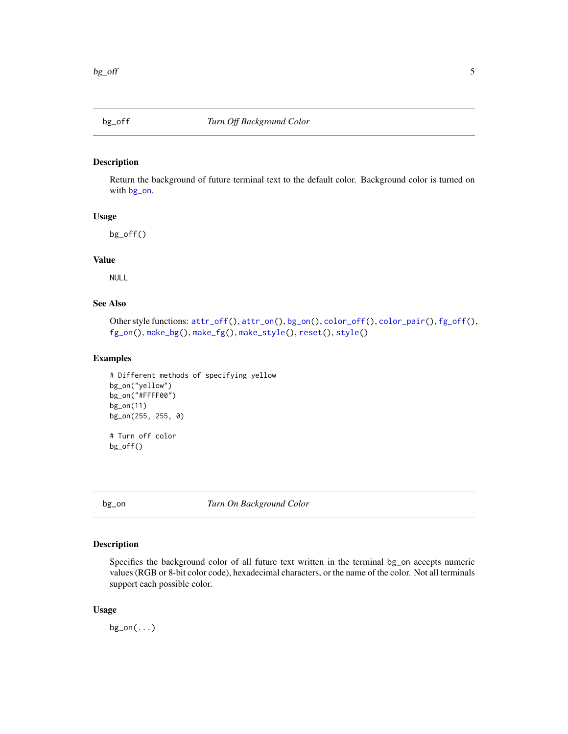## bg_off — *Turn Off Background Color*

### Description

Return the background of future terminal text to the default color. Background color is turned on with bg_on.

### Usage

```
bg_off()
```

### Value

NULL

### See Also

Other style functions: attr_off(), attr_on(), bg_on(), color_off(), color_pair(), fg_off(), fg_on(), make_bg(), make_fg(), make_style(), reset(), style()

### Examples

```
# Different methods of specifying yellow
bg_on("yellow")
bg_on("#FFFF00")
bg_on(11)
bg_on(255, 255, 0)

# Turn off color
bg_off()
```

## bg_on — *Turn On Background Color*

### Description

Specifies the background color of all future text written in the terminal bg_on accepts numeric values (RGB or 8-bit color code), hexadecimal characters, or the name of the color. Not all terminals support each possible color.

### Usage

```
bg_on(...)
```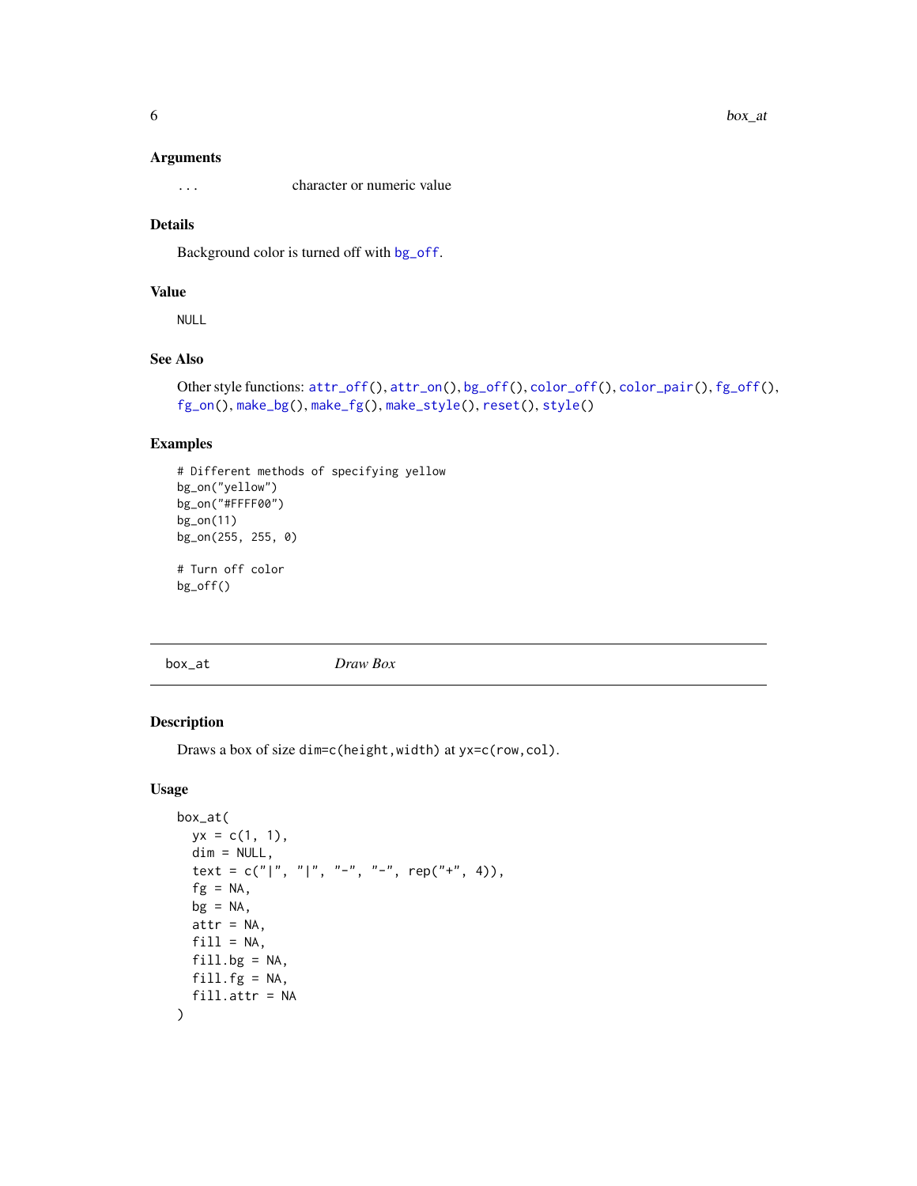### Arguments

`...` character or numeric value

### Details

Background color is turned off with `bg_off`.

### Value

NULL

### See Also

Other style functions: `attr_off()`, `attr_on()`, `bg_off()`, `color_off()`, `color_pair()`, `fg_off()`, `fg_on()`, `make_bg()`, `make_fg()`, `make_style()`, `reset()`, `style()`

### Examples

```
# Different methods of specifying yellow
bg_on("yellow")
bg_on("#FFFF00")
bg_on(11)
bg_on(255, 255, 0)

# Turn off color
bg_off()
```

---

## box_at *Draw Box*

### Description

Draws a box of size `dim=c(height,width)` at `yx=c(row,col)`.

### Usage

```
box_at(
  yx = c(1, 1),
  dim = NULL,
  text = c("|", "|", "-", "-", rep("+", 4)),
  fg = NA,
  bg = NA,
  attr = NA,
  fill = NA,
  fill.bg = NA,
  fill.fg = NA,
  fill.attr = NA
)
```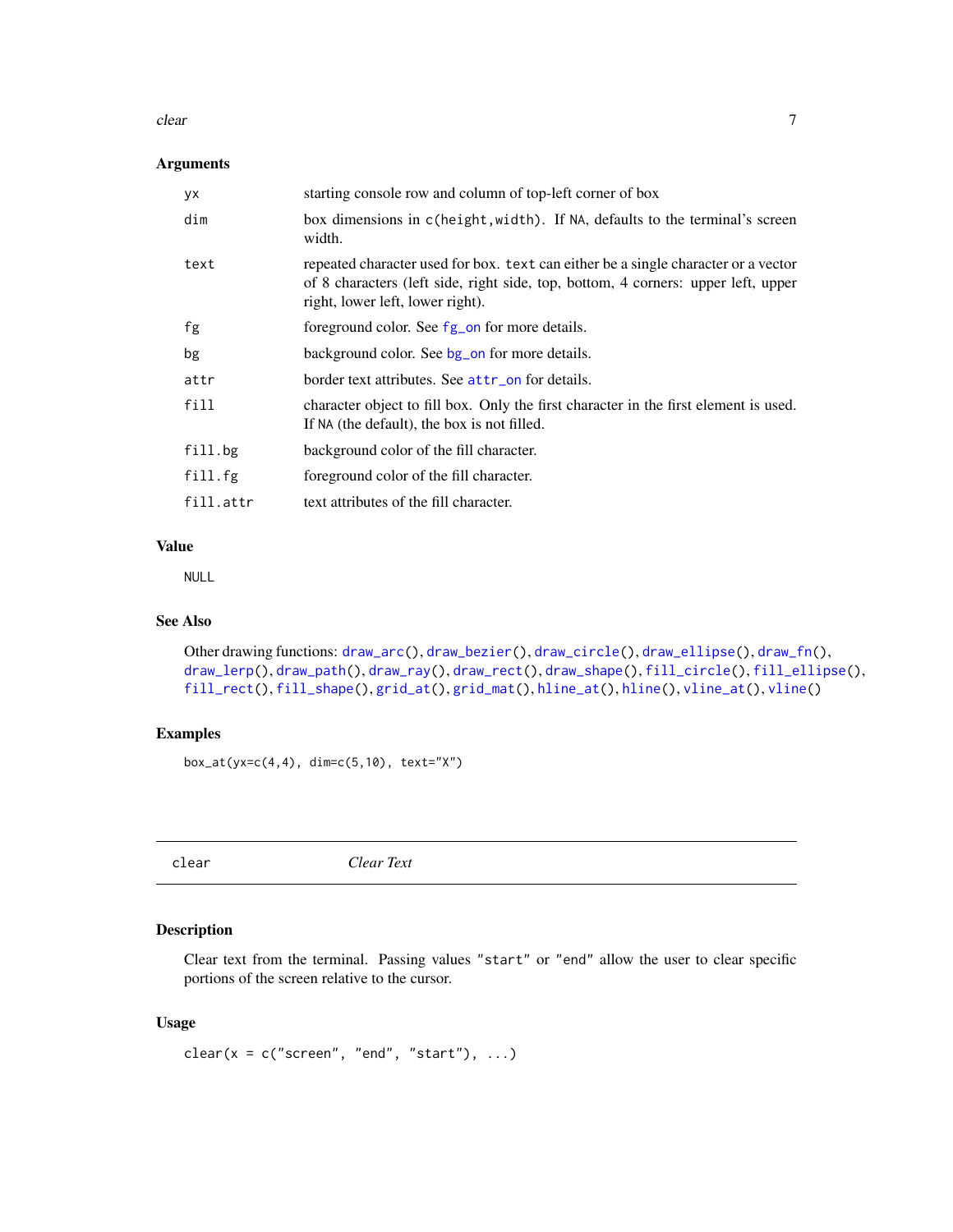### Arguments

| | |
|---|---|
| `yx` | starting console row and column of top-left corner of box |
| `dim` | box dimensions in `c(height,width)`. If `NA`, defaults to the terminal's screen width. |
| `text` | repeated character used for box. `text` can either be a single character or a vector of 8 characters (left side, right side, top, bottom, 4 corners: upper left, upper right, lower left, lower right). |
| `fg` | foreground color. See `fg_on` for more details. |
| `bg` | background color. See `bg_on` for more details. |
| `attr` | border text attributes. See `attr_on` for details. |
| `fill` | character object to fill box. Only the first character in the first element is used. If `NA` (the default), the box is not filled. |
| `fill.bg` | background color of the fill character. |
| `fill.fg` | foreground color of the fill character. |
| `fill.attr` | text attributes of the fill character. |

### Value

`NULL`

### See Also

Other drawing functions: `draw_arc()`, `draw_bezier()`, `draw_circle()`, `draw_ellipse()`, `draw_fn()`, `draw_lerp()`, `draw_path()`, `draw_ray()`, `draw_rect()`, `draw_shape()`, `fill_circle()`, `fill_ellipse()`, `fill_rect()`, `fill_shape()`, `grid_at()`, `grid_mat()`, `hline_at()`, `hline()`, `vline_at()`, `vline()`

### Examples

```
box_at(yx=c(4,4), dim=c(5,10), text="X")
```

---

## `clear` *Clear Text*

---

### Description

Clear text from the terminal. Passing values `"start"` or `"end"` allow the user to clear specific portions of the screen relative to the cursor.

### Usage

```
clear(x = c("screen", "end", "start"), ...)
```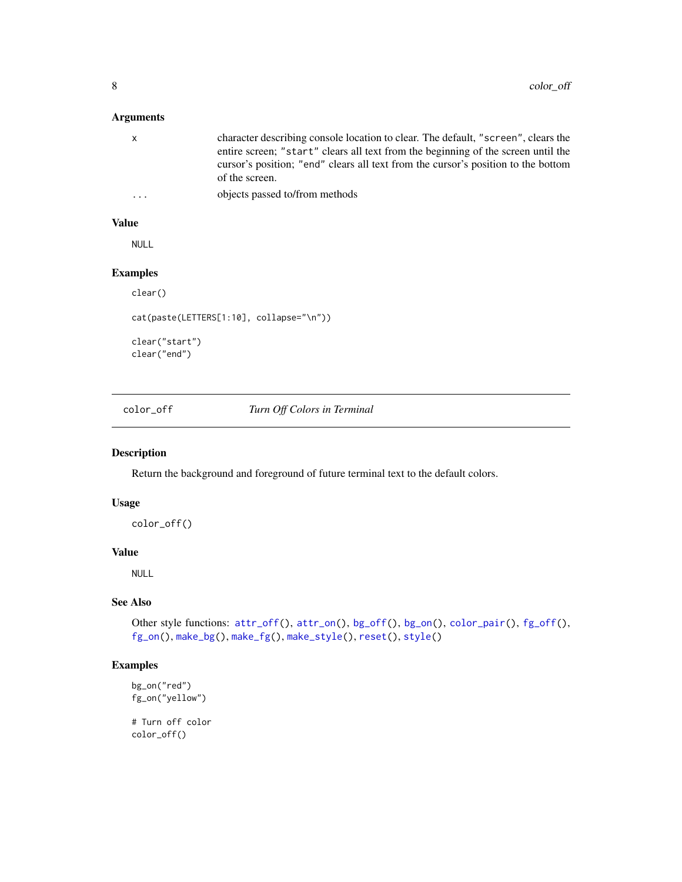### Arguments

| | |
|---|---|
| `x` | character describing console location to clear. The default, `"screen"`, clears the entire screen; `"start"` clears all text from the beginning of the screen until the cursor's position; `"end"` clears all text from the cursor's position to the bottom of the screen. |
| `...` | objects passed to/from methods |

### Value

NULL

### Examples

```
clear()

cat(paste(LETTERS[1:10], collapse="\n"))

clear("start")
clear("end")
```

---

## color_off — *Turn Off Colors in Terminal*

### Description

Return the background and foreground of future terminal text to the default colors.

### Usage

```
color_off()
```

### Value

NULL

### See Also

Other style functions: `attr_off()`, `attr_on()`, `bg_off()`, `bg_on()`, `color_pair()`, `fg_off()`, `fg_on()`, `make_bg()`, `make_fg()`, `make_style()`, `reset()`, `style()`

### Examples

```
bg_on("red")
fg_on("yellow")

# Turn off color
color_off()
```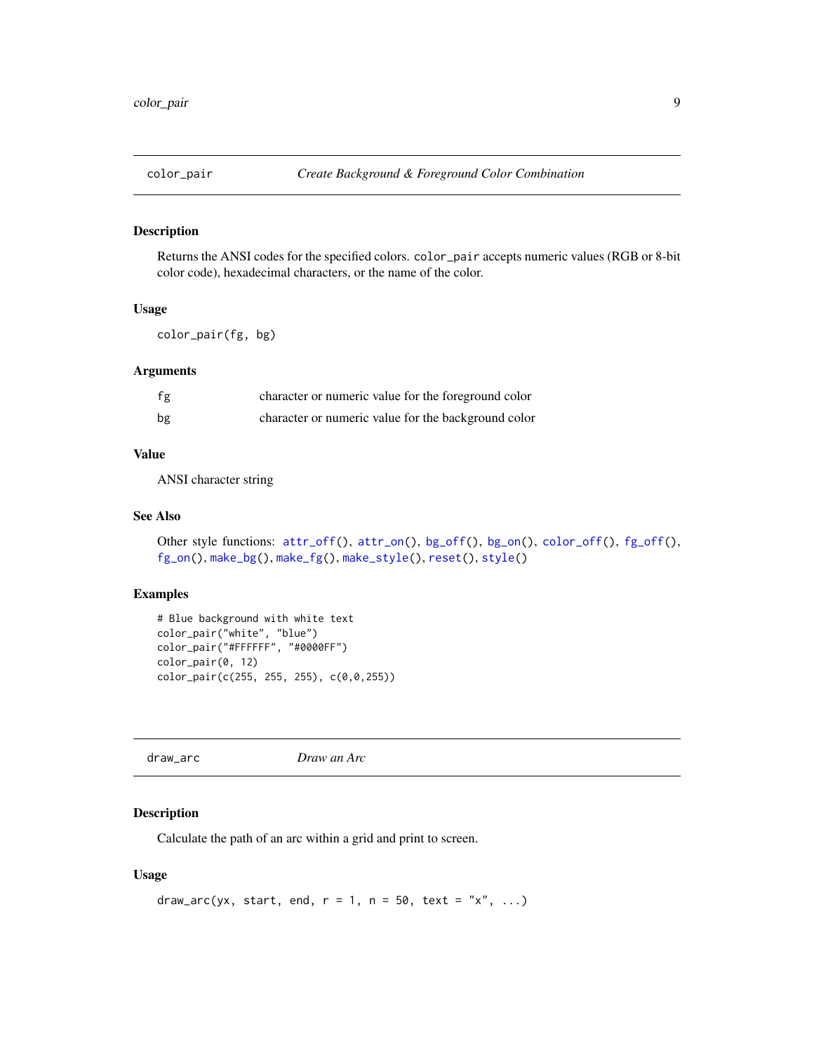## color_pair — *Create Background & Foreground Color Combination*

### Description

Returns the ANSI codes for the specified colors. `color_pair` accepts numeric values (RGB or 8-bit color code), hexadecimal characters, or the name of the color.

### Usage

```
color_pair(fg, bg)
```

### Arguments

| | |
|---|---|
| `fg` | character or numeric value for the foreground color |
| `bg` | character or numeric value for the background color |

### Value

ANSI character string

### See Also

Other style functions: `attr_off()`, `attr_on()`, `bg_off()`, `bg_on()`, `color_off()`, `fg_off()`, `fg_on()`, `make_bg()`, `make_fg()`, `make_style()`, `reset()`, `style()`

### Examples

```
# Blue background with white text
color_pair("white", "blue")
color_pair("#FFFFFF", "#0000FF")
color_pair(0, 12)
color_pair(c(255, 255, 255), c(0,0,255))
```

## draw_arc — *Draw an Arc*

### Description

Calculate the path of an arc within a grid and print to screen.

### Usage

```
draw_arc(yx, start, end, r = 1, n = 50, text = "x", ...)
```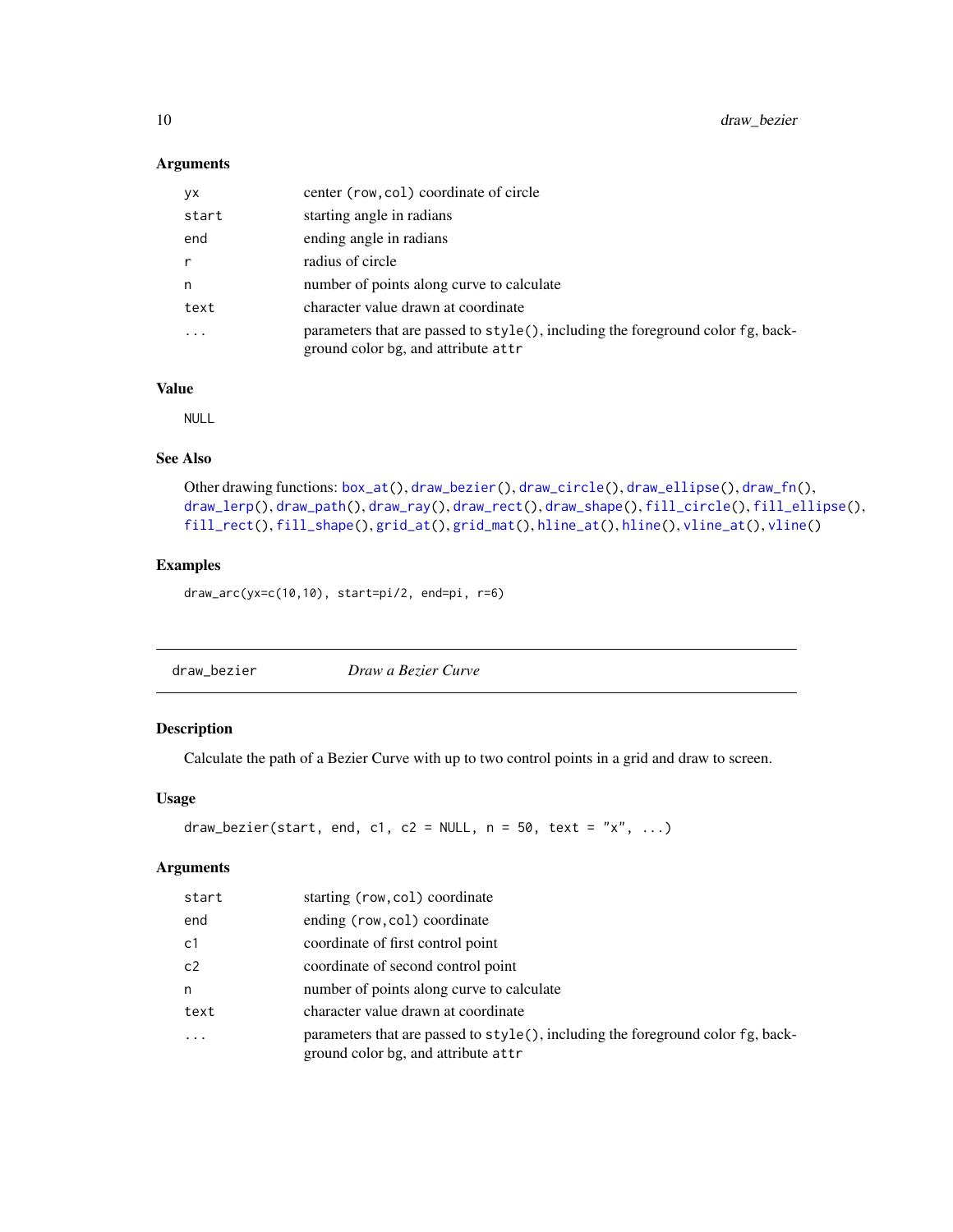### Arguments

| | |
|---|---|
| `yx` | center (`row,col`) coordinate of circle |
| `start` | starting angle in radians |
| `end` | ending angle in radians |
| `r` | radius of circle |
| `n` | number of points along curve to calculate |
| `text` | character value drawn at coordinate |
| `...` | parameters that are passed to `style()`, including the foreground color `fg`, background color `bg`, and attribute `attr` |

### Value

NULL

### See Also

Other drawing functions: `box_at()`, `draw_bezier()`, `draw_circle()`, `draw_ellipse()`, `draw_fn()`, `draw_lerp()`, `draw_path()`, `draw_ray()`, `draw_rect()`, `draw_shape()`, `fill_circle()`, `fill_ellipse()`, `fill_rect()`, `fill_shape()`, `grid_at()`, `grid_mat()`, `hline_at()`, `hline()`, `vline_at()`, `vline()`

### Examples

```
draw_arc(yx=c(10,10), start=pi/2, end=pi, r=6)
```

---

## draw_bezier — *Draw a Bezier Curve*

### Description

Calculate the path of a Bezier Curve with up to two control points in a grid and draw to screen.

### Usage

```
draw_bezier(start, end, c1, c2 = NULL, n = 50, text = "x", ...)
```

### Arguments

| | |
|---|---|
| `start` | starting (`row,col`) coordinate |
| `end` | ending (`row,col`) coordinate |
| `c1` | coordinate of first control point |
| `c2` | coordinate of second control point |
| `n` | number of points along curve to calculate |
| `text` | character value drawn at coordinate |
| `...` | parameters that are passed to `style()`, including the foreground color `fg`, background color `bg`, and attribute `attr` |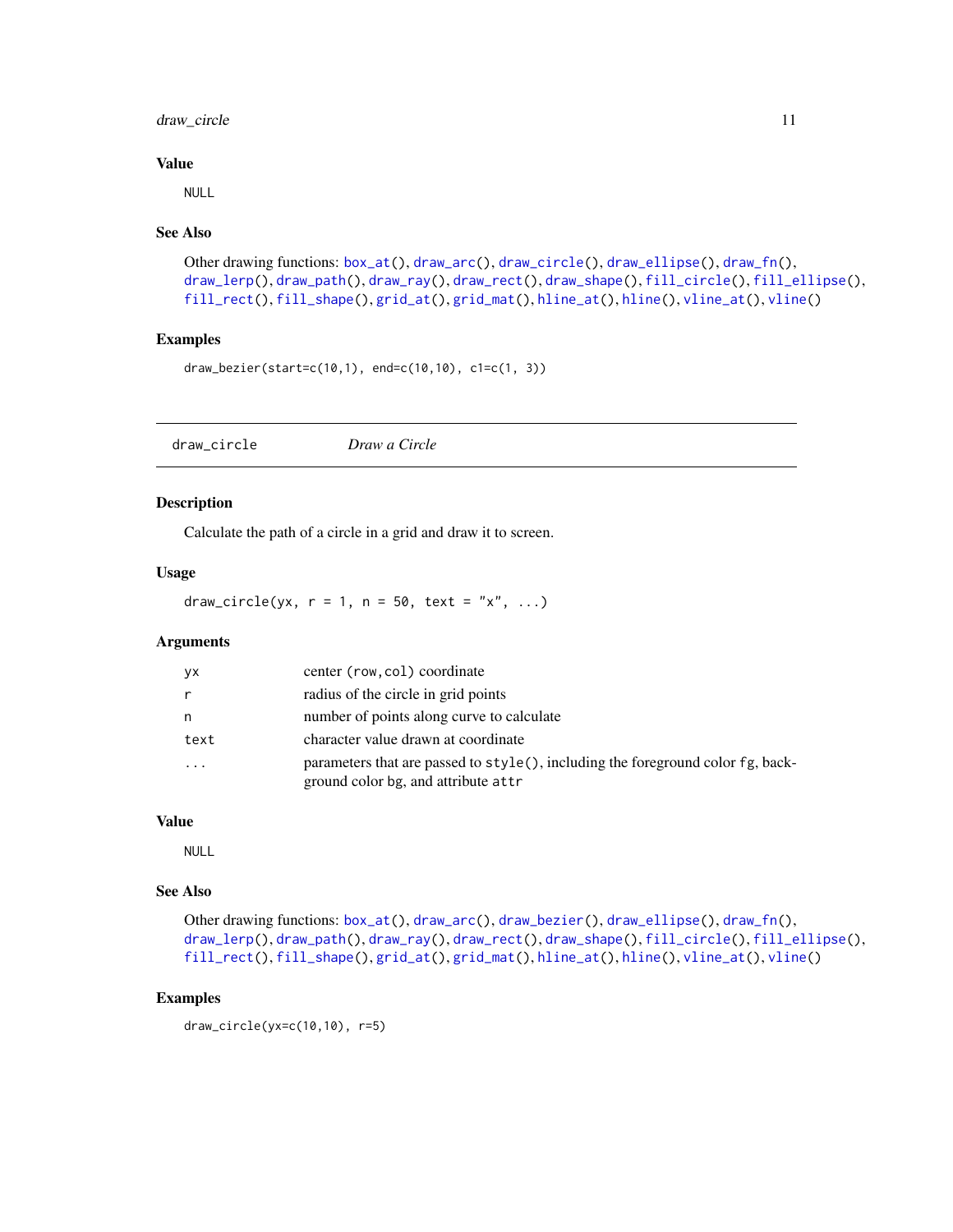### Value

NULL

### See Also

Other drawing functions: `box_at()`, `draw_arc()`, `draw_circle()`, `draw_ellipse()`, `draw_fn()`, `draw_lerp()`, `draw_path()`, `draw_ray()`, `draw_rect()`, `draw_shape()`, `fill_circle()`, `fill_ellipse()`, `fill_rect()`, `fill_shape()`, `grid_at()`, `grid_mat()`, `hline_at()`, `hline()`, `vline_at()`, `vline()`

### Examples

```
draw_bezier(start=c(10,1), end=c(10,10), c1=c(1, 3))
```

---

## draw_circle *Draw a Circle*

---

### Description

Calculate the path of a circle in a grid and draw it to screen.

### Usage

```
draw_circle(yx, r = 1, n = 50, text = "x", ...)
```

### Arguments

| | |
|---|---|
| `yx` | center `(row,col)` coordinate |
| `r` | radius of the circle in grid points |
| `n` | number of points along curve to calculate |
| `text` | character value drawn at coordinate |
| `...` | parameters that are passed to `style()`, including the foreground color `fg`, background color `bg`, and attribute `attr` |

### Value

NULL

### See Also

Other drawing functions: `box_at()`, `draw_arc()`, `draw_bezier()`, `draw_ellipse()`, `draw_fn()`, `draw_lerp()`, `draw_path()`, `draw_ray()`, `draw_rect()`, `draw_shape()`, `fill_circle()`, `fill_ellipse()`, `fill_rect()`, `fill_shape()`, `grid_at()`, `grid_mat()`, `hline_at()`, `hline()`, `vline_at()`, `vline()`

### Examples

```
draw_circle(yx=c(10,10), r=5)
```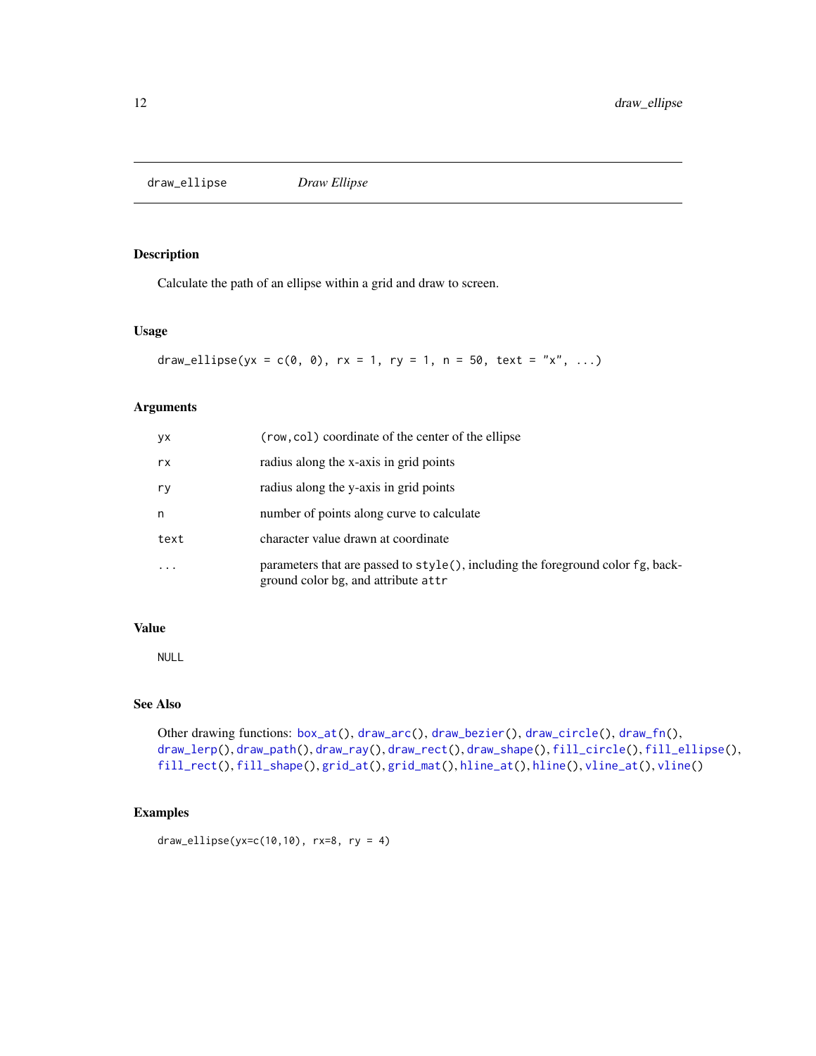## draw_ellipse — *Draw Ellipse*

### Description

Calculate the path of an ellipse within a grid and draw to screen.

### Usage

```
draw_ellipse(yx = c(0, 0), rx = 1, ry = 1, n = 50, text = "x", ...)
```

### Arguments

| | |
|---|---|
| yx | (row,col) coordinate of the center of the ellipse |
| rx | radius along the x-axis in grid points |
| ry | radius along the y-axis in grid points |
| n | number of points along curve to calculate |
| text | character value drawn at coordinate |
| ... | parameters that are passed to `style()`, including the foreground color `fg`, background color `bg`, and attribute `attr` |

### Value

NULL

### See Also

Other drawing functions: `box_at()`, `draw_arc()`, `draw_bezier()`, `draw_circle()`, `draw_fn()`, `draw_lerp()`, `draw_path()`, `draw_ray()`, `draw_rect()`, `draw_shape()`, `fill_circle()`, `fill_ellipse()`, `fill_rect()`, `fill_shape()`, `grid_at()`, `grid_mat()`, `hline_at()`, `hline()`, `vline_at()`, `vline()`

### Examples

```
draw_ellipse(yx=c(10,10), rx=8, ry = 4)
```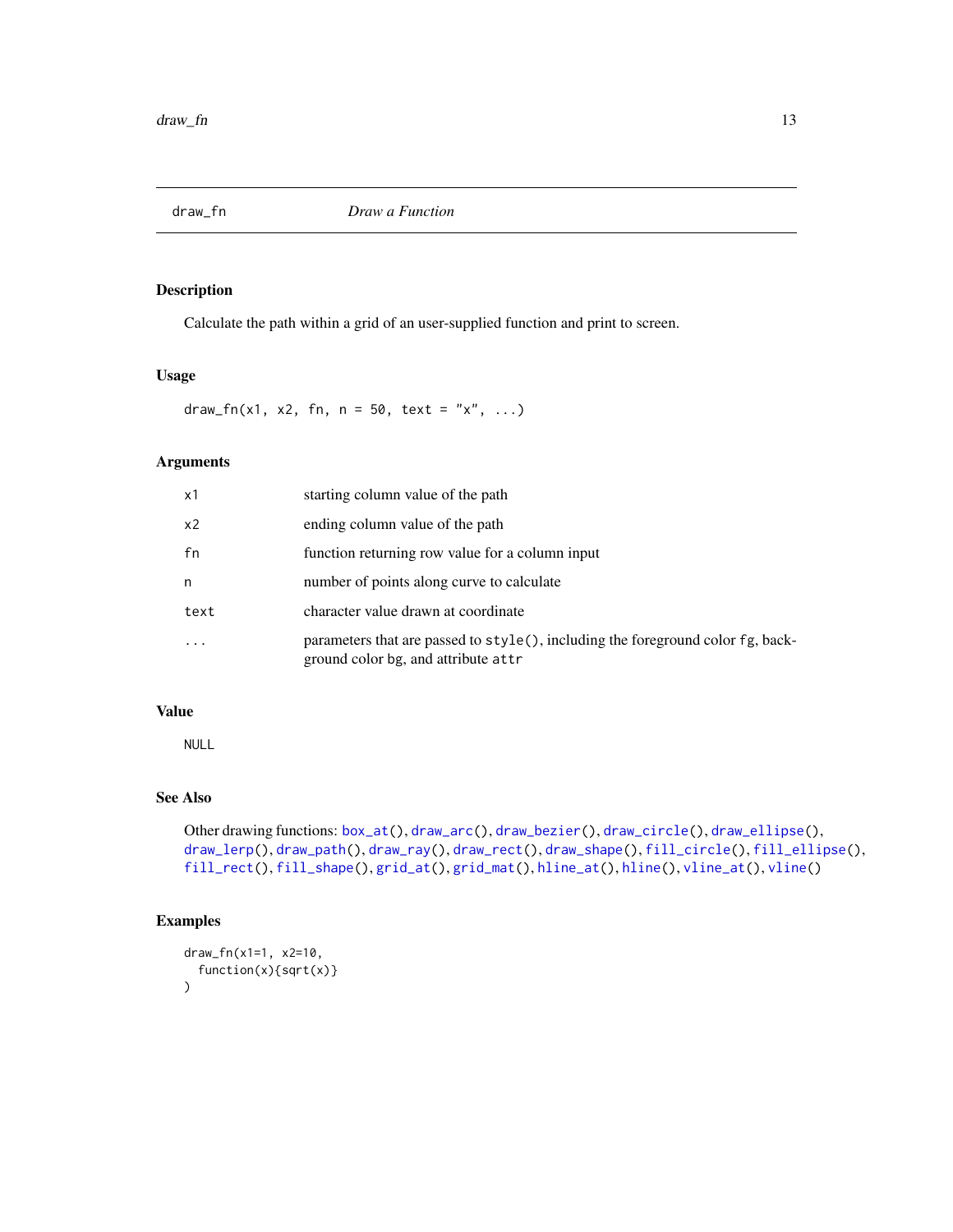## draw_fn — *Draw a Function*

### Description

Calculate the path within a grid of an user-supplied function and print to screen.

### Usage

```
draw_fn(x1, x2, fn, n = 50, text = "x", ...)
```

### Arguments

| | |
|---|---|
| x1 | starting column value of the path |
| x2 | ending column value of the path |
| fn | function returning row value for a column input |
| n | number of points along curve to calculate |
| text | character value drawn at coordinate |
| ... | parameters that are passed to `style()`, including the foreground color `fg`, background color `bg`, and attribute `attr` |

### Value

NULL

### See Also

Other drawing functions: `box_at()`, `draw_arc()`, `draw_bezier()`, `draw_circle()`, `draw_ellipse()`, `draw_lerp()`, `draw_path()`, `draw_ray()`, `draw_rect()`, `draw_shape()`, `fill_circle()`, `fill_ellipse()`, `fill_rect()`, `fill_shape()`, `grid_at()`, `grid_mat()`, `hline_at()`, `hline()`, `vline_at()`, `vline()`

### Examples

```
draw_fn(x1=1, x2=10,
  function(x){sqrt(x)}
)
```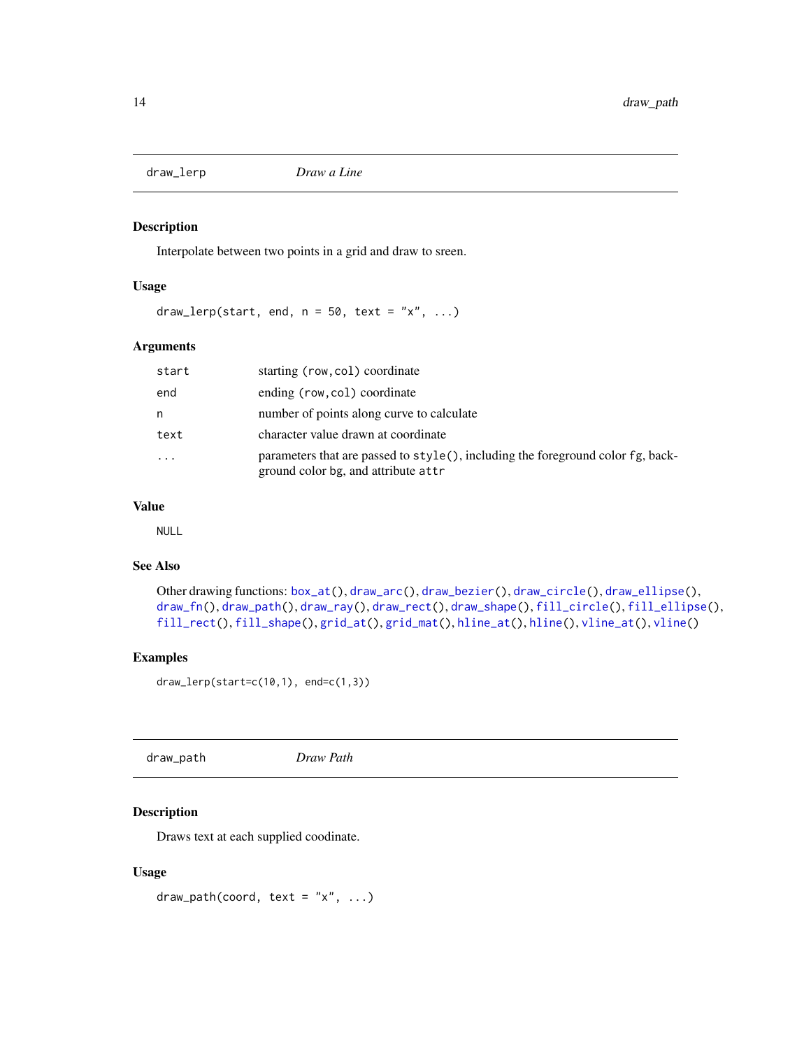## draw_lerp *Draw a Line*

### Description

Interpolate between two points in a grid and draw to sreen.

### Usage

```
draw_lerp(start, end, n = 50, text = "x", ...)
```

### Arguments

| | |
|---|---|
| `start` | starting `(row,col)` coordinate |
| `end` | ending `(row,col)` coordinate |
| `n` | number of points along curve to calculate |
| `text` | character value drawn at coordinate |
| `...` | parameters that are passed to `style()`, including the foreground color `fg`, background color `bg`, and attribute `attr` |

### Value

NULL

### See Also

Other drawing functions: `box_at()`, `draw_arc()`, `draw_bezier()`, `draw_circle()`, `draw_ellipse()`, `draw_fn()`, `draw_path()`, `draw_ray()`, `draw_rect()`, `draw_shape()`, `fill_circle()`, `fill_ellipse()`, `fill_rect()`, `fill_shape()`, `grid_at()`, `grid_mat()`, `hline_at()`, `hline()`, `vline_at()`, `vline()`

### Examples

```
draw_lerp(start=c(10,1), end=c(1,3))
```

## draw_path *Draw Path*

### Description

Draws text at each supplied coodinate.

### Usage

```
draw_path(coord, text = "x", ...)
```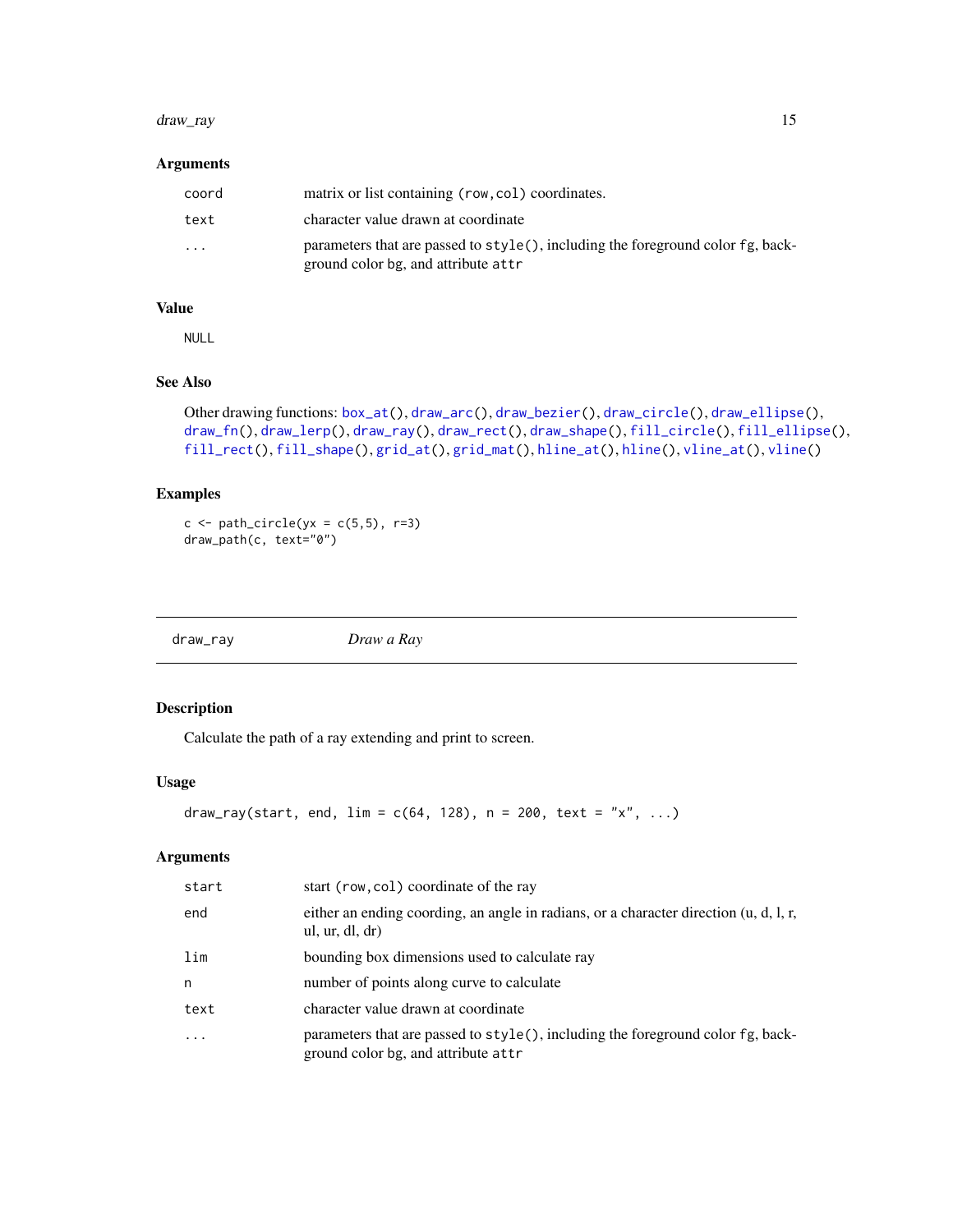### Arguments

| | |
|---|---|
| `coord` | matrix or list containing `(row,col)` coordinates. |
| `text` | character value drawn at coordinate |
| `...` | parameters that are passed to `style()`, including the foreground color `fg`, background color `bg`, and attribute `attr` |

### Value

NULL

### See Also

Other drawing functions: `box_at()`, `draw_arc()`, `draw_bezier()`, `draw_circle()`, `draw_ellipse()`, `draw_fn()`, `draw_lerp()`, `draw_ray()`, `draw_rect()`, `draw_shape()`, `fill_circle()`, `fill_ellipse()`, `fill_rect()`, `fill_shape()`, `grid_at()`, `grid_mat()`, `hline_at()`, `hline()`, `vline_at()`, `vline()`

### Examples

```
c <- path_circle(yx = c(5,5), r=3)
draw_path(c, text="0")
```

---

## draw_ray — *Draw a Ray*

### Description

Calculate the path of a ray extending and print to screen.

### Usage

```
draw_ray(start, end, lim = c(64, 128), n = 200, text = "x", ...)
```

### Arguments

| | |
|---|---|
| `start` | start `(row,col)` coordinate of the ray |
| `end` | either an ending coording, an angle in radians, or a character direction (u, d, l, r, ul, ur, dl, dr) |
| `lim` | bounding box dimensions used to calculate ray |
| `n` | number of points along curve to calculate |
| `text` | character value drawn at coordinate |
| `...` | parameters that are passed to `style()`, including the foreground color `fg`, background color `bg`, and attribute `attr` |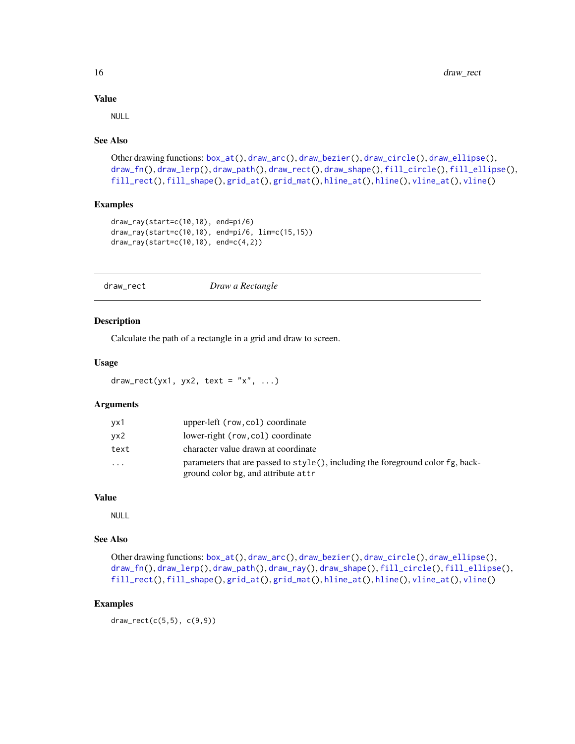### Value

NULL

### See Also

Other drawing functions: `box_at()`, `draw_arc()`, `draw_bezier()`, `draw_circle()`, `draw_ellipse()`, `draw_fn()`, `draw_lerp()`, `draw_path()`, `draw_rect()`, `draw_shape()`, `fill_circle()`, `fill_ellipse()`, `fill_rect()`, `fill_shape()`, `grid_at()`, `grid_mat()`, `hline_at()`, `hline()`, `vline_at()`, `vline()`

### Examples

```
draw_ray(start=c(10,10), end=pi/6)
draw_ray(start=c(10,10), end=pi/6, lim=c(15,15))
draw_ray(start=c(10,10), end=c(4,2))
```

---

## draw_rect    *Draw a Rectangle*

---

### Description

Calculate the path of a rectangle in a grid and draw to screen.

### Usage

```
draw_rect(yx1, yx2, text = "x", ...)
```

### Arguments

| | |
|---|---|
| `yx1` | upper-left `(row,col)` coordinate |
| `yx2` | lower-right `(row,col)` coordinate |
| `text` | character value drawn at coordinate |
| `...` | parameters that are passed to `style()`, including the foreground color `fg`, background color bg, and attribute `attr` |

### Value

NULL

### See Also

Other drawing functions: `box_at()`, `draw_arc()`, `draw_bezier()`, `draw_circle()`, `draw_ellipse()`, `draw_fn()`, `draw_lerp()`, `draw_path()`, `draw_ray()`, `draw_shape()`, `fill_circle()`, `fill_ellipse()`, `fill_rect()`, `fill_shape()`, `grid_at()`, `grid_mat()`, `hline_at()`, `hline()`, `vline_at()`, `vline()`

### Examples

```
draw_rect(c(5,5), c(9,9))
```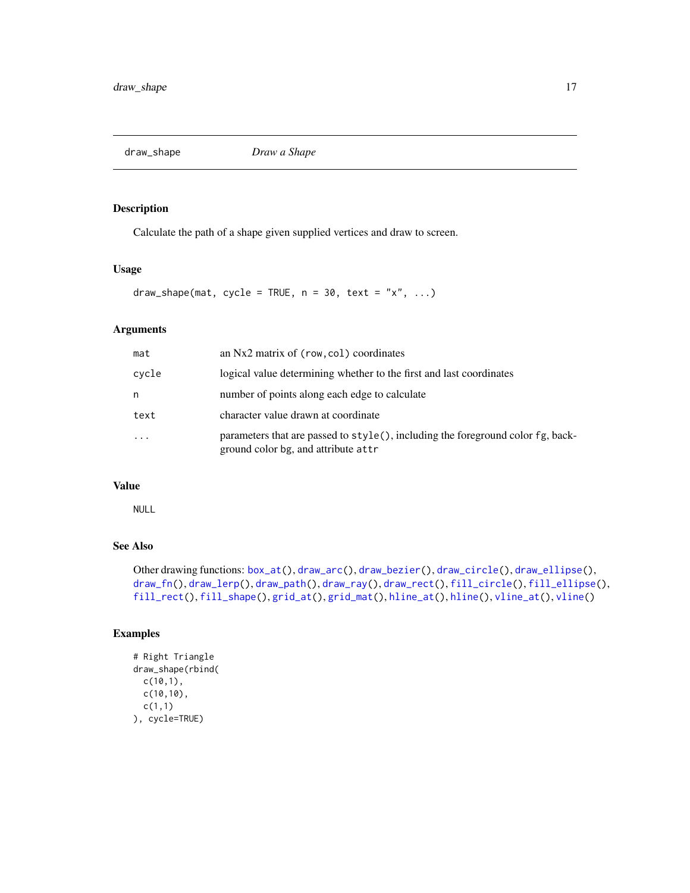## draw_shape *Draw a Shape*

### Description

Calculate the path of a shape given supplied vertices and draw to screen.

### Usage

```
draw_shape(mat, cycle = TRUE, n = 30, text = "x", ...)
```

### Arguments

| | |
|---|---|
| `mat` | an Nx2 matrix of `(row,col)` coordinates |
| `cycle` | logical value determining whether to the first and last coordinates |
| `n` | number of points along each edge to calculate |
| `text` | character value drawn at coordinate |
| `...` | parameters that are passed to `style()`, including the foreground color `fg`, background color `bg`, and attribute `attr` |

### Value

`NULL`

### See Also

Other drawing functions: `box_at()`, `draw_arc()`, `draw_bezier()`, `draw_circle()`, `draw_ellipse()`, `draw_fn()`, `draw_lerp()`, `draw_path()`, `draw_ray()`, `draw_rect()`, `fill_circle()`, `fill_ellipse()`, `fill_rect()`, `fill_shape()`, `grid_at()`, `grid_mat()`, `hline_at()`, `hline()`, `vline_at()`, `vline()`

### Examples

```
# Right Triangle
draw_shape(rbind(
  c(10,1),
  c(10,10),
  c(1,1)
), cycle=TRUE)
```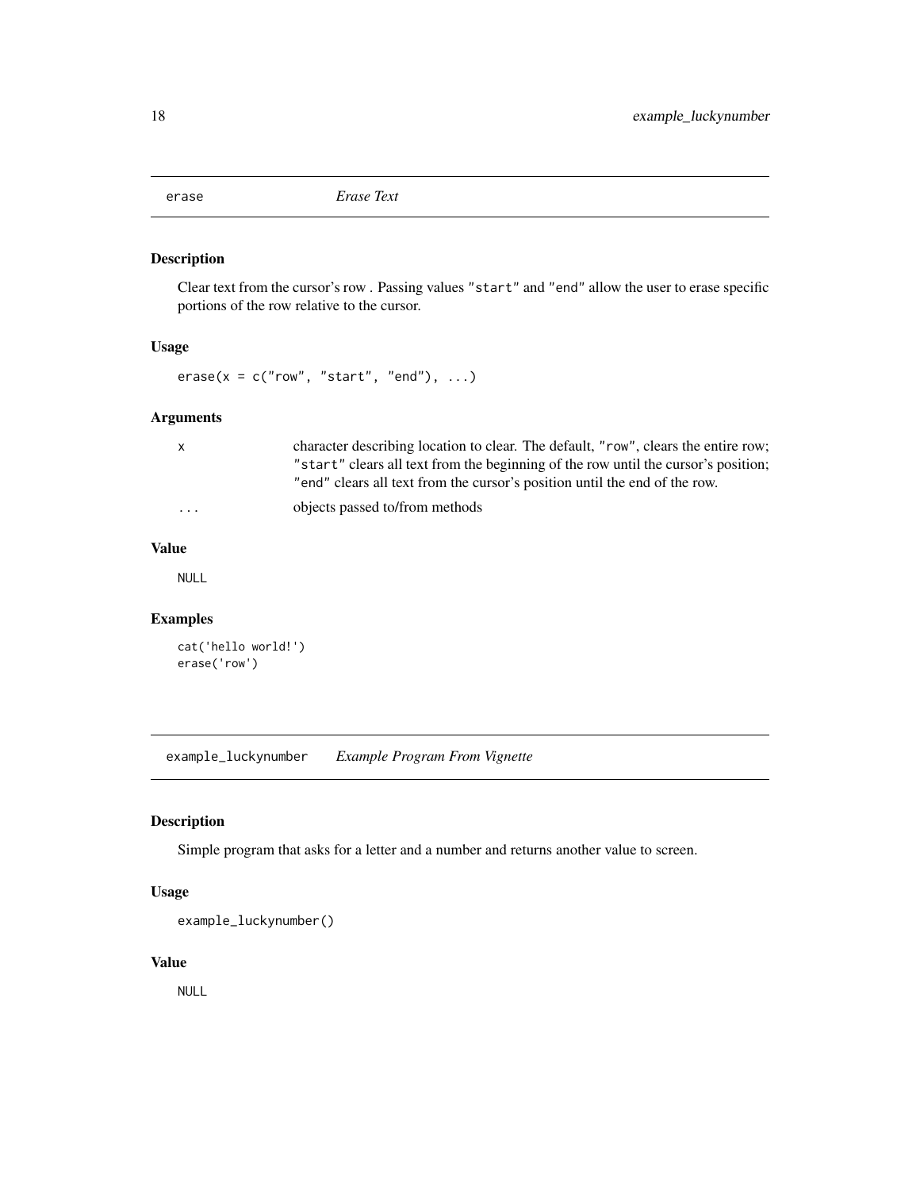## erase *Erase Text*

### Description

Clear text from the cursor's row . Passing values "start" and "end" allow the user to erase specific portions of the row relative to the cursor.

### Usage

```
erase(x = c("row", "start", "end"), ...)
```

### Arguments

| | |
|---|---|
| x | character describing location to clear. The default, "row", clears the entire row; "start" clears all text from the beginning of the row until the cursor's position; "end" clears all text from the cursor's position until the end of the row. |
| ... | objects passed to/from methods |

### Value

NULL

### Examples

```
cat('hello world!')
erase('row')
```

## example_luckynumber *Example Program From Vignette*

### Description

Simple program that asks for a letter and a number and returns another value to screen.

### Usage

```
example_luckynumber()
```

### Value

NULL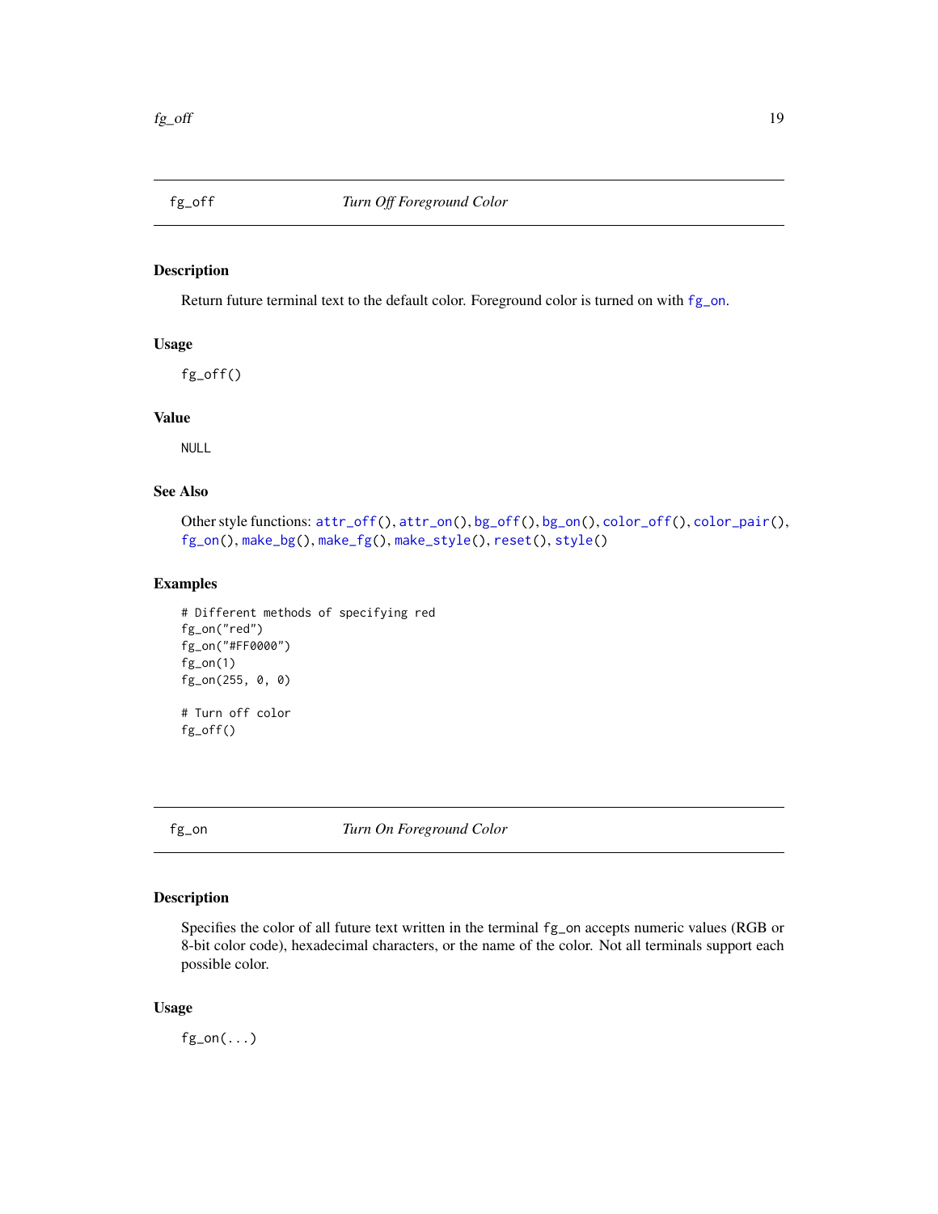## fg_off — *Turn Off Foreground Color*

### Description

Return future terminal text to the default color. Foreground color is turned on with `fg_on`.

### Usage

```
fg_off()
```

### Value

NULL

### See Also

Other style functions: `attr_off()`, `attr_on()`, `bg_off()`, `bg_on()`, `color_off()`, `color_pair()`, `fg_on()`, `make_bg()`, `make_fg()`, `make_style()`, `reset()`, `style()`

### Examples

```
# Different methods of specifying red
fg_on("red")
fg_on("#FF0000")
fg_on(1)
fg_on(255, 0, 0)

# Turn off color
fg_off()
```

## fg_on — *Turn On Foreground Color*

### Description

Specifies the color of all future text written in the terminal `fg_on` accepts numeric values (RGB or 8-bit color code), hexadecimal characters, or the name of the color. Not all terminals support each possible color.

### Usage

```
fg_on(...)
```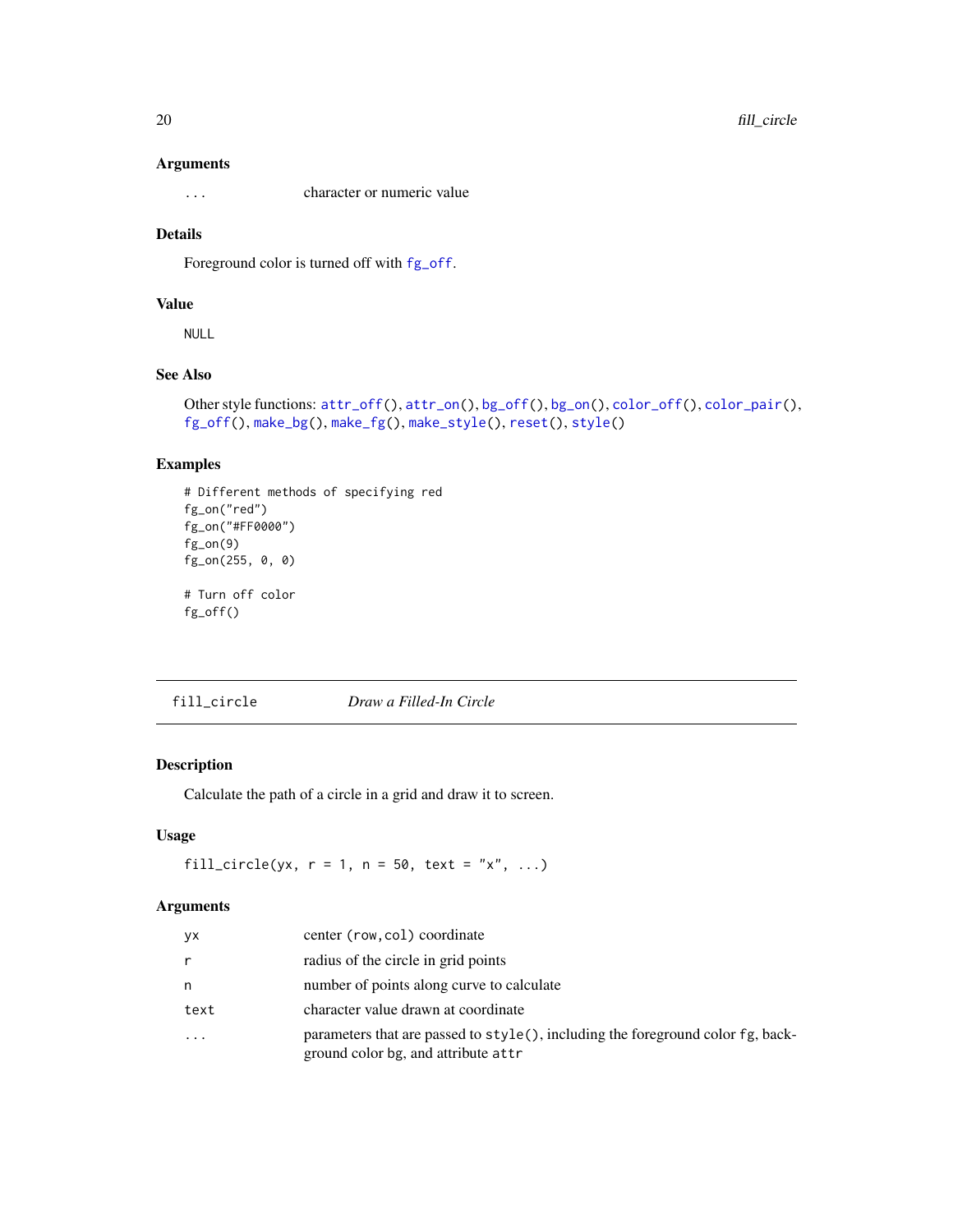### Arguments

| | |
|---|---|
| `...` | character or numeric value |

### Details

Foreground color is turned off with `fg_off`.

### Value

`NULL`

### See Also

Other style functions: `attr_off()`, `attr_on()`, `bg_off()`, `bg_on()`, `color_off()`, `color_pair()`, `fg_off()`, `make_bg()`, `make_fg()`, `make_style()`, `reset()`, `style()`

### Examples

```
# Different methods of specifying red
fg_on("red")
fg_on("#FF0000")
fg_on(9)
fg_on(255, 0, 0)

# Turn off color
fg_off()
```

---

## `fill_circle` *Draw a Filled-In Circle*

---

### Description

Calculate the path of a circle in a grid and draw it to screen.

### Usage

```
fill_circle(yx, r = 1, n = 50, text = "x", ...)
```

### Arguments

| | |
|---|---|
| `yx` | center `(row,col)` coordinate |
| `r` | radius of the circle in grid points |
| `n` | number of points along curve to calculate |
| `text` | character value drawn at coordinate |
| `...` | parameters that are passed to `style()`, including the foreground color `fg`, background color `bg`, and attribute `attr` |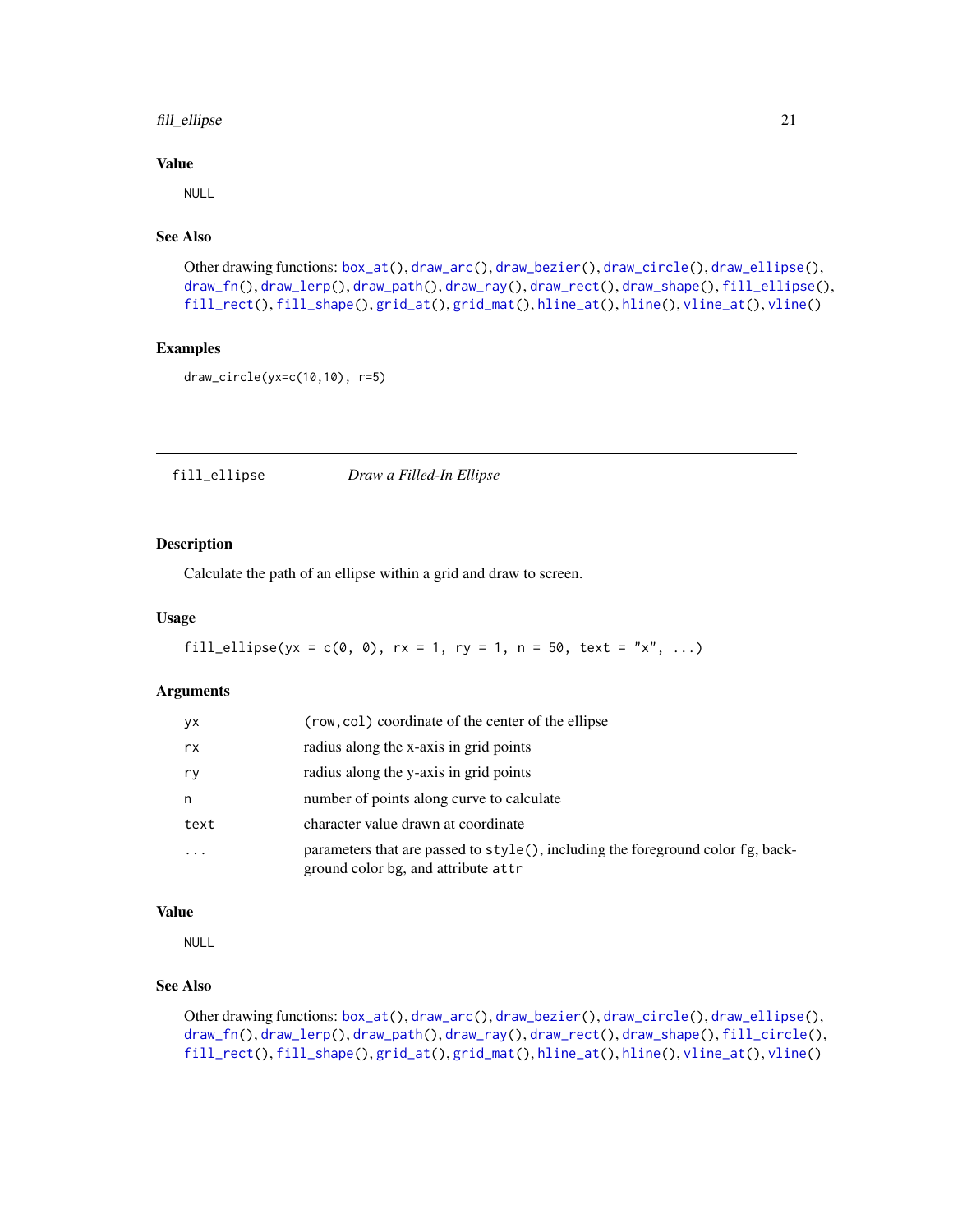### Value

NULL

### See Also

Other drawing functions: `box_at()`, `draw_arc()`, `draw_bezier()`, `draw_circle()`, `draw_ellipse()`, `draw_fn()`, `draw_lerp()`, `draw_path()`, `draw_ray()`, `draw_rect()`, `draw_shape()`, `fill_ellipse()`, `fill_rect()`, `fill_shape()`, `grid_at()`, `grid_mat()`, `hline_at()`, `hline()`, `vline_at()`, `vline()`

### Examples

```
draw_circle(yx=c(10,10), r=5)
```

---

## fill_ellipse *Draw a Filled-In Ellipse*

### Description

Calculate the path of an ellipse within a grid and draw to screen.

### Usage

```
fill_ellipse(yx = c(0, 0), rx = 1, ry = 1, n = 50, text = "x", ...)
```

### Arguments

| | |
|---|---|
| `yx` | `(row,col)` coordinate of the center of the ellipse |
| `rx` | radius along the x-axis in grid points |
| `ry` | radius along the y-axis in grid points |
| `n` | number of points along curve to calculate |
| `text` | character value drawn at coordinate |
| `...` | parameters that are passed to `style()`, including the foreground color `fg`, background color `bg`, and attribute `attr` |

### Value

NULL

### See Also

Other drawing functions: `box_at()`, `draw_arc()`, `draw_bezier()`, `draw_circle()`, `draw_ellipse()`, `draw_fn()`, `draw_lerp()`, `draw_path()`, `draw_ray()`, `draw_rect()`, `draw_shape()`, `fill_circle()`, `fill_rect()`, `fill_shape()`, `grid_at()`, `grid_mat()`, `hline_at()`, `hline()`, `vline_at()`, `vline()`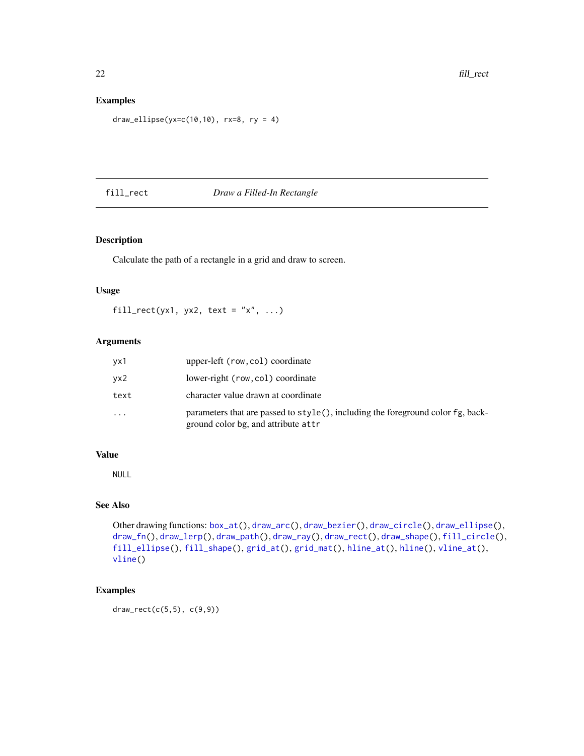## Examples

```
draw_ellipse(yx=c(10,10), rx=8, ry = 4)
```

---

# fill_rect    *Draw a Filled-In Rectangle*

---

## Description

Calculate the path of a rectangle in a grid and draw to screen.

## Usage

```
fill_rect(yx1, yx2, text = "x", ...)
```

## Arguments

| | |
|---|---|
| `yx1` | upper-left `(row,col)` coordinate |
| `yx2` | lower-right `(row,col)` coordinate |
| `text` | character value drawn at coordinate |
| `...` | parameters that are passed to `style()`, including the foreground color `fg`, background color bg, and attribute `attr` |

## Value

NULL

## See Also

Other drawing functions: `box_at()`, `draw_arc()`, `draw_bezier()`, `draw_circle()`, `draw_ellipse()`, `draw_fn()`, `draw_lerp()`, `draw_path()`, `draw_ray()`, `draw_rect()`, `draw_shape()`, `fill_circle()`, `fill_ellipse()`, `fill_shape()`, `grid_at()`, `grid_mat()`, `hline_at()`, `hline()`, `vline_at()`, `vline()`

## Examples

```
draw_rect(c(5,5), c(9,9))
```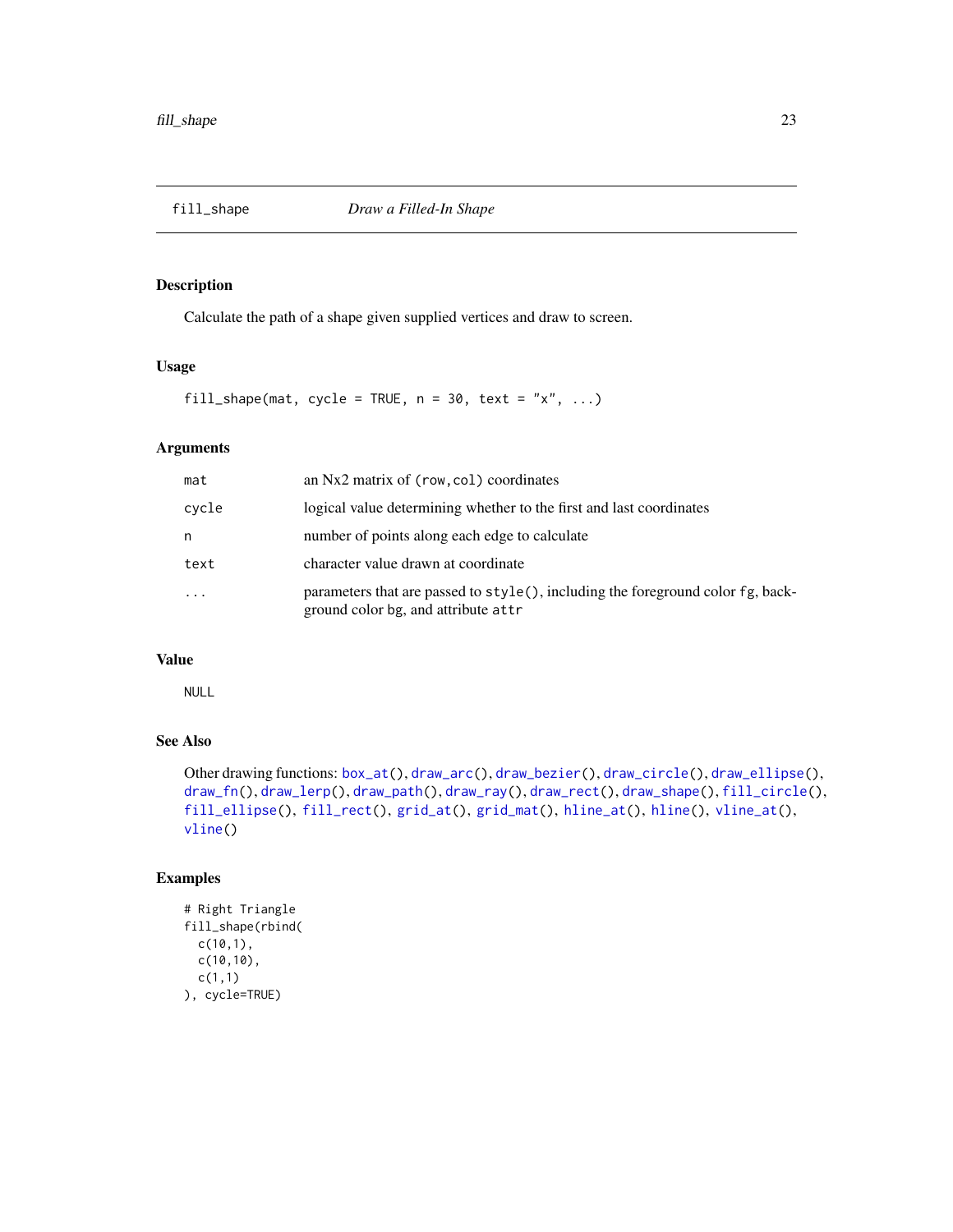## fill_shape — *Draw a Filled-In Shape*

### Description

Calculate the path of a shape given supplied vertices and draw to screen.

### Usage

```
fill_shape(mat, cycle = TRUE, n = 30, text = "x", ...)
```

### Arguments

| | |
|---|---|
| `mat` | an Nx2 matrix of `(row,col)` coordinates |
| `cycle` | logical value determining whether to the first and last coordinates |
| `n` | number of points along each edge to calculate |
| `text` | character value drawn at coordinate |
| `...` | parameters that are passed to `style()`, including the foreground color `fg`, background color bg, and attribute `attr` |

### Value

`NULL`

### See Also

Other drawing functions: `box_at()`, `draw_arc()`, `draw_bezier()`, `draw_circle()`, `draw_ellipse()`, `draw_fn()`, `draw_lerp()`, `draw_path()`, `draw_ray()`, `draw_rect()`, `draw_shape()`, `fill_circle()`, `fill_ellipse()`, `fill_rect()`, `grid_at()`, `grid_mat()`, `hline_at()`, `hline()`, `vline_at()`, `vline()`

### Examples

```
# Right Triangle
fill_shape(rbind(
  c(10,1),
  c(10,10),
  c(1,1)
), cycle=TRUE)
```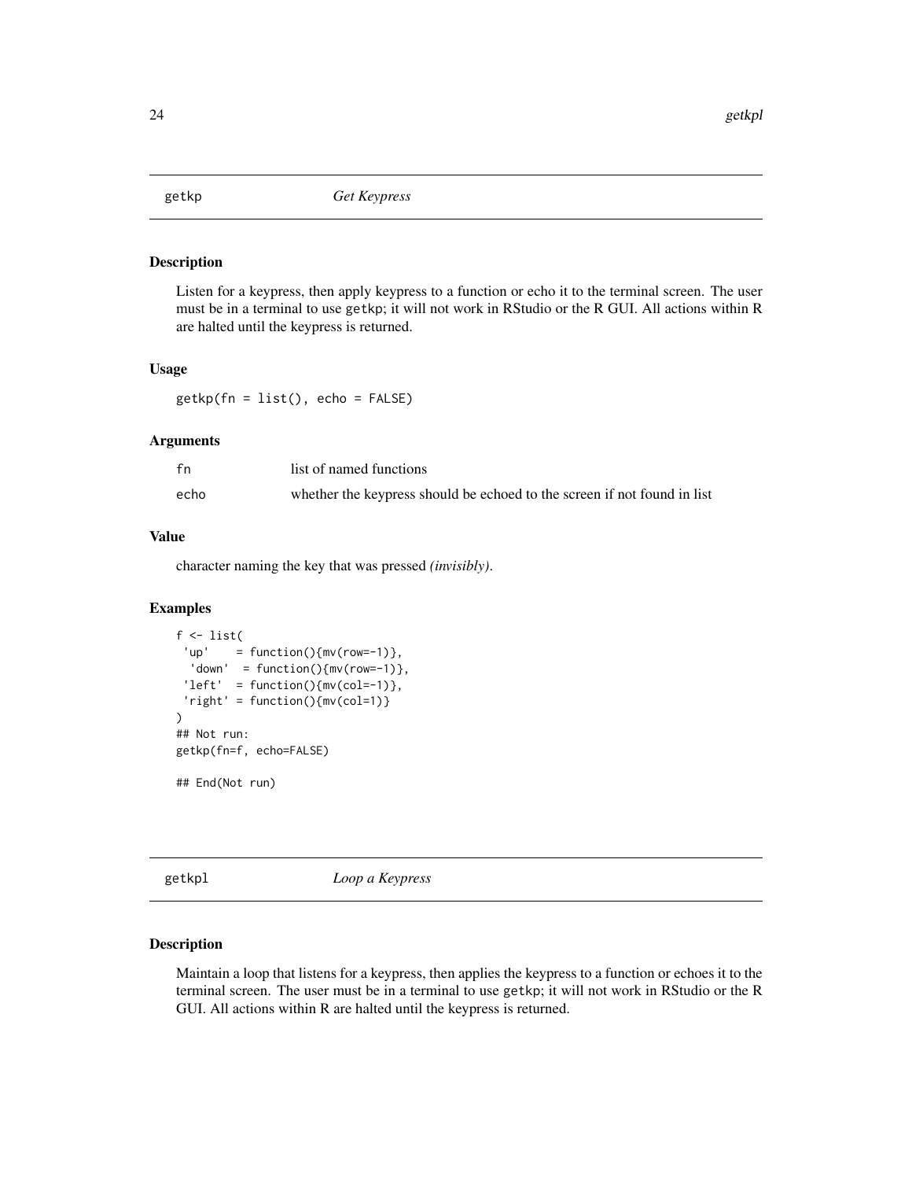## getkp *Get Keypress*

### Description

Listen for a keypress, then apply keypress to a function or echo it to the terminal screen. The user must be in a terminal to use getkp; it will not work in RStudio or the R GUI. All actions within R are halted until the keypress is returned.

### Usage

```
getkp(fn = list(), echo = FALSE)
```

### Arguments

| | |
|---|---|
| fn | list of named functions |
| echo | whether the keypress should be echoed to the screen if not found in list |

### Value

character naming the key that was pressed *(invisibly)*.

### Examples

```
f <- list(
 'up'    = function(){mv(row=-1)},
  'down'  = function(){mv(row=-1)},
 'left'  = function(){mv(col=-1)},
 'right' = function(){mv(col=1)}
)
## Not run:
getkp(fn=f, echo=FALSE)

## End(Not run)
```

## getkpl *Loop a Keypress*

### Description

Maintain a loop that listens for a keypress, then applies the keypress to a function or echoes it to the terminal screen. The user must be in a terminal to use getkp; it will not work in RStudio or the R GUI. All actions within R are halted until the keypress is returned.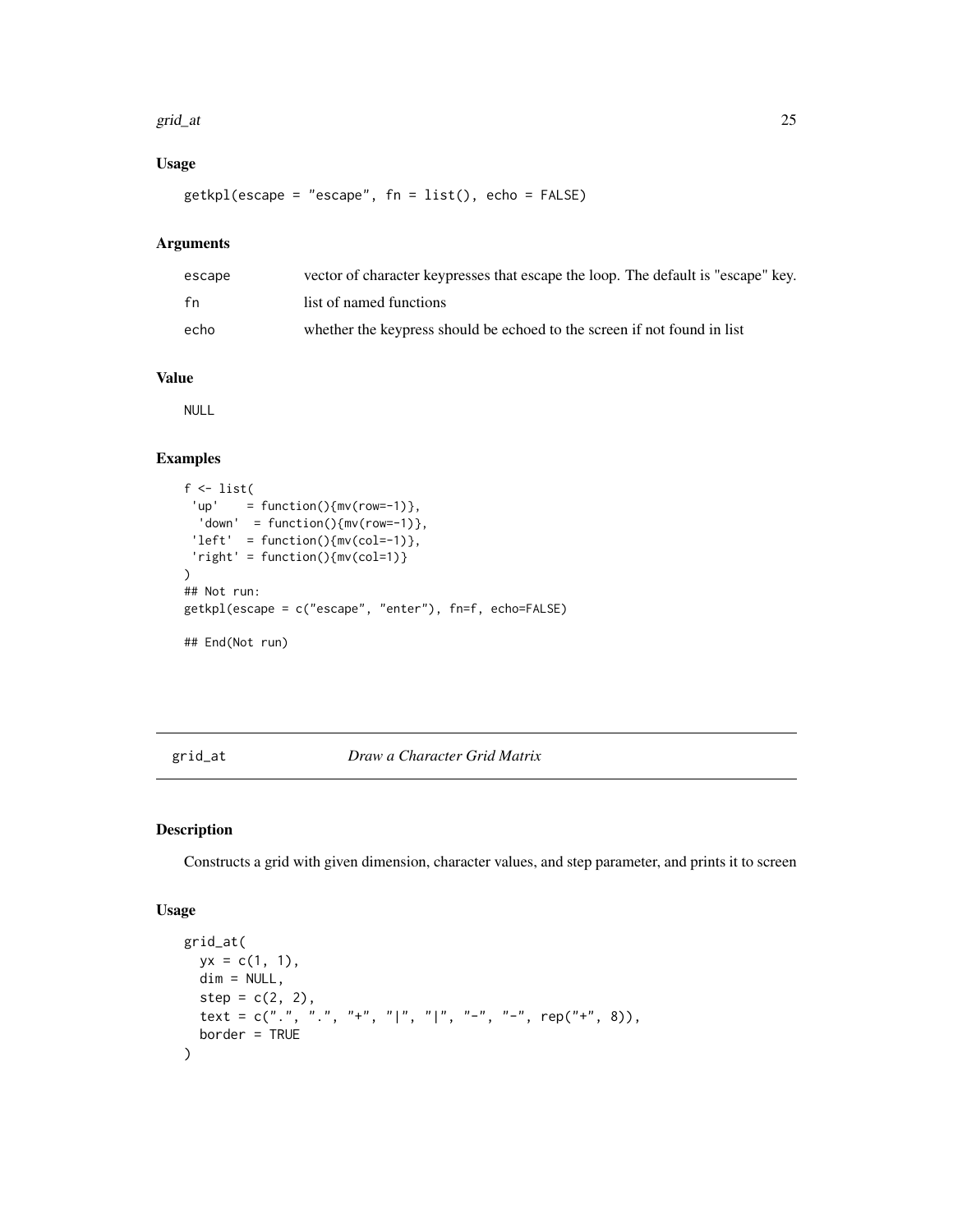## Usage

```
getkpl(escape = "escape", fn = list(), echo = FALSE)
```

## Arguments

| | |
|---|---|
| escape | vector of character keypresses that escape the loop. The default is "escape" key. |
| fn | list of named functions |
| echo | whether the keypress should be echoed to the screen if not found in list |

## Value

NULL

## Examples

```
f <- list(
 'up'    = function(){mv(row=-1)},
  'down'  = function(){mv(row=-1)},
 'left'  = function(){mv(col=-1)},
 'right' = function(){mv(col=1)}
)
## Not run:
getkpl(escape = c("escape", "enter"), fn=f, echo=FALSE)

## End(Not run)
```

---

# grid_at    *Draw a Character Grid Matrix*

## Description

Constructs a grid with given dimension, character values, and step parameter, and prints it to screen

## Usage

```
grid_at(
  yx = c(1, 1),
  dim = NULL,
  step = c(2, 2),
  text = c(".", ".", "+", "|", "|", "-", "-", rep("+", 8)),
  border = TRUE
)
```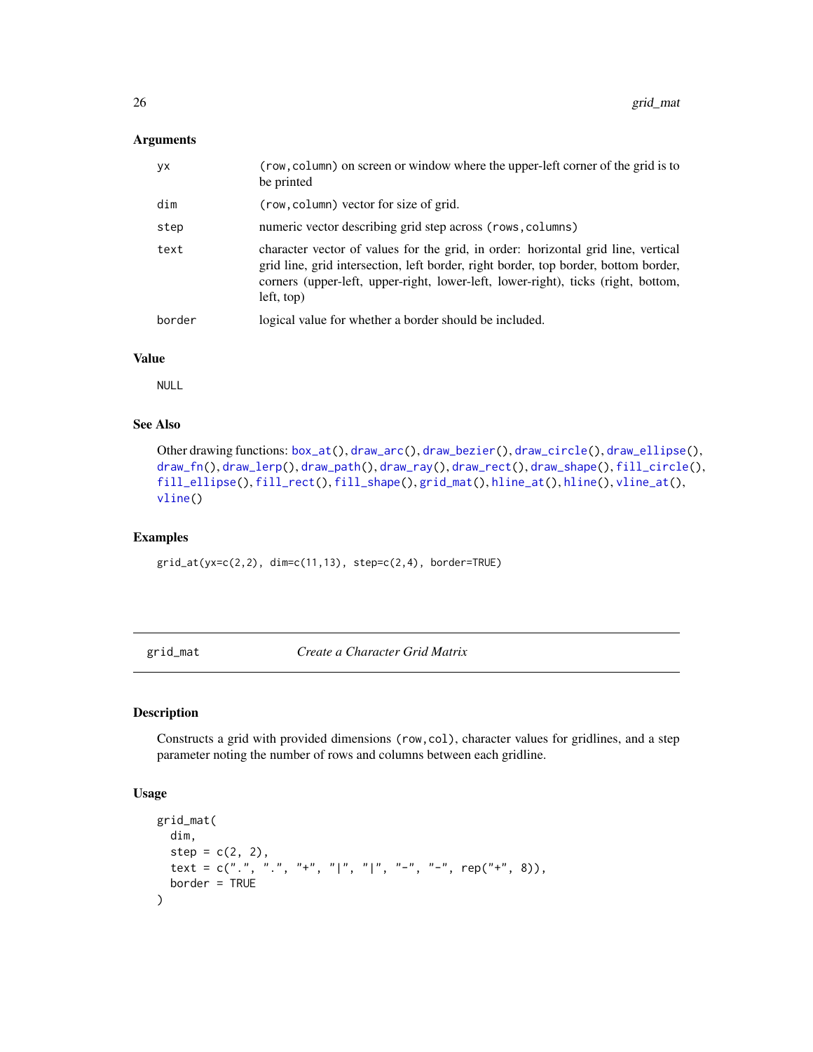### Arguments

| | |
|---|---|
| `yx` | `(row,column)` on screen or window where the upper-left corner of the grid is to be printed |
| `dim` | `(row,column)` vector for size of grid. |
| `step` | numeric vector describing grid step across `(rows,columns)` |
| `text` | character vector of values for the grid, in order: horizontal grid line, vertical grid line, grid intersection, left border, right border, top border, bottom border, corners (upper-left, upper-right, lower-left, lower-right), ticks (right, bottom, left, top) |
| `border` | logical value for whether a border should be included. |

### Value

NULL

### See Also

Other drawing functions: `box_at()`, `draw_arc()`, `draw_bezier()`, `draw_circle()`, `draw_ellipse()`, `draw_fn()`, `draw_lerp()`, `draw_path()`, `draw_ray()`, `draw_rect()`, `draw_shape()`, `fill_circle()`, `fill_ellipse()`, `fill_rect()`, `fill_shape()`, `grid_mat()`, `hline_at()`, `hline()`, `vline_at()`, `vline()`

### Examples

```
grid_at(yx=c(2,2), dim=c(11,13), step=c(2,4), border=TRUE)
```

---

## grid_mat — *Create a Character Grid Matrix*

### Description

Constructs a grid with provided dimensions `(row,col)`, character values for gridlines, and a step parameter noting the number of rows and columns between each gridline.

### Usage

```
grid_mat(
  dim,
  step = c(2, 2),
  text = c(".", ".", "+", "|", "|", "-", "-", rep("+", 8)),
  border = TRUE
)
```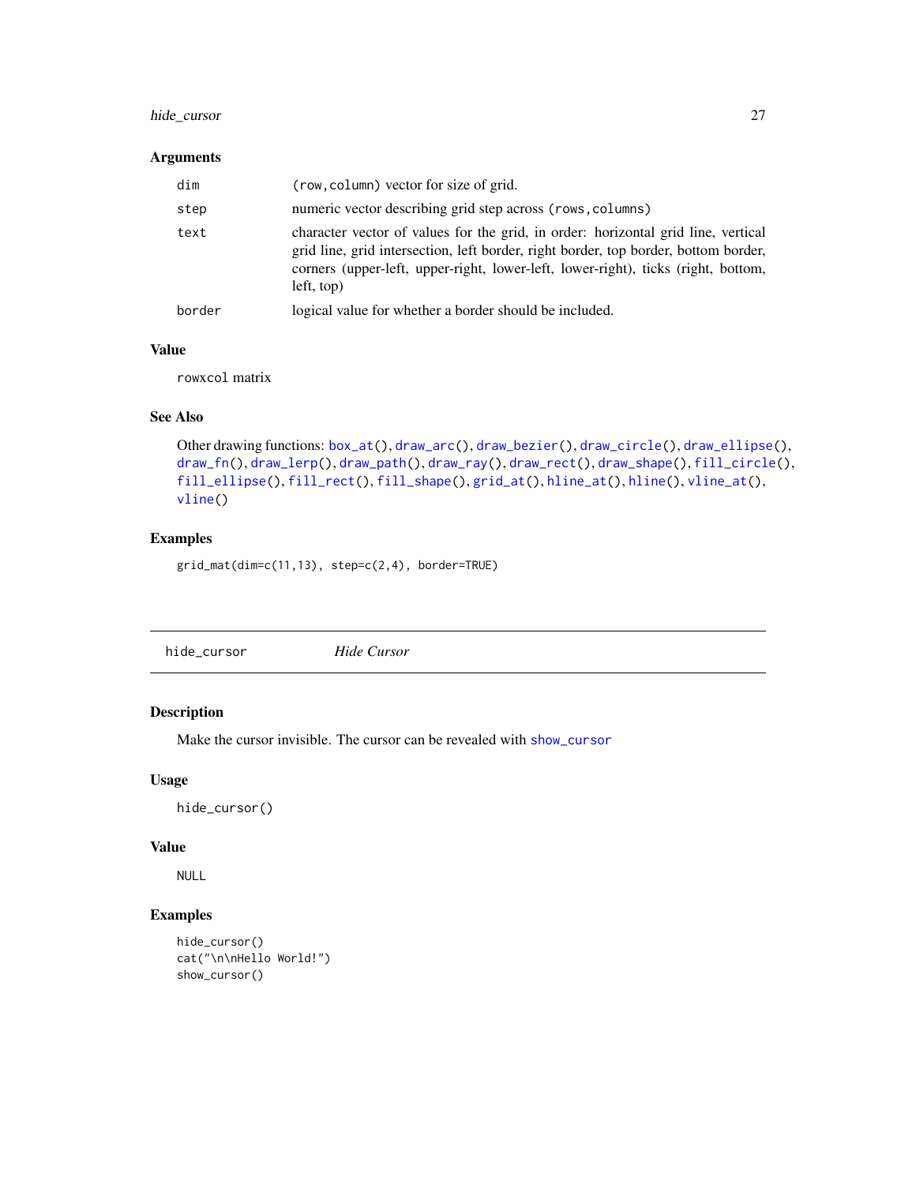### Arguments

| | |
|---|---|
| `dim` | `(row,column)` vector for size of grid. |
| `step` | numeric vector describing grid step across `(rows,columns)` |
| `text` | character vector of values for the grid, in order: horizontal grid line, vertical grid line, grid intersection, left border, right border, top border, bottom border, corners (upper-left, upper-right, lower-left, lower-right), ticks (right, bottom, left, top) |
| `border` | logical value for whether a border should be included. |

### Value

`rowxcol` matrix

### See Also

Other drawing functions: `box_at()`, `draw_arc()`, `draw_bezier()`, `draw_circle()`, `draw_ellipse()`, `draw_fn()`, `draw_lerp()`, `draw_path()`, `draw_ray()`, `draw_rect()`, `draw_shape()`, `fill_circle()`, `fill_ellipse()`, `fill_rect()`, `fill_shape()`, `grid_at()`, `hline_at()`, `hline()`, `vline_at()`, `vline()`

### Examples

```
grid_mat(dim=c(11,13), step=c(2,4), border=TRUE)
```

---

## `hide_cursor` *Hide Cursor*

---

### Description

Make the cursor invisible. The cursor can be revealed with `show_cursor`

### Usage

```
hide_cursor()
```

### Value

`NULL`

### Examples

```
hide_cursor()
cat("\n\nHello World!")
show_cursor()
```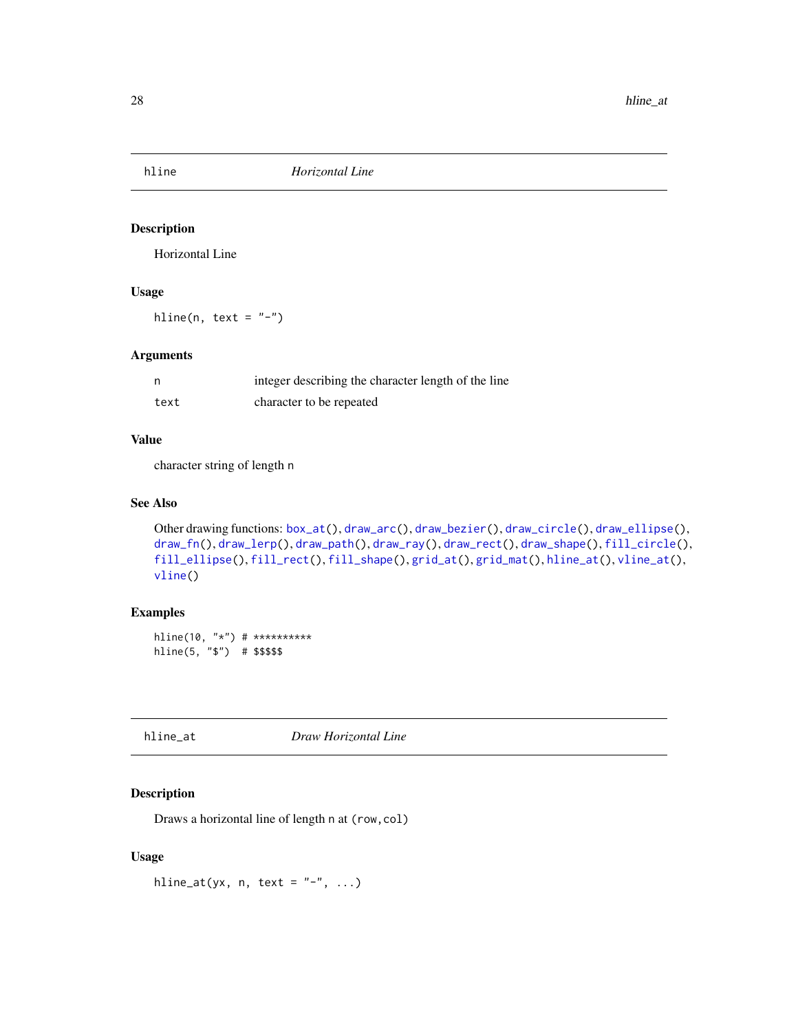## hline — *Horizontal Line*

### Description

Horizontal Line

### Usage

```
hline(n, text = "-")
```

### Arguments

| | |
|---|---|
| n | integer describing the character length of the line |
| text | character to be repeated |

### Value

character string of length n

### See Also

Other drawing functions: box_at(), draw_arc(), draw_bezier(), draw_circle(), draw_ellipse(), draw_fn(), draw_lerp(), draw_path(), draw_ray(), draw_rect(), draw_shape(), fill_circle(), fill_ellipse(), fill_rect(), fill_shape(), grid_at(), grid_mat(), hline_at(), vline_at(), vline()

### Examples

```
hline(10, "*") # **********
hline(5, "$")  # $$$$$
```

## hline_at — *Draw Horizontal Line*

### Description

Draws a horizontal line of length n at (row,col)

### Usage

```
hline_at(yx, n, text = "-", ...)
```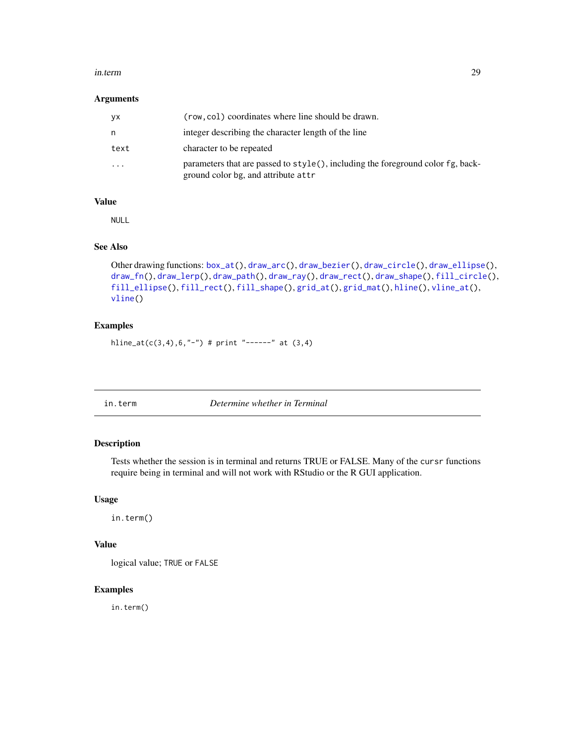## Arguments

| | |
|---|---|
| `yx` | `(row,col)` coordinates where line should be drawn. |
| `n` | integer describing the character length of the line |
| `text` | character to be repeated |
| `...` | parameters that are passed to `style()`, including the foreground color `fg`, background color `bg`, and attribute `attr` |

## Value

NULL

## See Also

Other drawing functions: `box_at()`, `draw_arc()`, `draw_bezier()`, `draw_circle()`, `draw_ellipse()`, `draw_fn()`, `draw_lerp()`, `draw_path()`, `draw_ray()`, `draw_rect()`, `draw_shape()`, `fill_circle()`, `fill_ellipse()`, `fill_rect()`, `fill_shape()`, `grid_at()`, `grid_mat()`, `hline()`, `vline_at()`, `vline()`

## Examples

```
hline_at(c(3,4),6,"-") # print "------" at (3,4)
```

---

# in.term — *Determine whether in Terminal*

## Description

Tests whether the session is in terminal and returns TRUE or FALSE. Many of the `cursr` functions require being in terminal and will not work with RStudio or the R GUI application.

## Usage

```
in.term()
```

## Value

logical value; `TRUE` or `FALSE`

## Examples

```
in.term()
```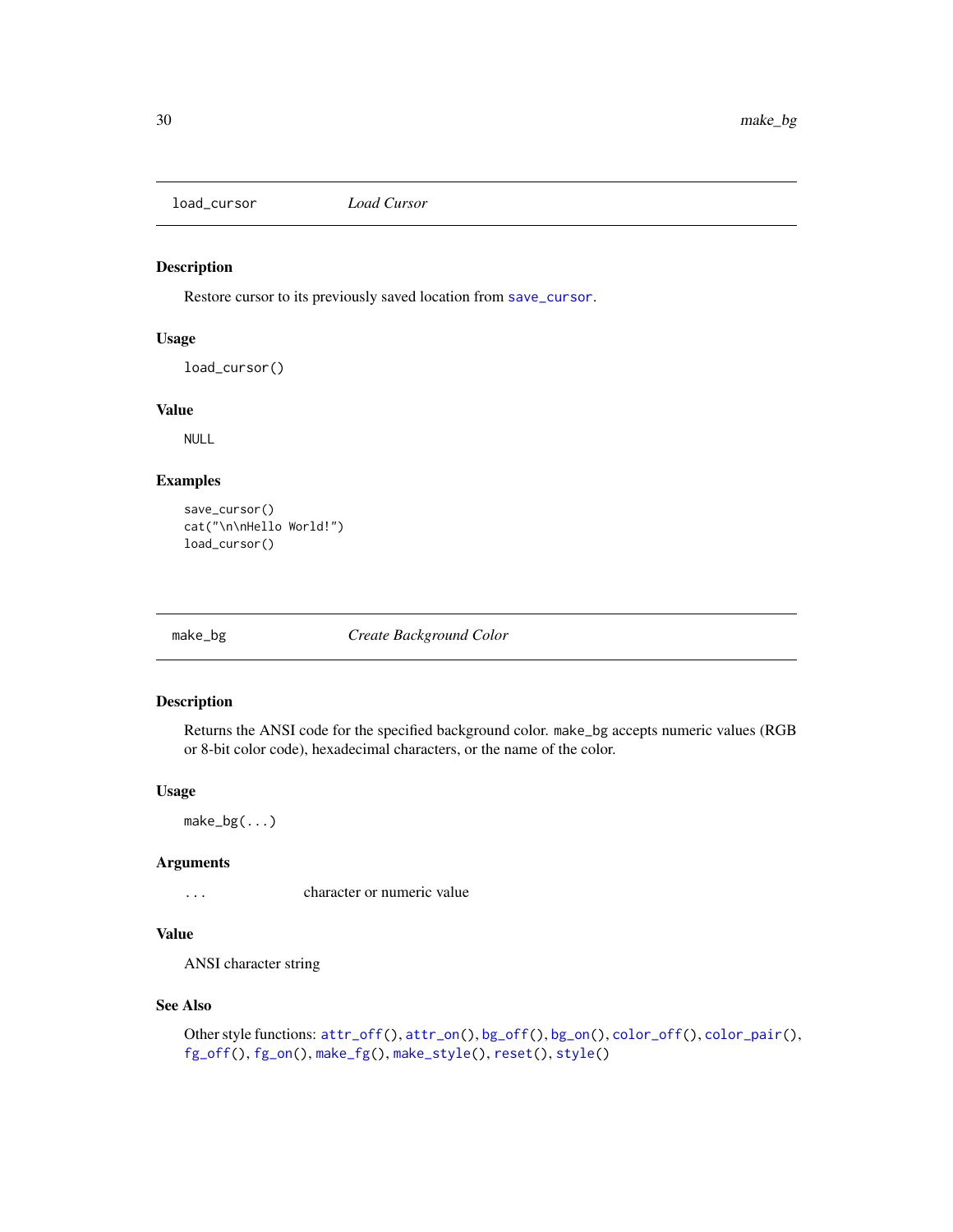## load_cursor *Load Cursor*

### Description

Restore cursor to its previously saved location from save_cursor.

### Usage

```
load_cursor()
```

### Value

NULL

### Examples

```
save_cursor()
cat("\n\nHello World!")
load_cursor()
```

## make_bg *Create Background Color*

### Description

Returns the ANSI code for the specified background color. make_bg accepts numeric values (RGB or 8-bit color code), hexadecimal characters, or the name of the color.

### Usage

```
make_bg(...)
```

### Arguments

| | |
|---|---|
| ... | character or numeric value |

### Value

ANSI character string

### See Also

Other style functions: attr_off(), attr_on(), bg_off(), bg_on(), color_off(), color_pair(), fg_off(), fg_on(), make_fg(), make_style(), reset(), style()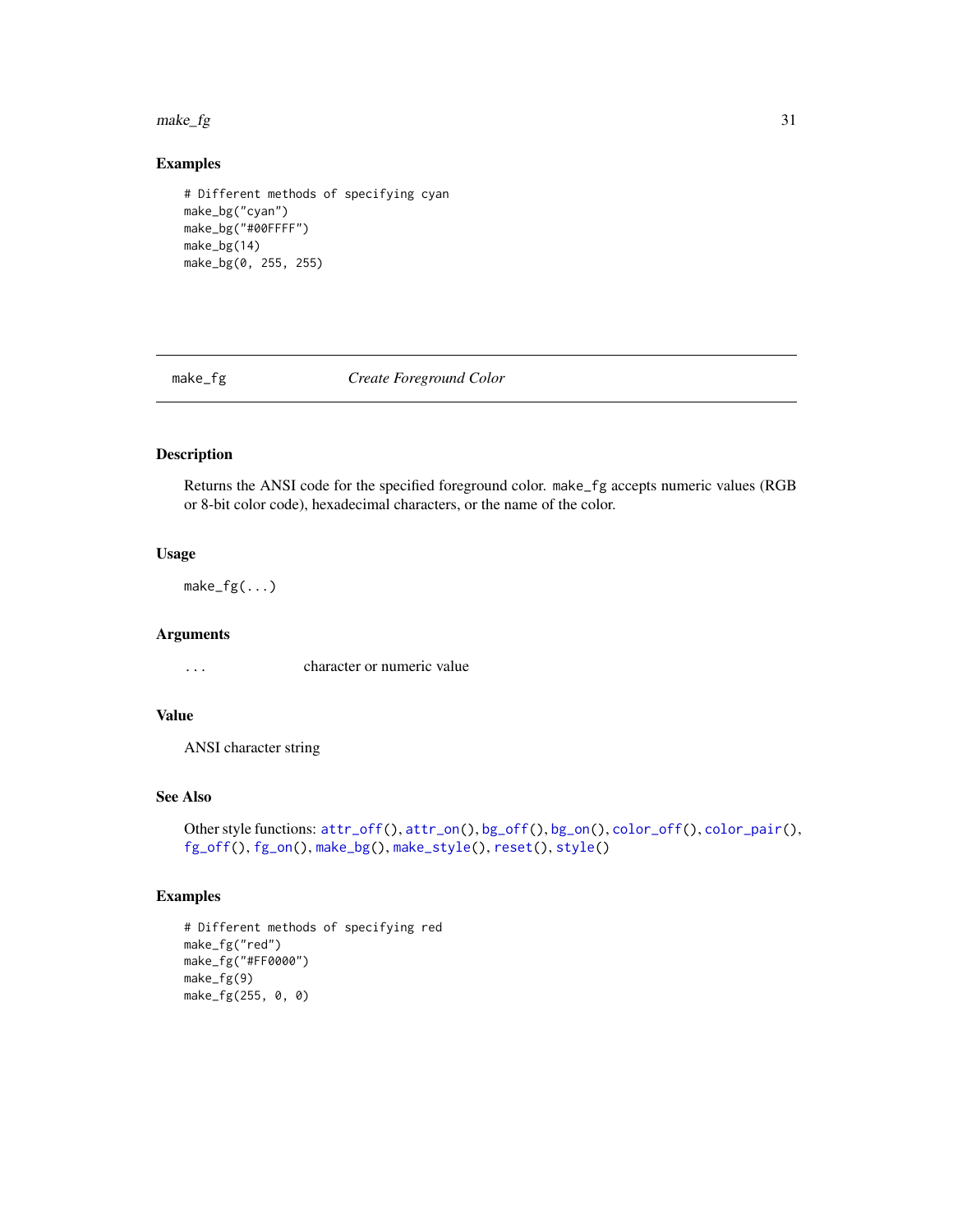### Examples

```
# Different methods of specifying cyan
make_bg("cyan")
make_bg("#00FFFF")
make_bg(14)
make_bg(0, 255, 255)
```

---

## make_fg *Create Foreground Color*

---

### Description

Returns the ANSI code for the specified foreground color. `make_fg` accepts numeric values (RGB or 8-bit color code), hexadecimal characters, or the name of the color.

### Usage

```
make_fg(...)
```

### Arguments

| | |
|---|---|
| ... | character or numeric value |

### Value

ANSI character string

### See Also

Other style functions: `attr_off()`, `attr_on()`, `bg_off()`, `bg_on()`, `color_off()`, `color_pair()`, `fg_off()`, `fg_on()`, `make_bg()`, `make_style()`, `reset()`, `style()`

### Examples

```
# Different methods of specifying red
make_fg("red")
make_fg("#FF0000")
make_fg(9)
make_fg(255, 0, 0)
```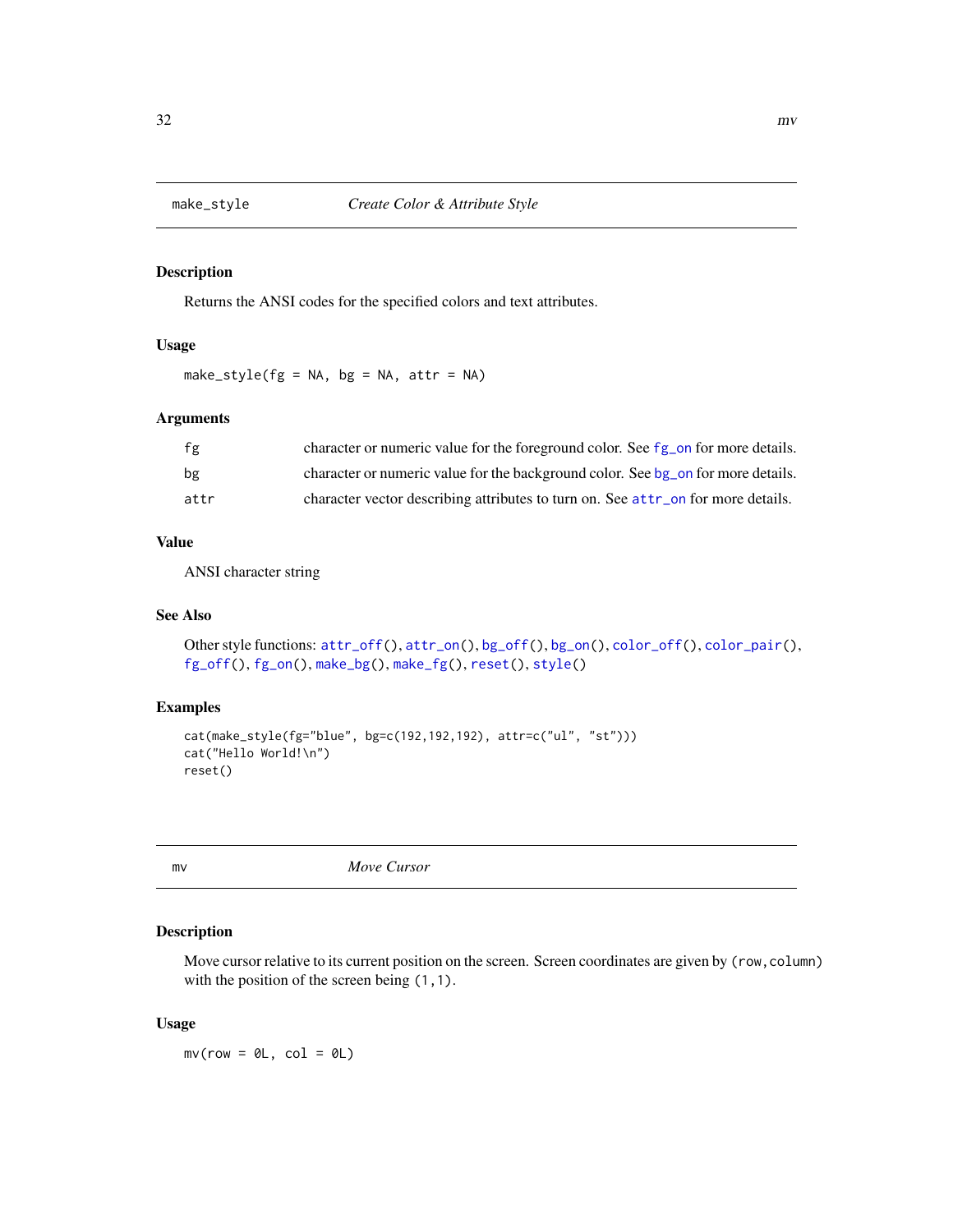## make_style — *Create Color & Attribute Style*

### Description

Returns the ANSI codes for the specified colors and text attributes.

### Usage

```
make_style(fg = NA, bg = NA, attr = NA)
```

### Arguments

| | |
|---|---|
| fg | character or numeric value for the foreground color. See fg_on for more details. |
| bg | character or numeric value for the background color. See bg_on for more details. |
| attr | character vector describing attributes to turn on. See attr_on for more details. |

### Value

ANSI character string

### See Also

Other style functions: attr_off(), attr_on(), bg_off(), bg_on(), color_off(), color_pair(), fg_off(), fg_on(), make_bg(), make_fg(), reset(), style()

### Examples

```
cat(make_style(fg="blue", bg=c(192,192,192), attr=c("ul", "st")))
cat("Hello World!\n")
reset()
```

## mv — *Move Cursor*

### Description

Move cursor relative to its current position on the screen. Screen coordinates are given by (row,column) with the position of the screen being (1,1).

### Usage

```
mv(row = 0L, col = 0L)
```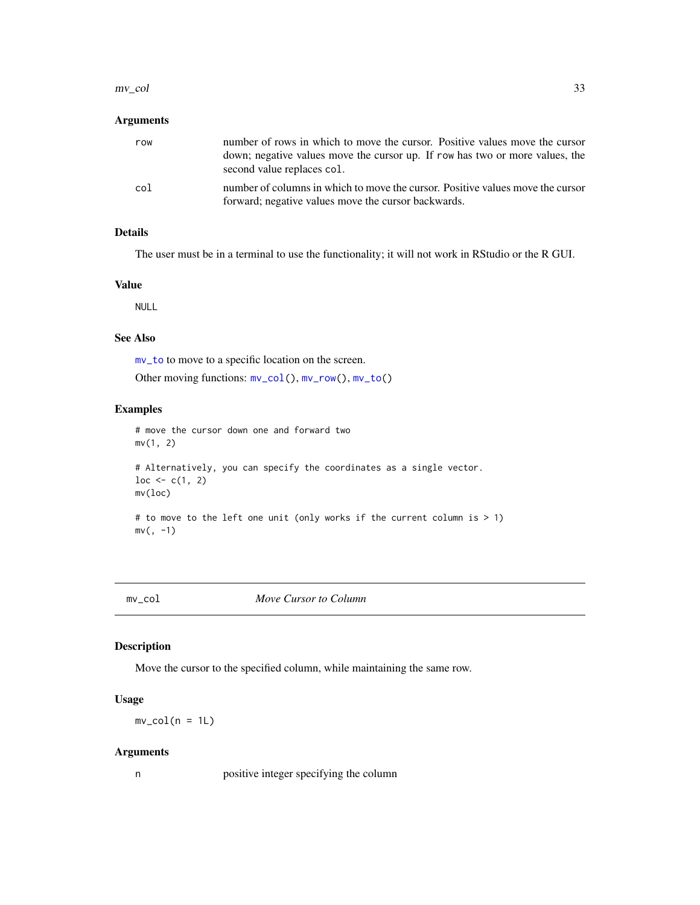### Arguments

| | |
|---|---|
| `row` | number of rows in which to move the cursor. Positive values move the cursor down; negative values move the cursor up. If `row` has two or more values, the second value replaces `col`. |
| `col` | number of columns in which to move the cursor. Positive values move the cursor forward; negative values move the cursor backwards. |

### Details

The user must be in a terminal to use the functionality; it will not work in RStudio or the R GUI.

### Value

`NULL`

### See Also

`mv_to` to move to a specific location on the screen.

Other moving functions: `mv_col()`, `mv_row()`, `mv_to()`

### Examples

```
# move the cursor down one and forward two
mv(1, 2)

# Alternatively, you can specify the coordinates as a single vector.
loc <- c(1, 2)
mv(loc)

# to move to the left one unit (only works if the current column is > 1)
mv(, -1)
```

---

## mv_col — *Move Cursor to Column*

### Description

Move the cursor to the specified column, while maintaining the same row.

### Usage

```
mv_col(n = 1L)
```

### Arguments

| | |
|---|---|
| `n` | positive integer specifying the column |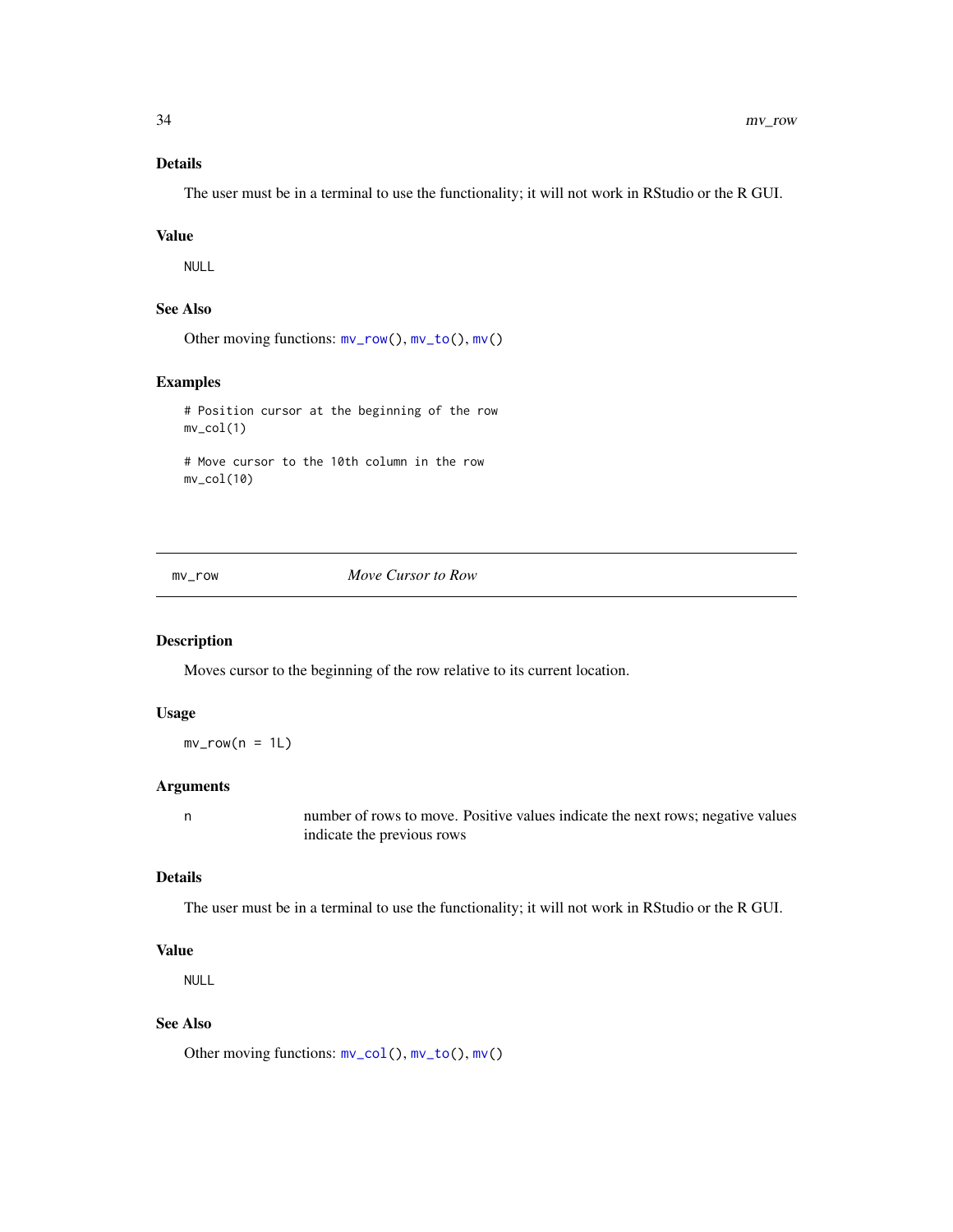### Details

The user must be in a terminal to use the functionality; it will not work in RStudio or the R GUI.

### Value

`NULL`

### See Also

Other moving functions: `mv_row()`, `mv_to()`, `mv()`

### Examples

```
# Position cursor at the beginning of the row
mv_col(1)

# Move cursor to the 10th column in the row
mv_col(10)
```

---

## mv_row — *Move Cursor to Row*

---

### Description

Moves cursor to the beginning of the row relative to its current location.

### Usage

```
mv_row(n = 1L)
```

### Arguments

| | |
|---|---|
| `n` | number of rows to move. Positive values indicate the next rows; negative values indicate the previous rows |

### Details

The user must be in a terminal to use the functionality; it will not work in RStudio or the R GUI.

### Value

`NULL`

### See Also

Other moving functions: `mv_col()`, `mv_to()`, `mv()`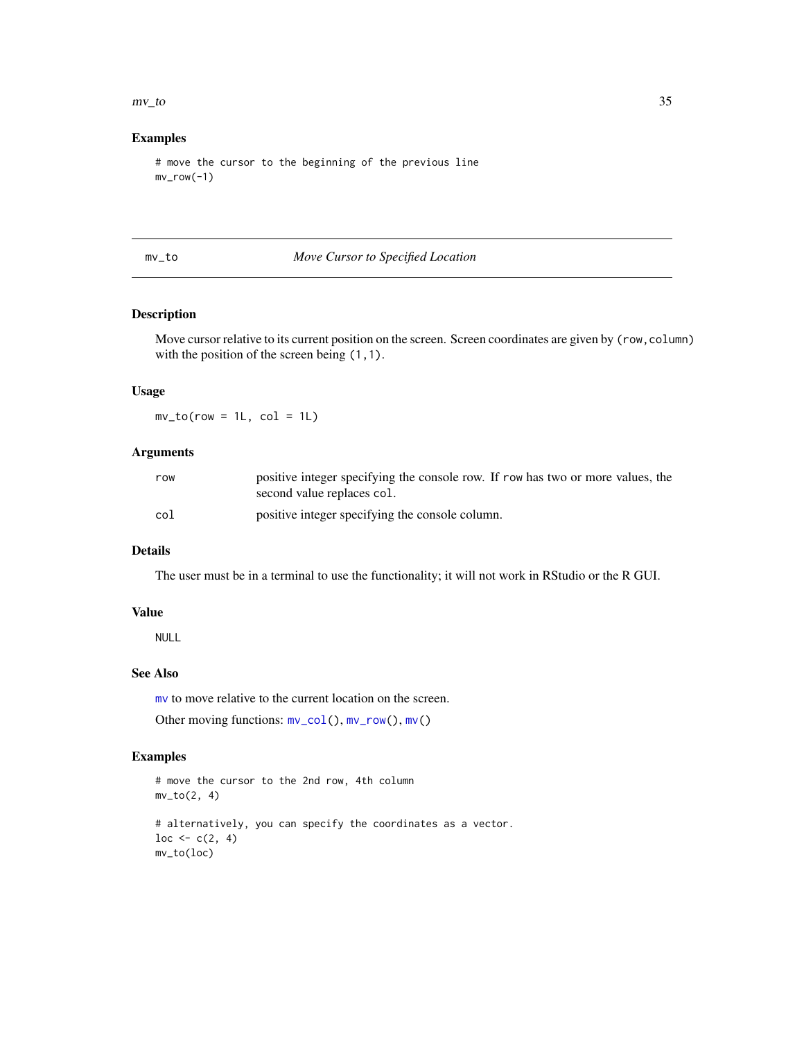### Examples

```
# move the cursor to the beginning of the previous line
mv_row(-1)
```

---

## mv_to — *Move Cursor to Specified Location*

---

### Description

Move cursor relative to its current position on the screen. Screen coordinates are given by `(row,column)` with the position of the screen being `(1,1)`.

### Usage

```
mv_to(row = 1L, col = 1L)
```

### Arguments

| | |
|---|---|
| `row` | positive integer specifying the console row. If `row` has two or more values, the second value replaces `col`. |
| `col` | positive integer specifying the console column. |

### Details

The user must be in a terminal to use the functionality; it will not work in RStudio or the R GUI.

### Value

`NULL`

### See Also

`mv` to move relative to the current location on the screen.

Other moving functions: `mv_col()`, `mv_row()`, `mv()`

### Examples

```
# move the cursor to the 2nd row, 4th column
mv_to(2, 4)

# alternatively, you can specify the coordinates as a vector.
loc <- c(2, 4)
mv_to(loc)
```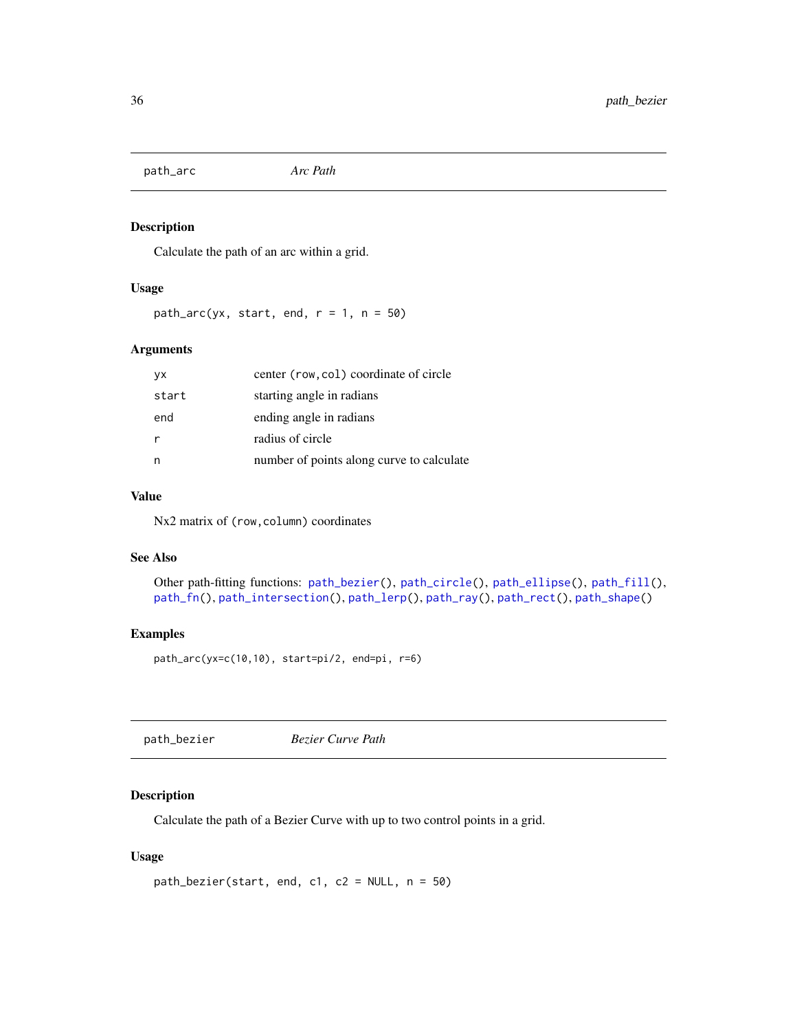## path_arc — *Arc Path*

### Description

Calculate the path of an arc within a grid.

### Usage

```
path_arc(yx, start, end, r = 1, n = 50)
```

### Arguments

| | |
|---|---|
| yx | center (row,col) coordinate of circle |
| start | starting angle in radians |
| end | ending angle in radians |
| r | radius of circle |
| n | number of points along curve to calculate |

### Value

Nx2 matrix of (row,column) coordinates

### See Also

Other path-fitting functions: path_bezier(), path_circle(), path_ellipse(), path_fill(), path_fn(), path_intersection(), path_lerp(), path_ray(), path_rect(), path_shape()

### Examples

```
path_arc(yx=c(10,10), start=pi/2, end=pi, r=6)
```

## path_bezier — *Bezier Curve Path*

### Description

Calculate the path of a Bezier Curve with up to two control points in a grid.

### Usage

```
path_bezier(start, end, c1, c2 = NULL, n = 50)
```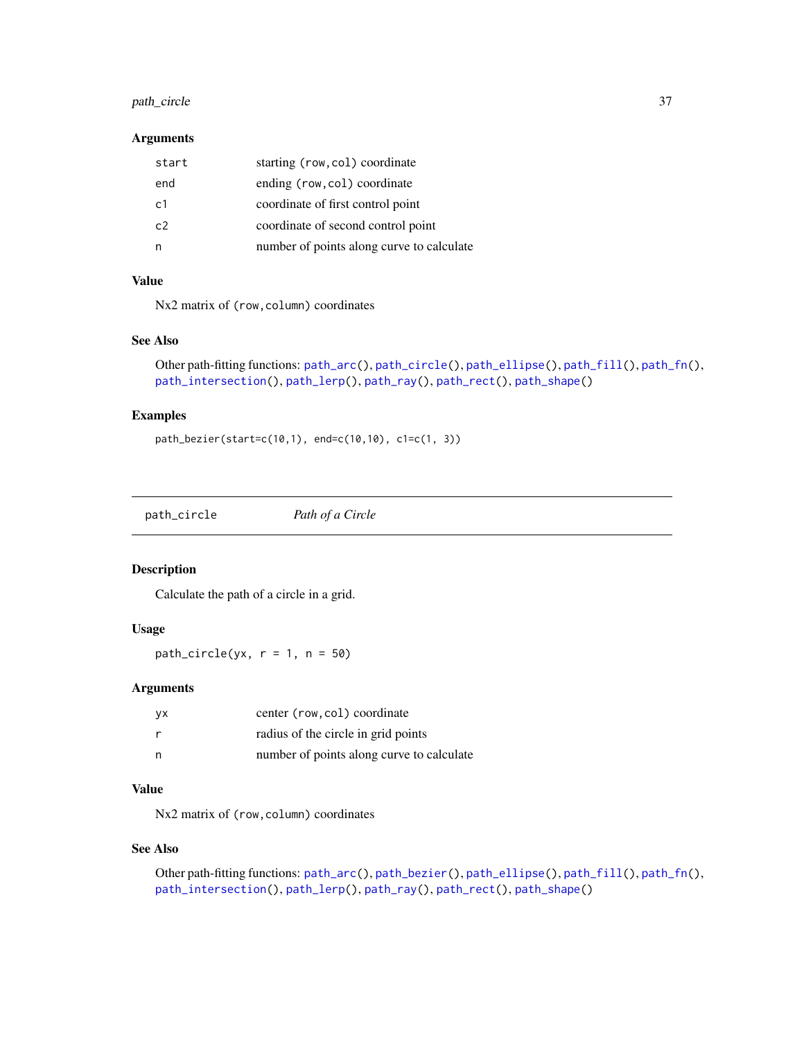### Arguments

| | |
|---|---|
| `start` | starting `(row,col)` coordinate |
| `end` | ending `(row,col)` coordinate |
| `c1` | coordinate of first control point |
| `c2` | coordinate of second control point |
| `n` | number of points along curve to calculate |

### Value

Nx2 matrix of `(row,column)` coordinates

### See Also

Other path-fitting functions: `path_arc()`, `path_circle()`, `path_ellipse()`, `path_fill()`, `path_fn()`, `path_intersection()`, `path_lerp()`, `path_ray()`, `path_rect()`, `path_shape()`

### Examples

```
path_bezier(start=c(10,1), end=c(10,10), c1=c(1, 3))
```

---

## path_circle    *Path of a Circle*

---

### Description

Calculate the path of a circle in a grid.

### Usage

```
path_circle(yx, r = 1, n = 50)
```

### Arguments

| | |
|---|---|
| `yx` | center `(row,col)` coordinate |
| `r` | radius of the circle in grid points |
| `n` | number of points along curve to calculate |

### Value

Nx2 matrix of `(row,column)` coordinates

### See Also

Other path-fitting functions: `path_arc()`, `path_bezier()`, `path_ellipse()`, `path_fill()`, `path_fn()`, `path_intersection()`, `path_lerp()`, `path_ray()`, `path_rect()`, `path_shape()`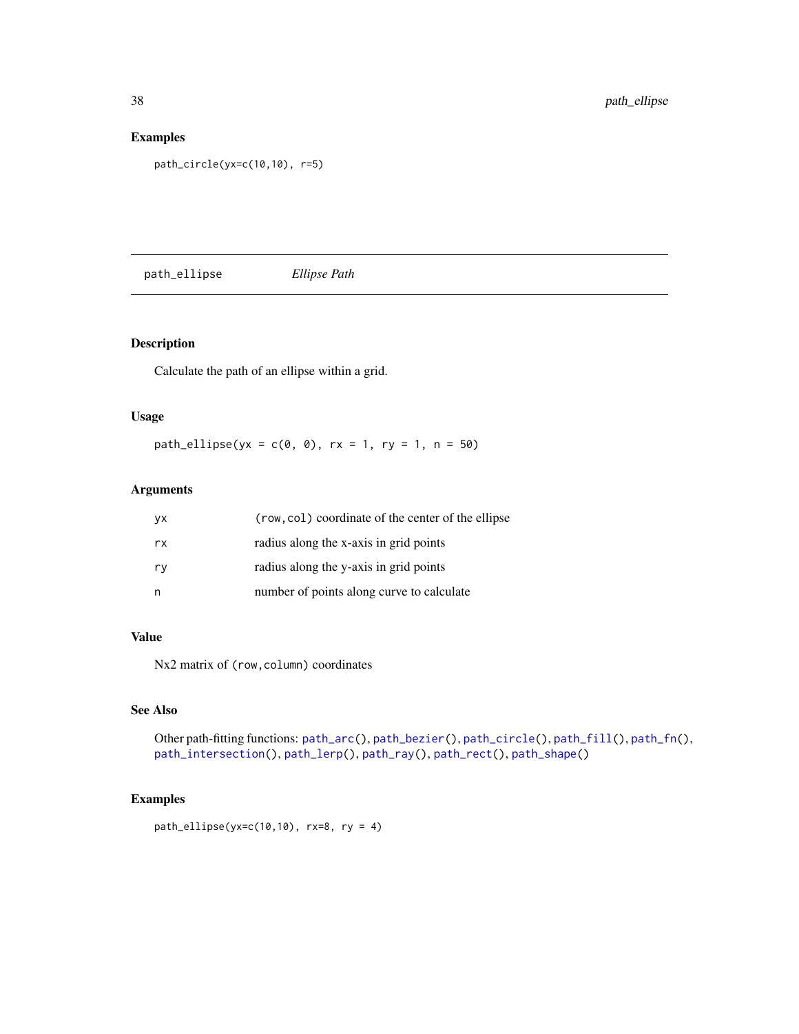## Examples

```
path_circle(yx=c(10,10), r=5)
```

---

# path_ellipse *Ellipse Path*

---

## Description

Calculate the path of an ellipse within a grid.

## Usage

```
path_ellipse(yx = c(0, 0), rx = 1, ry = 1, n = 50)
```

## Arguments

| | |
|---|---|
| yx | `(row,col)` coordinate of the center of the ellipse |
| rx | radius along the x-axis in grid points |
| ry | radius along the y-axis in grid points |
| n | number of points along curve to calculate |

## Value

Nx2 matrix of `(row,column)` coordinates

## See Also

Other path-fitting functions: `path_arc()`, `path_bezier()`, `path_circle()`, `path_fill()`, `path_fn()`, `path_intersection()`, `path_lerp()`, `path_ray()`, `path_rect()`, `path_shape()`

## Examples

```
path_ellipse(yx=c(10,10), rx=8, ry = 4)
```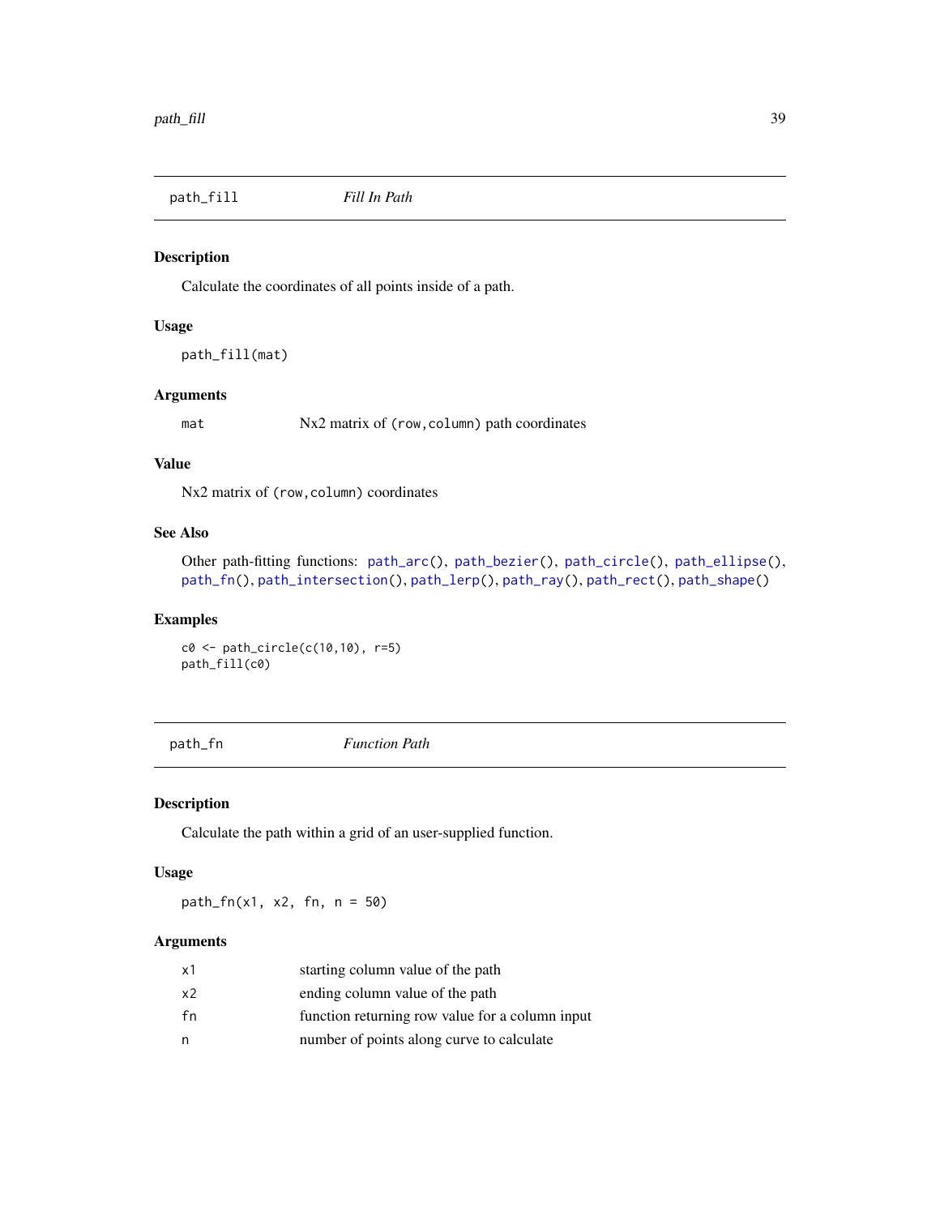## path_fill — *Fill In Path*

### Description

Calculate the coordinates of all points inside of a path.

### Usage

```
path_fill(mat)
```

### Arguments

| | |
|---|---|
| `mat` | Nx2 matrix of `(row,column)` path coordinates |

### Value

Nx2 matrix of `(row,column)` coordinates

### See Also

Other path-fitting functions: `path_arc()`, `path_bezier()`, `path_circle()`, `path_ellipse()`, `path_fn()`, `path_intersection()`, `path_lerp()`, `path_ray()`, `path_rect()`, `path_shape()`

### Examples

```
c0 <- path_circle(c(10,10), r=5)
path_fill(c0)
```

## path_fn — *Function Path*

### Description

Calculate the path within a grid of an user-supplied function.

### Usage

```
path_fn(x1, x2, fn, n = 50)
```

### Arguments

| | |
|---|---|
| `x1` | starting column value of the path |
| `x2` | ending column value of the path |
| `fn` | function returning row value for a column input |
| `n` | number of points along curve to calculate |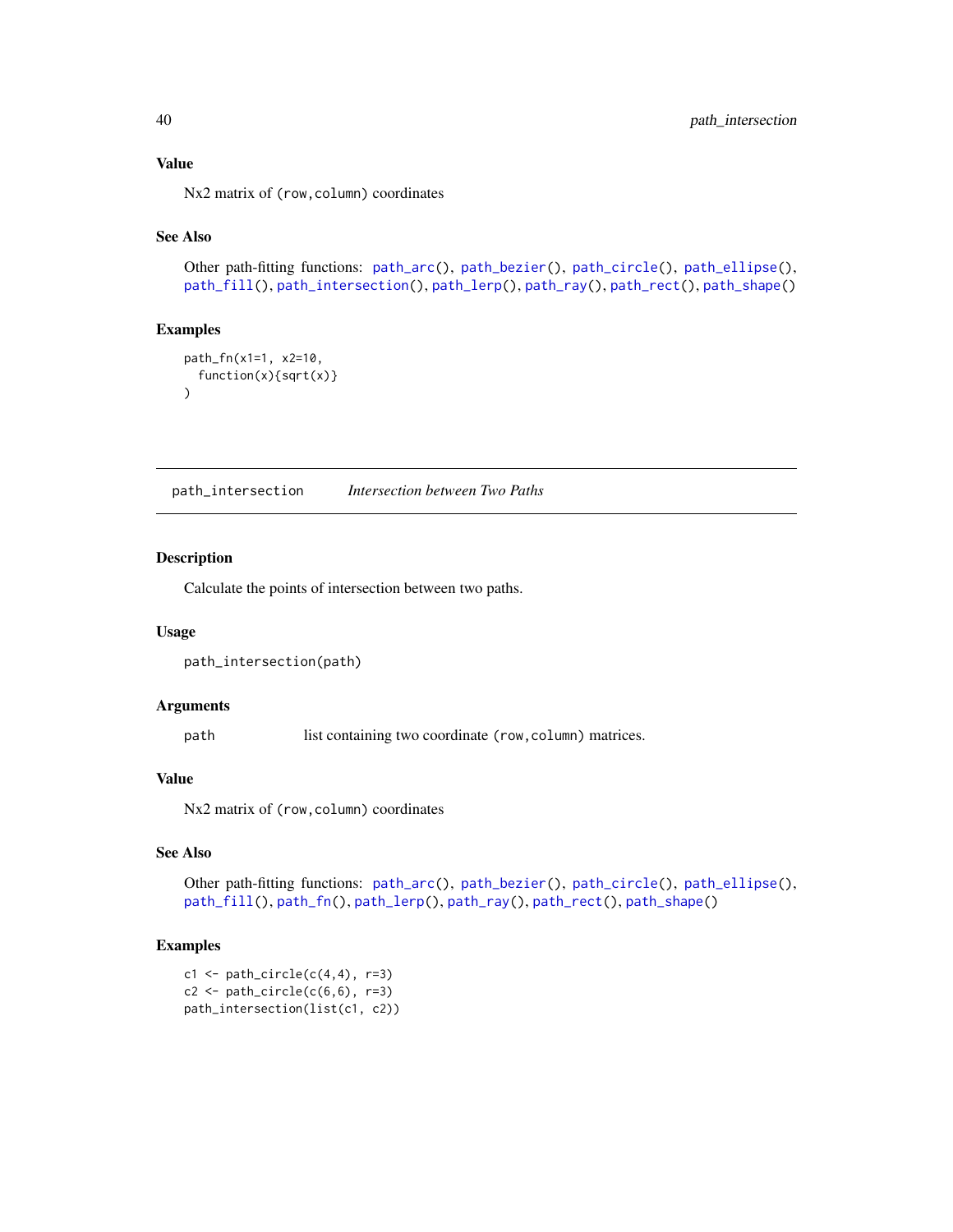### Value

Nx2 matrix of (row,column) coordinates

### See Also

Other path-fitting functions: path_arc(), path_bezier(), path_circle(), path_ellipse(), path_fill(), path_intersection(), path_lerp(), path_ray(), path_rect(), path_shape()

### Examples

```
path_fn(x1=1, x2=10,
  function(x){sqrt(x)}
)
```

---

## path_intersection *Intersection between Two Paths*

### Description

Calculate the points of intersection between two paths.

### Usage

```
path_intersection(path)
```

### Arguments

| | |
|---|---|
| path | list containing two coordinate (row,column) matrices. |

### Value

Nx2 matrix of (row,column) coordinates

### See Also

Other path-fitting functions: path_arc(), path_bezier(), path_circle(), path_ellipse(), path_fill(), path_fn(), path_lerp(), path_ray(), path_rect(), path_shape()

### Examples

```
c1 <- path_circle(c(4,4), r=3)
c2 <- path_circle(c(6,6), r=3)
path_intersection(list(c1, c2))
```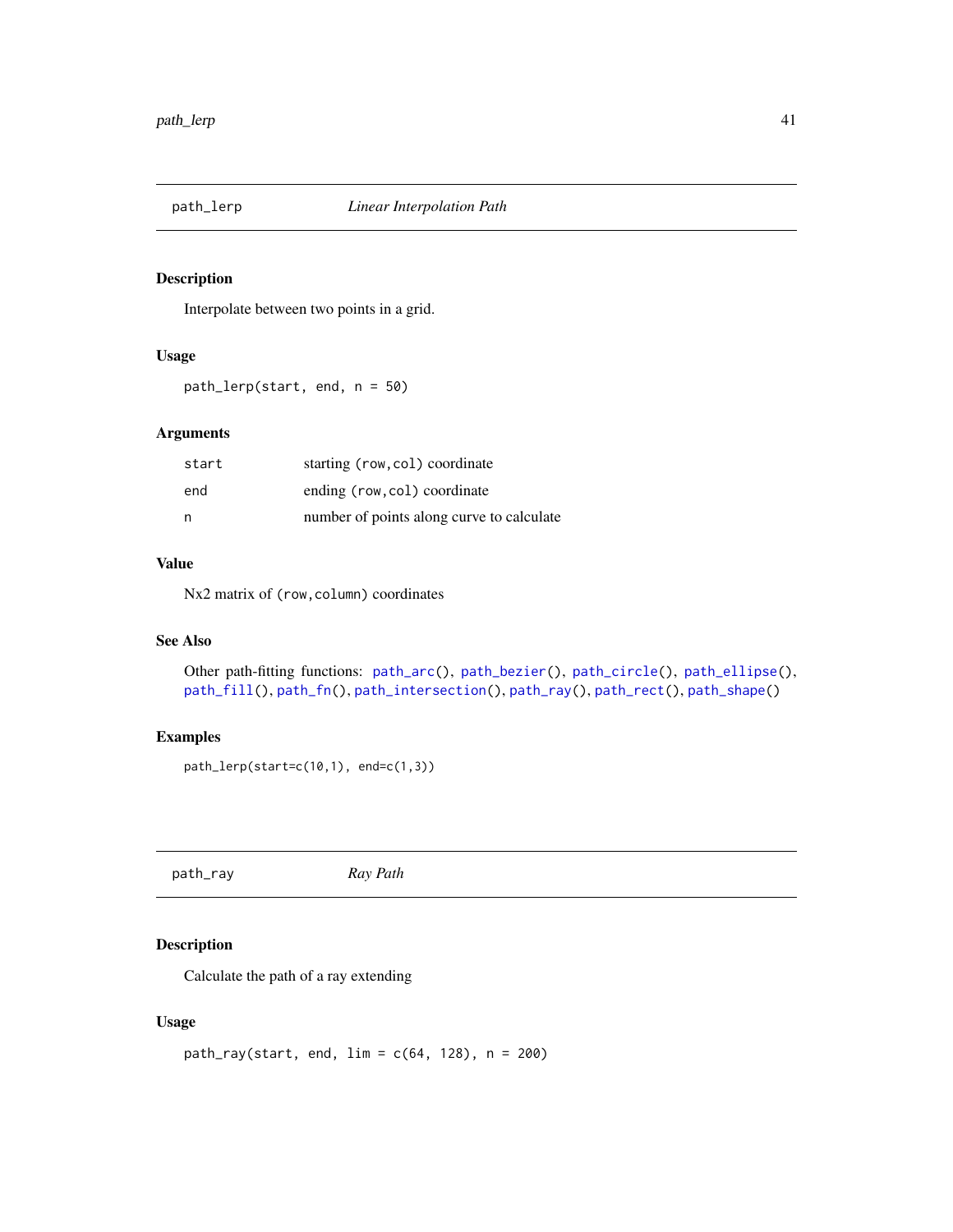## path_lerp — *Linear Interpolation Path*

### Description

Interpolate between two points in a grid.

### Usage

```
path_lerp(start, end, n = 50)
```

### Arguments

| | |
|---|---|
| `start` | starting `(row,col)` coordinate |
| `end` | ending `(row,col)` coordinate |
| `n` | number of points along curve to calculate |

### Value

Nx2 matrix of `(row,column)` coordinates

### See Also

Other path-fitting functions: `path_arc()`, `path_bezier()`, `path_circle()`, `path_ellipse()`, `path_fill()`, `path_fn()`, `path_intersection()`, `path_ray()`, `path_rect()`, `path_shape()`

### Examples

```
path_lerp(start=c(10,1), end=c(1,3))
```

## path_ray — *Ray Path*

### Description

Calculate the path of a ray extending

### Usage

```
path_ray(start, end, lim = c(64, 128), n = 200)
```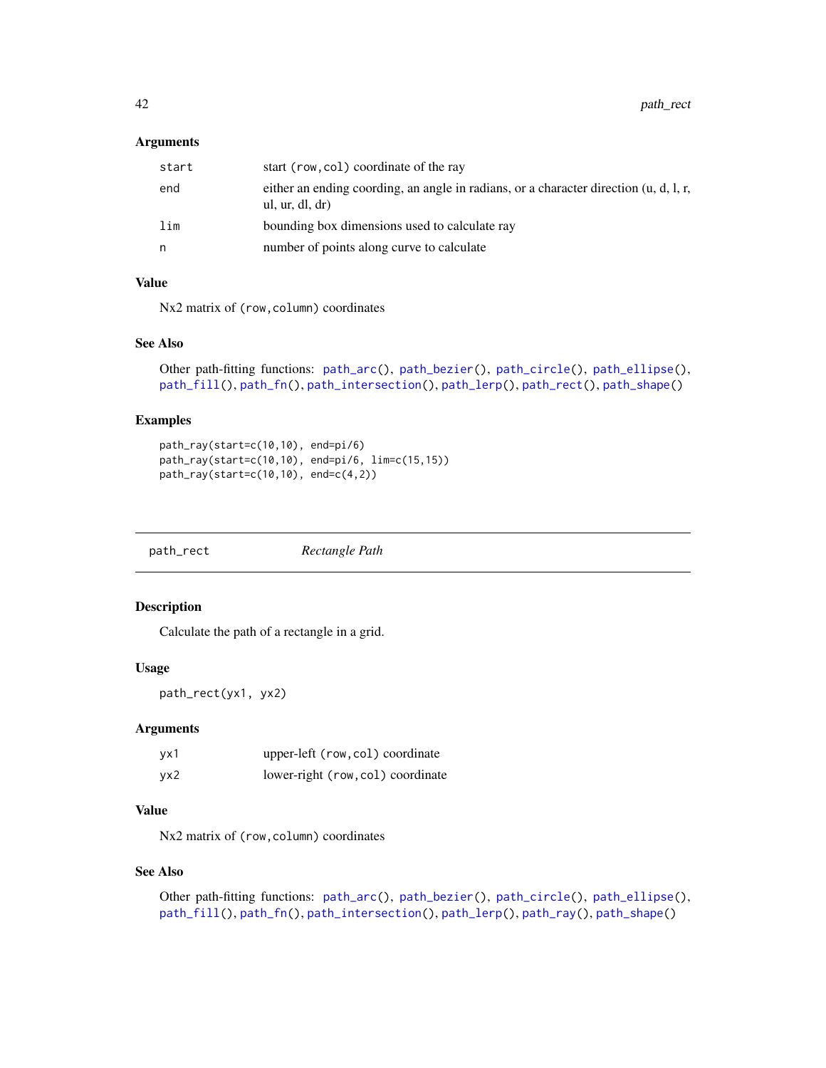### Arguments

| | |
|---|---|
| `start` | start `(row,col)` coordinate of the ray |
| `end` | either an ending coording, an angle in radians, or a character direction (u, d, l, r, ul, ur, dl, dr) |
| `lim` | bounding box dimensions used to calculate ray |
| `n` | number of points along curve to calculate |

### Value

Nx2 matrix of `(row,column)` coordinates

### See Also

Other path-fitting functions: `path_arc()`, `path_bezier()`, `path_circle()`, `path_ellipse()`, `path_fill()`, `path_fn()`, `path_intersection()`, `path_lerp()`, `path_rect()`, `path_shape()`

### Examples

```
path_ray(start=c(10,10), end=pi/6)
path_ray(start=c(10,10), end=pi/6, lim=c(15,15))
path_ray(start=c(10,10), end=c(4,2))
```

---

## `path_rect` *Rectangle Path*

---

### Description

Calculate the path of a rectangle in a grid.

### Usage

```
path_rect(yx1, yx2)
```

### Arguments

| | |
|---|---|
| `yx1` | upper-left `(row,col)` coordinate |
| `yx2` | lower-right `(row,col)` coordinate |

### Value

Nx2 matrix of `(row,column)` coordinates

### See Also

Other path-fitting functions: `path_arc()`, `path_bezier()`, `path_circle()`, `path_ellipse()`, `path_fill()`, `path_fn()`, `path_intersection()`, `path_lerp()`, `path_ray()`, `path_shape()`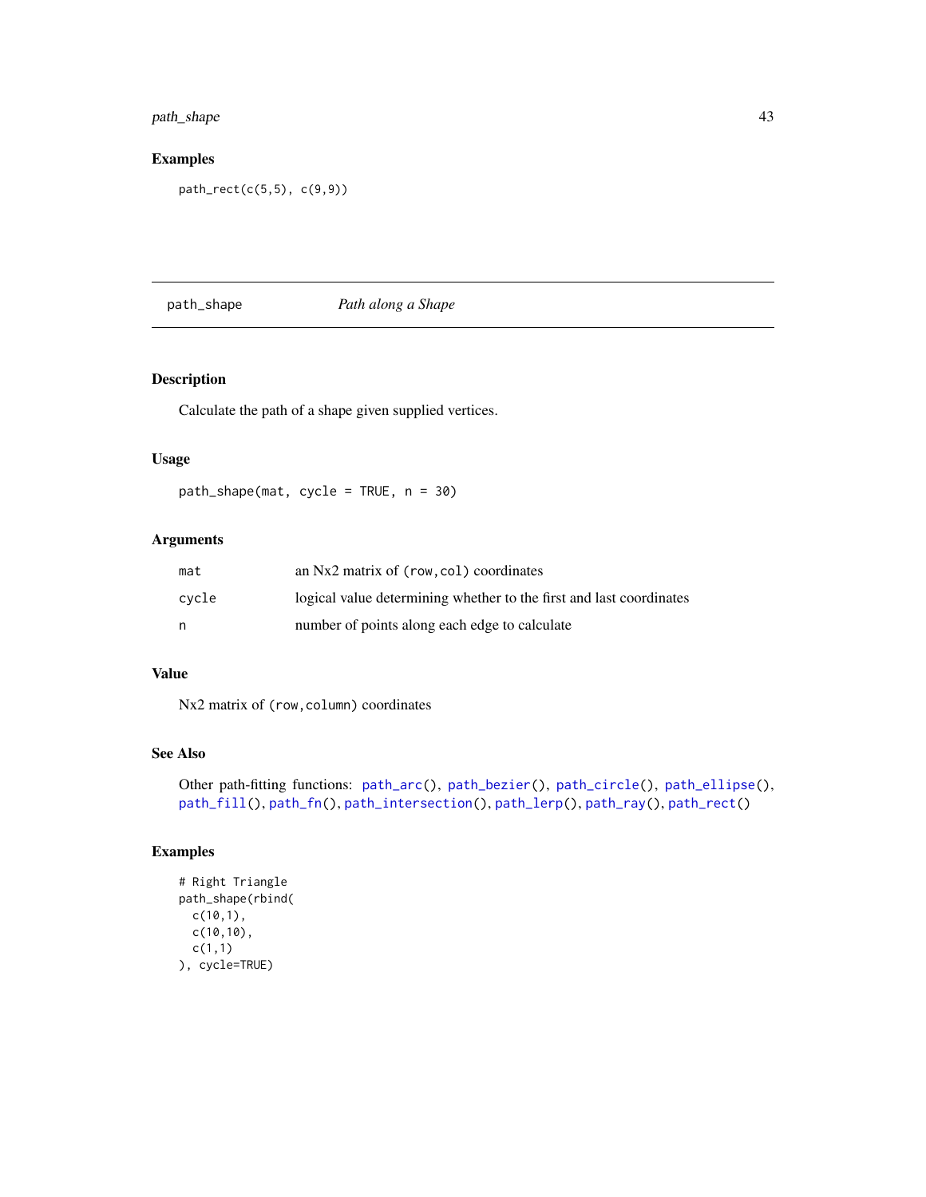## Examples

```
path_rect(c(5,5), c(9,9))
```

---

# path_shape — *Path along a Shape*

## Description

Calculate the path of a shape given supplied vertices.

## Usage

```
path_shape(mat, cycle = TRUE, n = 30)
```

## Arguments

| | |
|---|---|
| mat | an Nx2 matrix of `(row,col)` coordinates |
| cycle | logical value determining whether to the first and last coordinates |
| n | number of points along each edge to calculate |

## Value

Nx2 matrix of `(row,column)` coordinates

## See Also

Other path-fitting functions: `path_arc()`, `path_bezier()`, `path_circle()`, `path_ellipse()`, `path_fill()`, `path_fn()`, `path_intersection()`, `path_lerp()`, `path_ray()`, `path_rect()`

## Examples

```
# Right Triangle
path_shape(rbind(
  c(10,1),
  c(10,10),
  c(1,1)
), cycle=TRUE)
```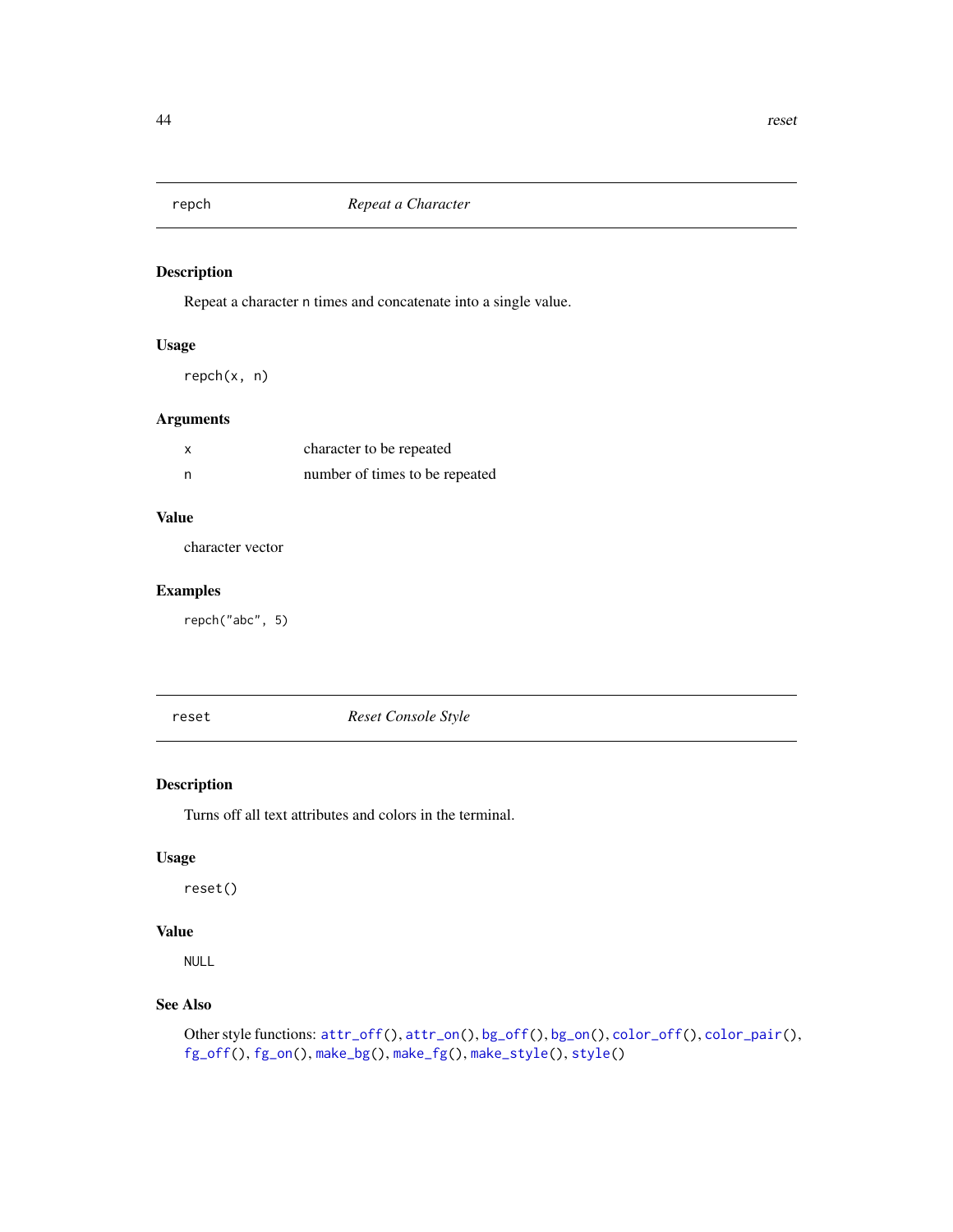## repch — *Repeat a Character*

### Description

Repeat a character n times and concatenate into a single value.

### Usage

```
repch(x, n)
```

### Arguments

| | |
|---|---|
| x | character to be repeated |
| n | number of times to be repeated |

### Value

character vector

### Examples

```
repch("abc", 5)
```

## reset — *Reset Console Style*

### Description

Turns off all text attributes and colors in the terminal.

### Usage

```
reset()
```

### Value

NULL

### See Also

Other style functions: attr_off(), attr_on(), bg_off(), bg_on(), color_off(), color_pair(), fg_off(), fg_on(), make_bg(), make_fg(), make_style(), style()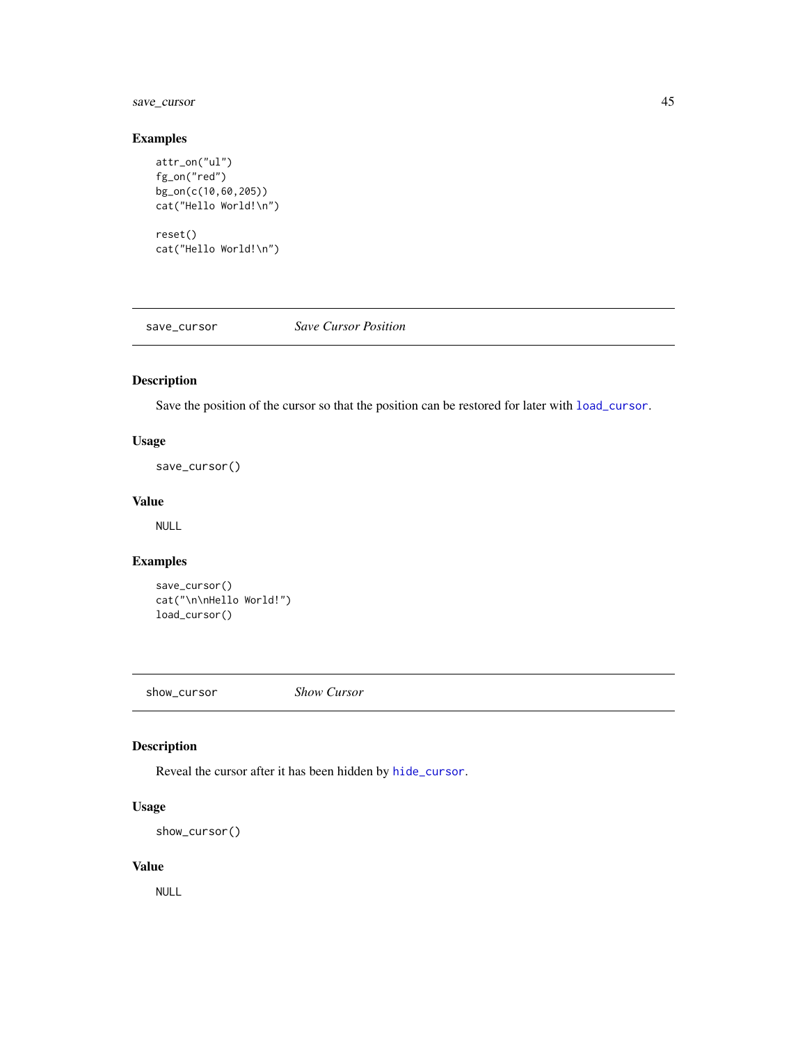### Examples

```
attr_on("ul")
fg_on("red")
bg_on(c(10,60,205))
cat("Hello World!\n")

reset()
cat("Hello World!\n")
```

---

## save_cursor *Save Cursor Position*

---

### Description

Save the position of the cursor so that the position can be restored for later with `load_cursor`.

### Usage

```
save_cursor()
```

### Value

NULL

### Examples

```
save_cursor()
cat("\n\nHello World!")
load_cursor()
```

---

## show_cursor *Show Cursor*

---

### Description

Reveal the cursor after it has been hidden by `hide_cursor`.

### Usage

```
show_cursor()
```

### Value

NULL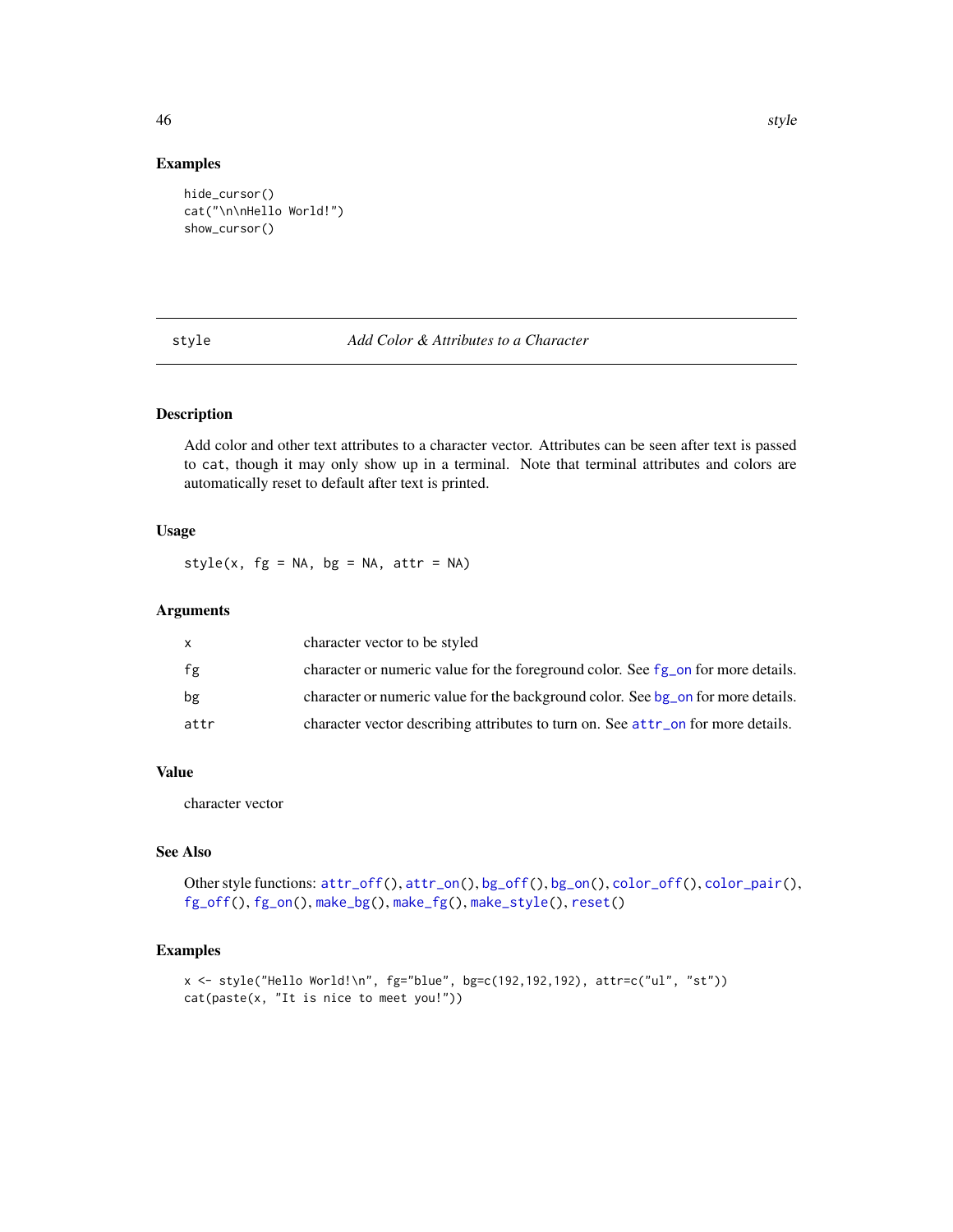### Examples

```
hide_cursor()
cat("\n\nHello World!")
show_cursor()
```

---

## style — *Add Color & Attributes to a Character*

---

### Description

Add color and other text attributes to a character vector. Attributes can be seen after text is passed to `cat`, though it may only show up in a terminal. Note that terminal attributes and colors are automatically reset to default after text is printed.

### Usage

```
style(x, fg = NA, bg = NA, attr = NA)
```

### Arguments

| | |
|---|---|
| `x` | character vector to be styled |
| `fg` | character or numeric value for the foreground color. See `fg_on` for more details. |
| `bg` | character or numeric value for the background color. See `bg_on` for more details. |
| `attr` | character vector describing attributes to turn on. See `attr_on` for more details. |

### Value

character vector

### See Also

Other style functions: `attr_off()`, `attr_on()`, `bg_off()`, `bg_on()`, `color_off()`, `color_pair()`, `fg_off()`, `fg_on()`, `make_bg()`, `make_fg()`, `make_style()`, `reset()`

### Examples

```
x <- style("Hello World!\n", fg="blue", bg=c(192,192,192), attr=c("ul", "st"))
cat(paste(x, "It is nice to meet you!"))
```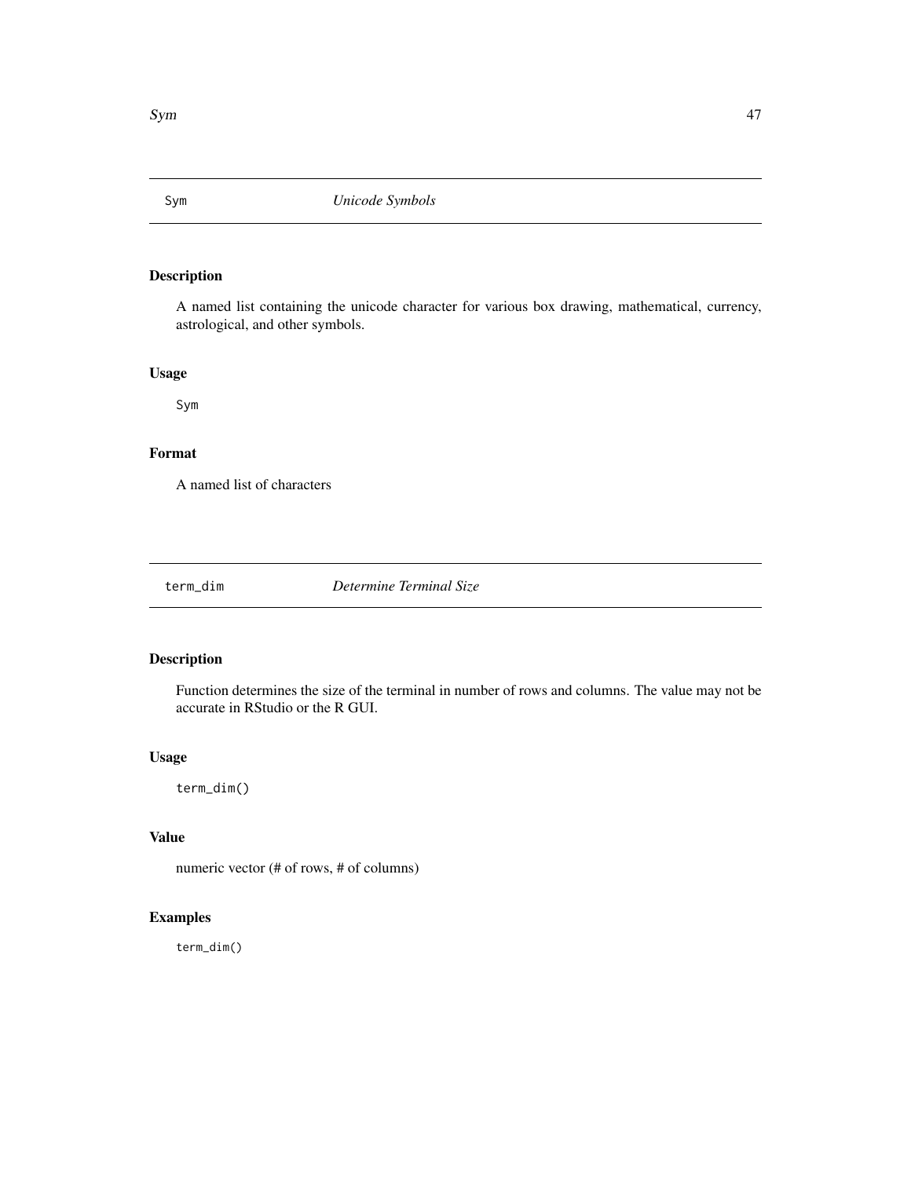## Sym — *Unicode Symbols*

### Description

A named list containing the unicode character for various box drawing, mathematical, currency, astrological, and other symbols.

### Usage

```
Sym
```

### Format

A named list of characters

## term_dim — *Determine Terminal Size*

### Description

Function determines the size of the terminal in number of rows and columns. The value may not be accurate in RStudio or the R GUI.

### Usage

```
term_dim()
```

### Value

numeric vector (# of rows, # of columns)

### Examples

```
term_dim()
```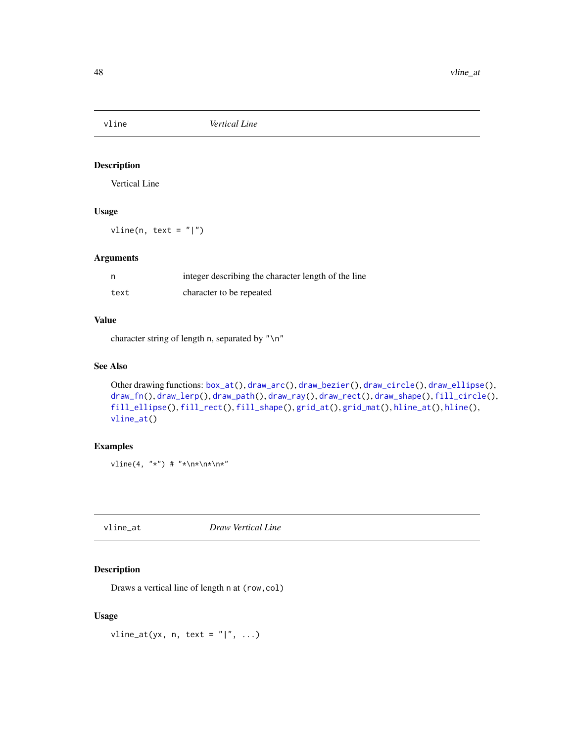## vline — *Vertical Line*

### Description

Vertical Line

### Usage

```
vline(n, text = "|")
```

### Arguments

| | |
|---|---|
| n | integer describing the character length of the line |
| text | character to be repeated |

### Value

character string of length n, separated by "\n"

### See Also

Other drawing functions: box_at(), draw_arc(), draw_bezier(), draw_circle(), draw_ellipse(), draw_fn(), draw_lerp(), draw_path(), draw_ray(), draw_rect(), draw_shape(), fill_circle(), fill_ellipse(), fill_rect(), fill_shape(), grid_at(), grid_mat(), hline_at(), hline(), vline_at()

### Examples

```
vline(4, "*") # "*\n*\n*\n*"
```

## vline_at — *Draw Vertical Line*

### Description

Draws a vertical line of length n at (row,col)

### Usage

```
vline_at(yx, n, text = "|", ...)
```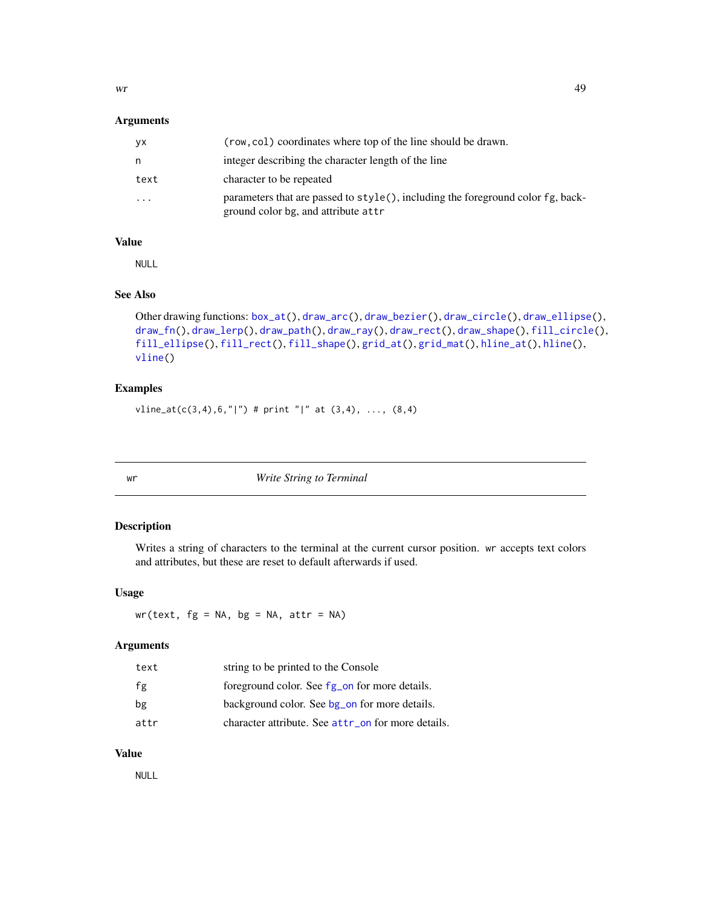### Arguments

| | |
|---|---|
| yx | (row,col) coordinates where top of the line should be drawn. |
| n | integer describing the character length of the line |
| text | character to be repeated |
| ... | parameters that are passed to style(), including the foreground color fg, background color bg, and attribute attr |

### Value

NULL

### See Also

Other drawing functions: box_at(), draw_arc(), draw_bezier(), draw_circle(), draw_ellipse(), draw_fn(), draw_lerp(), draw_path(), draw_ray(), draw_rect(), draw_shape(), fill_circle(), fill_ellipse(), fill_rect(), fill_shape(), grid_at(), grid_mat(), hline_at(), hline(), vline()

### Examples

```
vline_at(c(3,4),6,"|") # print "|" at (3,4), ..., (8,4)
```

---

## wr — *Write String to Terminal*

### Description

Writes a string of characters to the terminal at the current cursor position. wr accepts text colors and attributes, but these are reset to default afterwards if used.

### Usage

```
wr(text, fg = NA, bg = NA, attr = NA)
```

### Arguments

| | |
|---|---|
| text | string to be printed to the Console |
| fg | foreground color. See fg_on for more details. |
| bg | background color. See bg_on for more details. |
| attr | character attribute. See attr_on for more details. |

### Value

NULL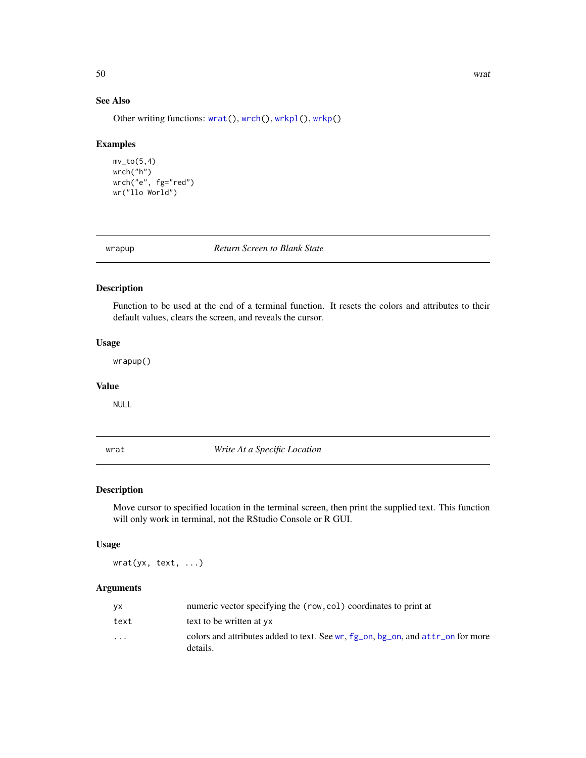### See Also

Other writing functions: `wrat()`, `wrch()`, `wrkpl()`, `wrkp()`

### Examples

```
mv_to(5,4)
wrch("h")
wrch("e", fg="red")
wr("llo World")
```

---

## wrapup — *Return Screen to Blank State*

### Description

Function to be used at the end of a terminal function. It resets the colors and attributes to their default values, clears the screen, and reveals the cursor.

### Usage

```
wrapup()
```

### Value

NULL

---

## wrat — *Write At a Specific Location*

### Description

Move cursor to specified location in the terminal screen, then print the supplied text. This function will only work in terminal, not the RStudio Console or R GUI.

### Usage

```
wrat(yx, text, ...)
```

### Arguments

| | |
|---|---|
| `yx` | numeric vector specifying the `(row,col)` coordinates to print at |
| `text` | text to be written at `yx` |
| `...` | colors and attributes added to text. See `wr`, `fg_on`, `bg_on`, and `attr_on` for more details. |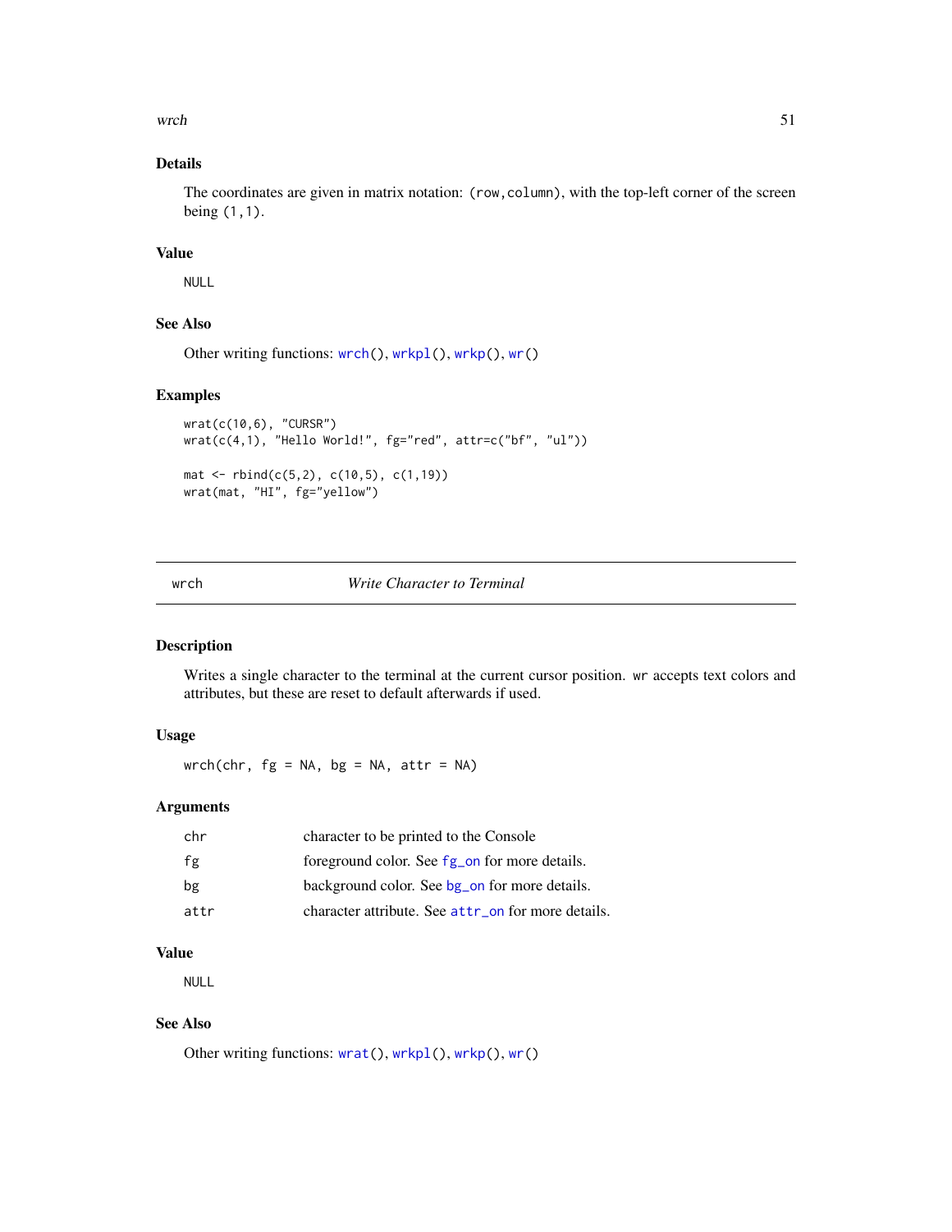### Details

The coordinates are given in matrix notation: `(row,column)`, with the top-left corner of the screen being `(1,1)`.

### Value

NULL

### See Also

Other writing functions: `wrch()`, `wrkpl()`, `wrkp()`, `wr()`

### Examples

```
wrat(c(10,6), "CURSR")
wrat(c(4,1), "Hello World!", fg="red", attr=c("bf", "ul"))

mat <- rbind(c(5,2), c(10,5), c(1,19))
wrat(mat, "HI", fg="yellow")
```

---

## wrch — *Write Character to Terminal*

### Description

Writes a single character to the terminal at the current cursor position. `wr` accepts text colors and attributes, but these are reset to default afterwards if used.

### Usage

```
wrch(chr, fg = NA, bg = NA, attr = NA)
```

### Arguments

| | |
|---|---|
| chr | character to be printed to the Console |
| fg | foreground color. See `fg_on` for more details. |
| bg | background color. See `bg_on` for more details. |
| attr | character attribute. See `attr_on` for more details. |

### Value

NULL

### See Also

Other writing functions: `wrat()`, `wrkpl()`, `wrkp()`, `wr()`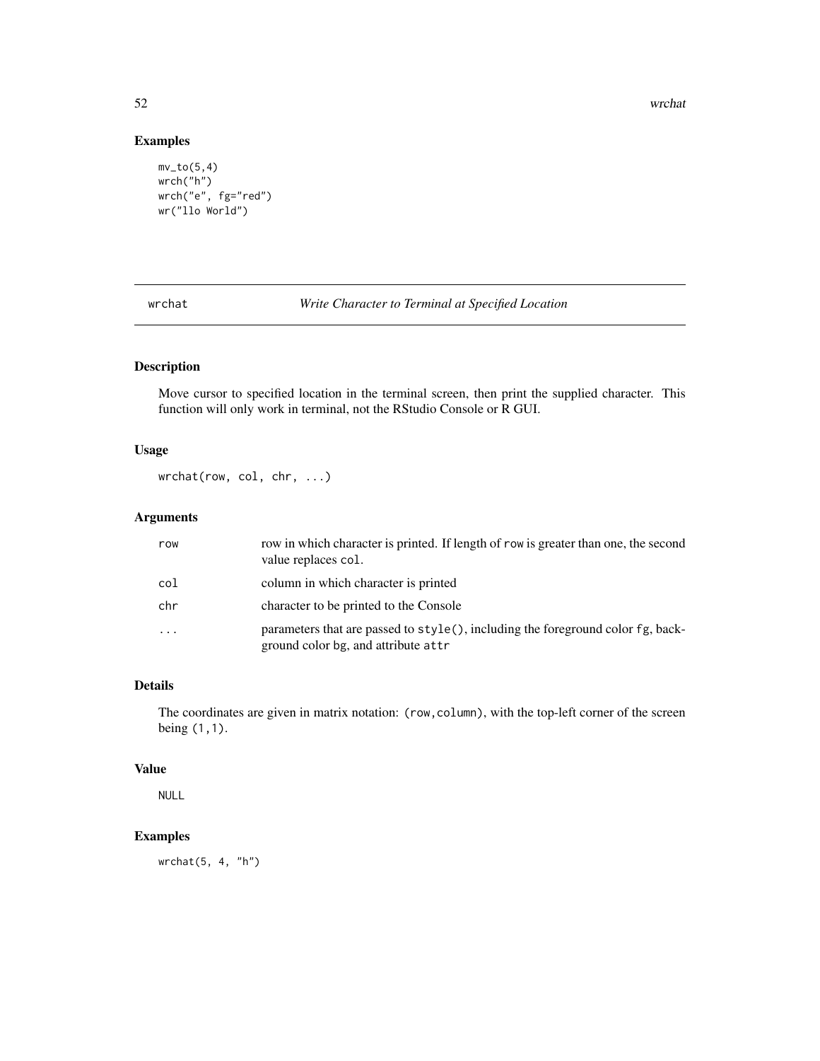## Examples

```
mv_to(5,4)
wrch("h")
wrch("e", fg="red")
wr("llo World")
```

---

# wrchat — *Write Character to Terminal at Specified Location*

## Description

Move cursor to specified location in the terminal screen, then print the supplied character. This function will only work in terminal, not the RStudio Console or R GUI.

## Usage

```
wrchat(row, col, chr, ...)
```

## Arguments

| | |
|---|---|
| `row` | row in which character is printed. If length of `row` is greater than one, the second value replaces `col`. |
| `col` | column in which character is printed |
| `chr` | character to be printed to the Console |
| `...` | parameters that are passed to `style()`, including the foreground color `fg`, background color `bg`, and attribute `attr` |

## Details

The coordinates are given in matrix notation: `(row,column)`, with the top-left corner of the screen being `(1,1)`.

## Value

`NULL`

## Examples

```
wrchat(5, 4, "h")
```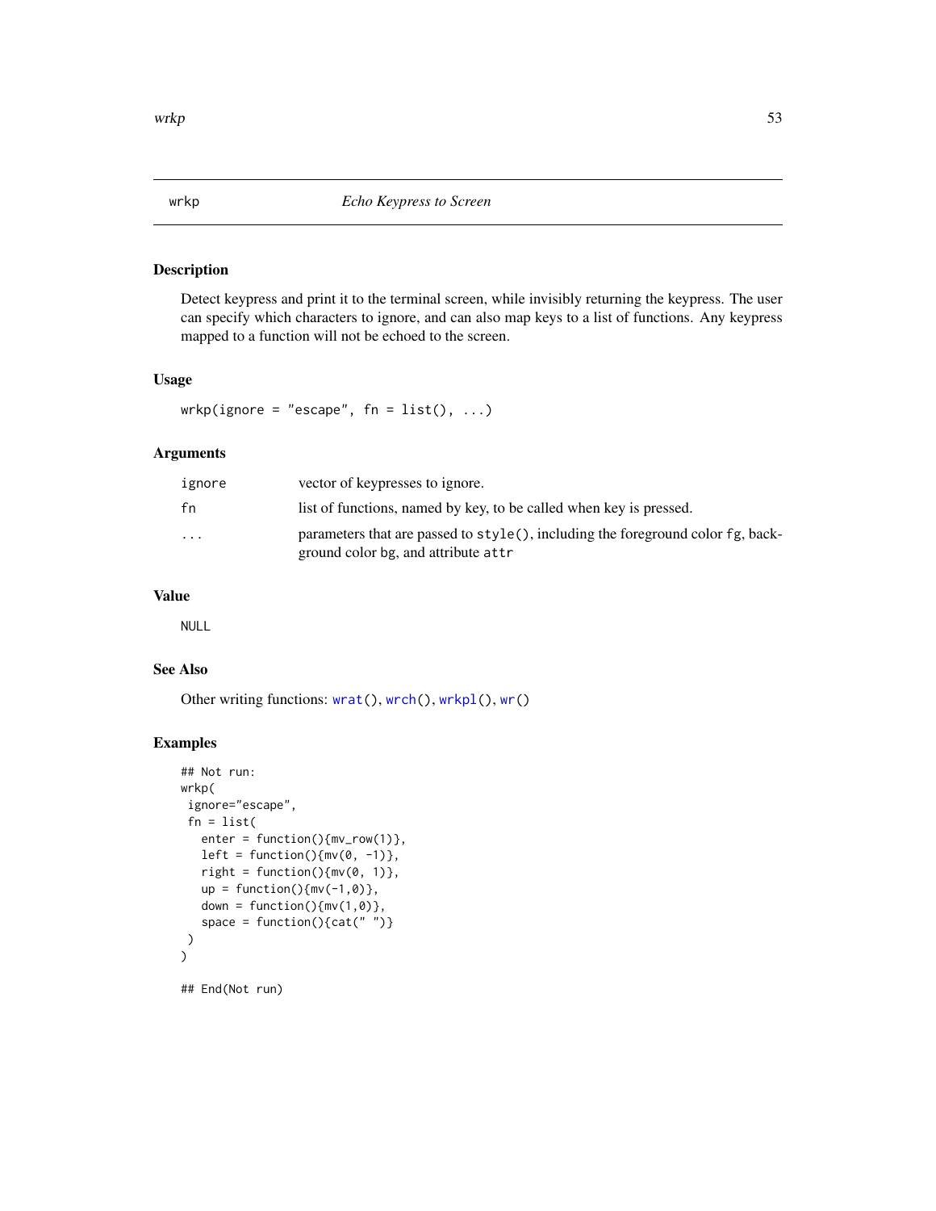## wrkp — *Echo Keypress to Screen*

### Description

Detect keypress and print it to the terminal screen, while invisibly returning the keypress. The user can specify which characters to ignore, and can also map keys to a list of functions. Any keypress mapped to a function will not be echoed to the screen.

### Usage

```
wrkp(ignore = "escape", fn = list(), ...)
```

### Arguments

| | |
|---|---|
| `ignore` | vector of keypresses to ignore. |
| `fn` | list of functions, named by key, to be called when key is pressed. |
| `...` | parameters that are passed to `style()`, including the foreground color `fg`, background color `bg`, and attribute `attr` |

### Value

`NULL`

### See Also

Other writing functions: `wrat()`, `wrch()`, `wrkpl()`, `wr()`

### Examples

```
## Not run:
wrkp(
 ignore="escape",
 fn = list(
   enter = function(){mv_row(1)},
   left = function(){mv(0, -1)},
   right = function(){mv(0, 1)},
   up = function(){mv(-1,0)},
   down = function(){mv(1,0)},
   space = function(){cat(" ")}
 )
)

## End(Not run)
```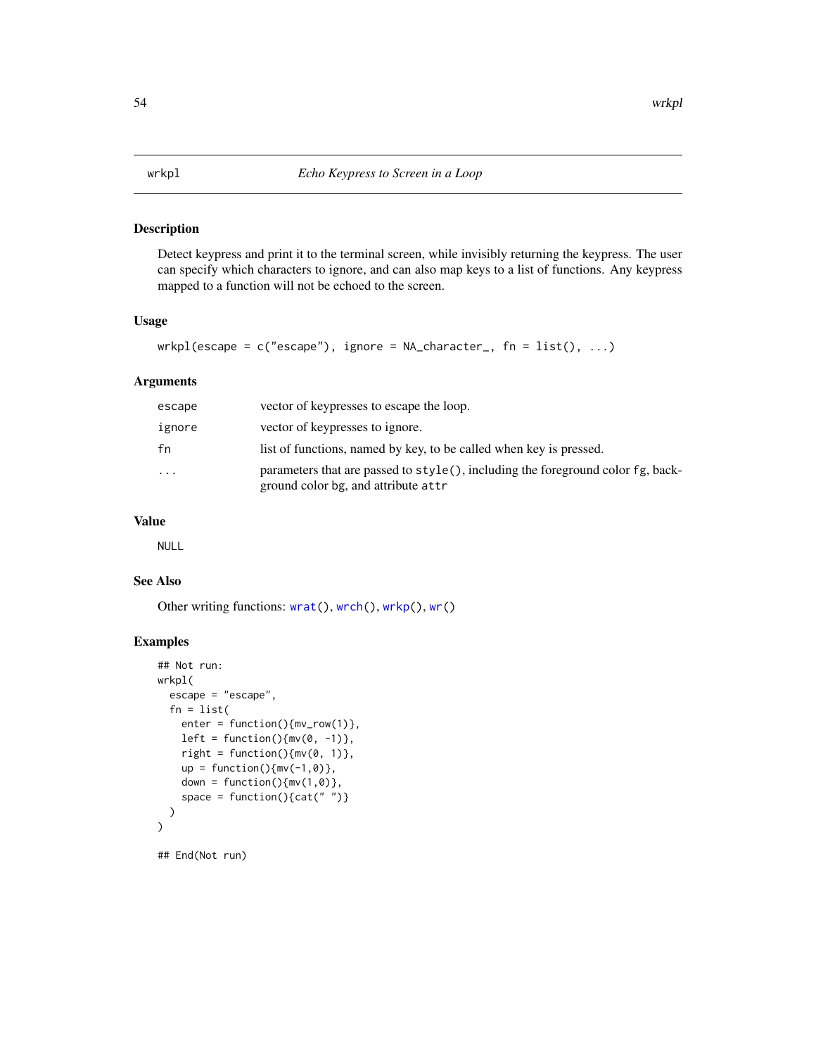## wrkpl — *Echo Keypress to Screen in a Loop*

### Description

Detect keypress and print it to the terminal screen, while invisibly returning the keypress. The user can specify which characters to ignore, and can also map keys to a list of functions. Any keypress mapped to a function will not be echoed to the screen.

### Usage

```
wrkpl(escape = c("escape"), ignore = NA_character_, fn = list(), ...)
```

### Arguments

| | |
|---|---|
| `escape` | vector of keypresses to escape the loop. |
| `ignore` | vector of keypresses to ignore. |
| `fn` | list of functions, named by key, to be called when key is pressed. |
| `...` | parameters that are passed to `style()`, including the foreground color `fg`, background color `bg`, and attribute `attr` |

### Value

`NULL`

### See Also

Other writing functions: `wrat()`, `wrch()`, `wrkp()`, `wr()`

### Examples

```
## Not run:
wrkpl(
  escape = "escape",
  fn = list(
    enter = function(){mv_row(1)},
    left = function(){mv(0, -1)},
    right = function(){mv(0, 1)},
    up = function(){mv(-1,0)},
    down = function(){mv(1,0)},
    space = function(){cat(" ")}
  )
)

## End(Not run)
```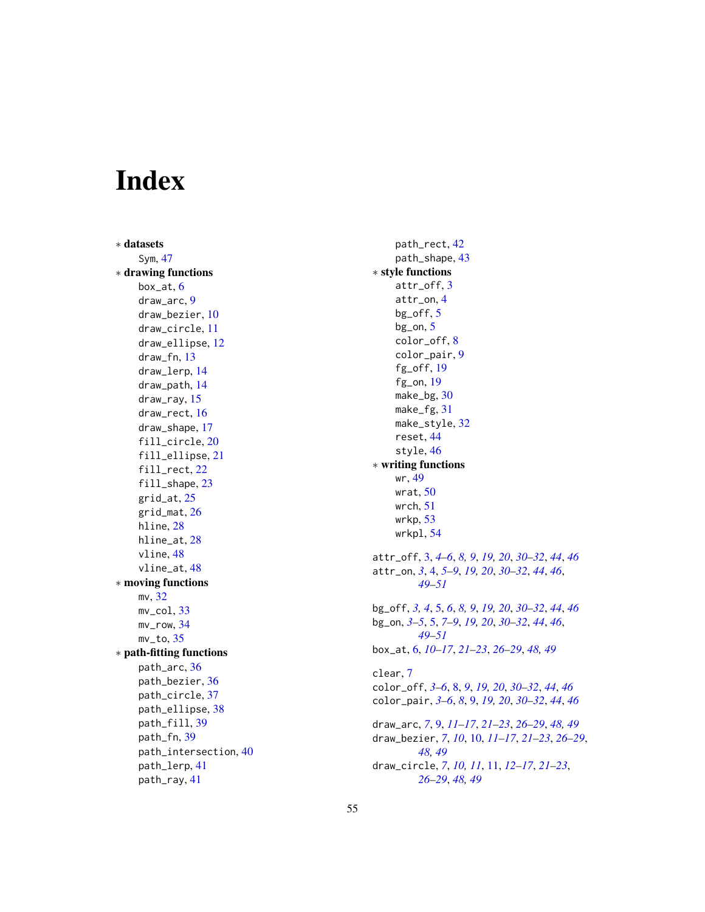# Index

∗ **datasets**
  Sym, 47
∗ **drawing functions**
  box_at, 6
  draw_arc, 9
  draw_bezier, 10
  draw_circle, 11
  draw_ellipse, 12
  draw_fn, 13
  draw_lerp, 14
  draw_path, 14
  draw_ray, 15
  draw_rect, 16
  draw_shape, 17
  fill_circle, 20
  fill_ellipse, 21
  fill_rect, 22
  fill_shape, 23
  grid_at, 25
  grid_mat, 26
  hline, 28
  hline_at, 28
  vline, 48
  vline_at, 48
∗ **moving functions**
  mv, 32
  mv_col, 33
  mv_row, 34
  mv_to, 35
∗ **path-fitting functions**
  path_arc, 36
  path_bezier, 36
  path_circle, 37
  path_ellipse, 38
  path_fill, 39
  path_fn, 39
  path_intersection, 40
  path_lerp, 41
  path_ray, 41
  path_rect, 42
  path_shape, 43
∗ **style functions**
  attr_off, 3
  attr_on, 4
  bg_off, 5
  bg_on, 5
  color_off, 8
  color_pair, 9
  fg_off, 19
  fg_on, 19
  make_bg, 30
  make_fg, 31
  make_style, 32
  reset, 44
  style, 46
∗ **writing functions**
  wr, 49
  wrat, 50
  wrch, 51
  wrkp, 53
  wrkpl, 54

attr_off, 3, *4–6*, *8, 9*, *19, 20*, *30–32*, *44*, *46*
attr_on, *3*, 4, *5–9*, *19, 20*, *30–32*, *44*, *46*, *49–51*

bg_off, *3, 4*, 5, *6*, *8, 9*, *19, 20*, *30–32*, *44*, *46*
bg_on, *3–5*, 5, *7–9*, *19, 20*, *30–32*, *44*, *46*, *49–51*
box_at, 6, *10–17*, *21–23*, *26–29*, *48, 49*

clear, 7
color_off, *3–6*, 8, *9*, *19, 20*, *30–32*, *44*, *46*
color_pair, *3–6*, *8*, 9, *19, 20*, *30–32*, *44*, *46*

draw_arc, *7*, 9, *11–17*, *21–23*, *26–29*, *48, 49*
draw_bezier, *7*, *10*, 10, *11–17*, *21–23*, *26–29*, *48, 49*
draw_circle, *7*, *10, 11*, 11, *12–17*, *21–23*, *26–29*, *48, 49*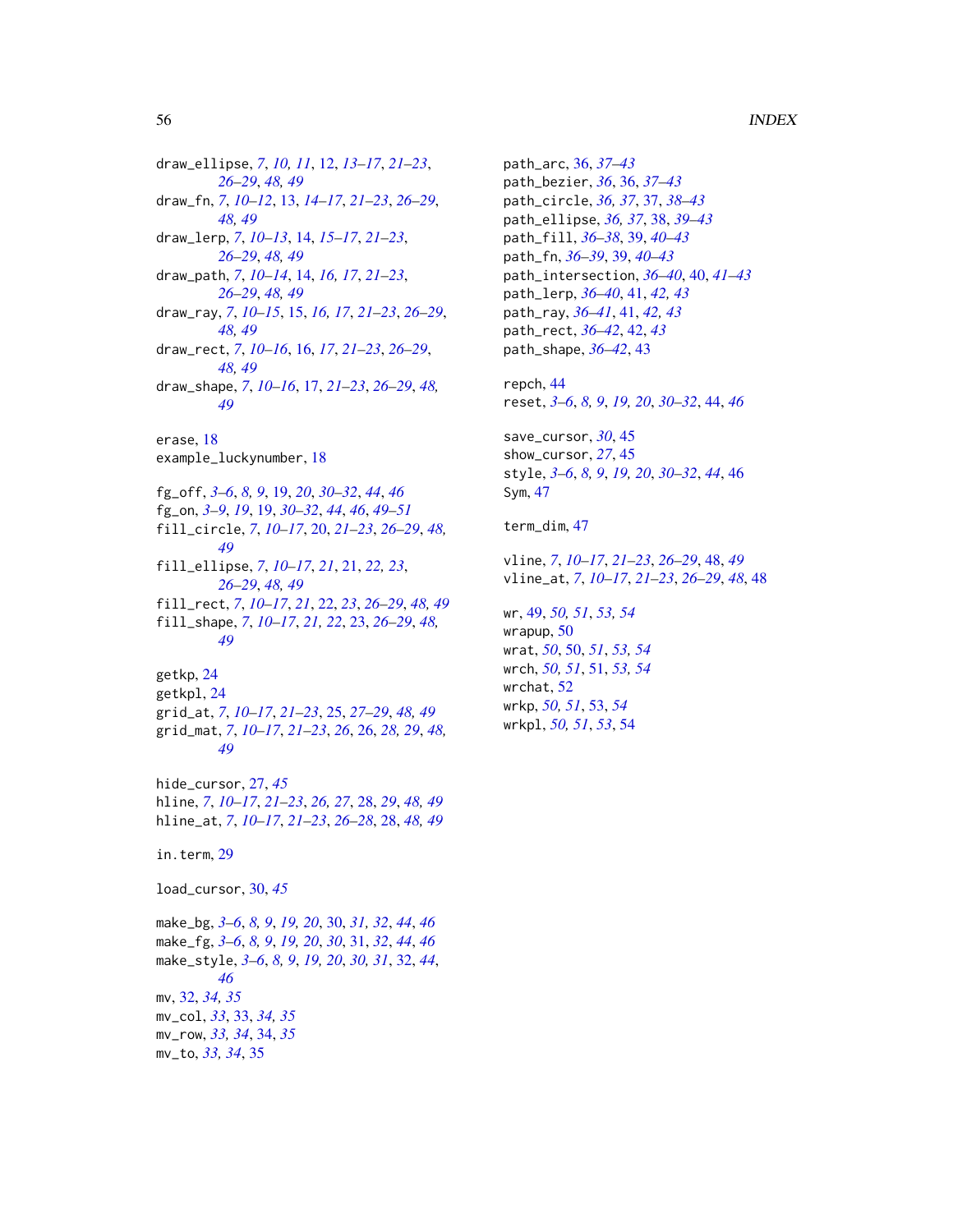draw_ellipse, *7*, *10, 11*, 12, *13–17*, *21–23*, *26–29*, *48, 49*
draw_fn, *7*, *10–12*, 13, *14–17*, *21–23*, *26–29*, *48, 49*
draw_lerp, *7*, *10–13*, 14, *15–17*, *21–23*, *26–29*, *48, 49*
draw_path, *7*, *10–14*, 14, *16, 17*, *21–23*, *26–29*, *48, 49*
draw_ray, *7*, *10–15*, 15, *16, 17*, *21–23*, *26–29*, *48, 49*
draw_rect, *7*, *10–16*, 16, *17*, *21–23*, *26–29*, *48, 49*
draw_shape, *7*, *10–16*, 17, *21–23*, *26–29*, *48, 49*

erase, 18
example_luckynumber, 18

fg_off, *3–6*, *8, 9*, 19, *20*, *30–32*, *44*, *46*
fg_on, *3–9*, *19*, 19, *30–32*, *44*, *46*, *49–51*
fill_circle, *7*, *10–17*, 20, *21–23*, *26–29*, *48, 49*
fill_ellipse, *7*, *10–17*, *21*, 21, *22, 23*, *26–29*, *48, 49*
fill_rect, *7*, *10–17*, *21*, 22, *23*, *26–29*, *48, 49*
fill_shape, *7*, *10–17*, *21, 22*, 23, *26–29*, *48, 49*

getkp, 24
getkpl, 24
grid_at, *7*, *10–17*, *21–23*, 25, *27–29*, *48, 49*
grid_mat, *7*, *10–17*, *21–23*, *26*, 26, *28, 29*, *48, 49*

hide_cursor, 27, *45*
hline, *7*, *10–17*, *21–23*, *26, 27*, 28, *29*, *48, 49*
hline_at, *7*, *10–17*, *21–23*, *26–28*, 28, *48, 49*

in.term, 29

load_cursor, 30, *45*

make_bg, *3–6*, *8, 9*, *19, 20*, 30, *31, 32*, *44*, *46*
make_fg, *3–6*, *8, 9*, *19, 20*, *30*, 31, *32*, *44*, *46*
make_style, *3–6*, *8, 9*, *19, 20*, *30, 31*, 32, *44*, *46*
mv, 32, *34, 35*
mv_col, *33*, 33, *34, 35*
mv_row, *33, 34*, 34, *35*
mv_to, *33, 34*, 35

path_arc, 36, *37–43*
path_bezier, *36*, 36, *37–43*
path_circle, *36, 37*, 37, *38–43*
path_ellipse, *36, 37*, 38, *39–43*
path_fill, *36–38*, 39, *40–43*
path_fn, *36–39*, 39, *40–43*
path_intersection, *36–40*, 40, *41–43*
path_lerp, *36–40*, 41, *42, 43*
path_ray, *36–41*, 41, *42, 43*
path_rect, *36–42*, 42, *43*
path_shape, *36–42*, 43

repch, 44
reset, *3–6*, *8, 9*, *19, 20*, *30–32*, 44, *46*

save_cursor, *30*, 45
show_cursor, *27*, 45
style, *3–6*, *8, 9*, *19, 20*, *30–32*, *44*, 46
Sym, 47

term_dim, 47

vline, *7*, *10–17*, *21–23*, *26–29*, 48, *49*
vline_at, *7*, *10–17*, *21–23*, *26–29*, *48*, 48

wr, 49, *50, 51*, *53, 54*
wrapup, 50
wrat, *50*, 50, *51*, *53, 54*
wrch, *50, 51*, 51, *53, 54*
wrchat, 52
wrkp, *50, 51*, 53, *54*
wrkpl, *50, 51*, *53*, 54